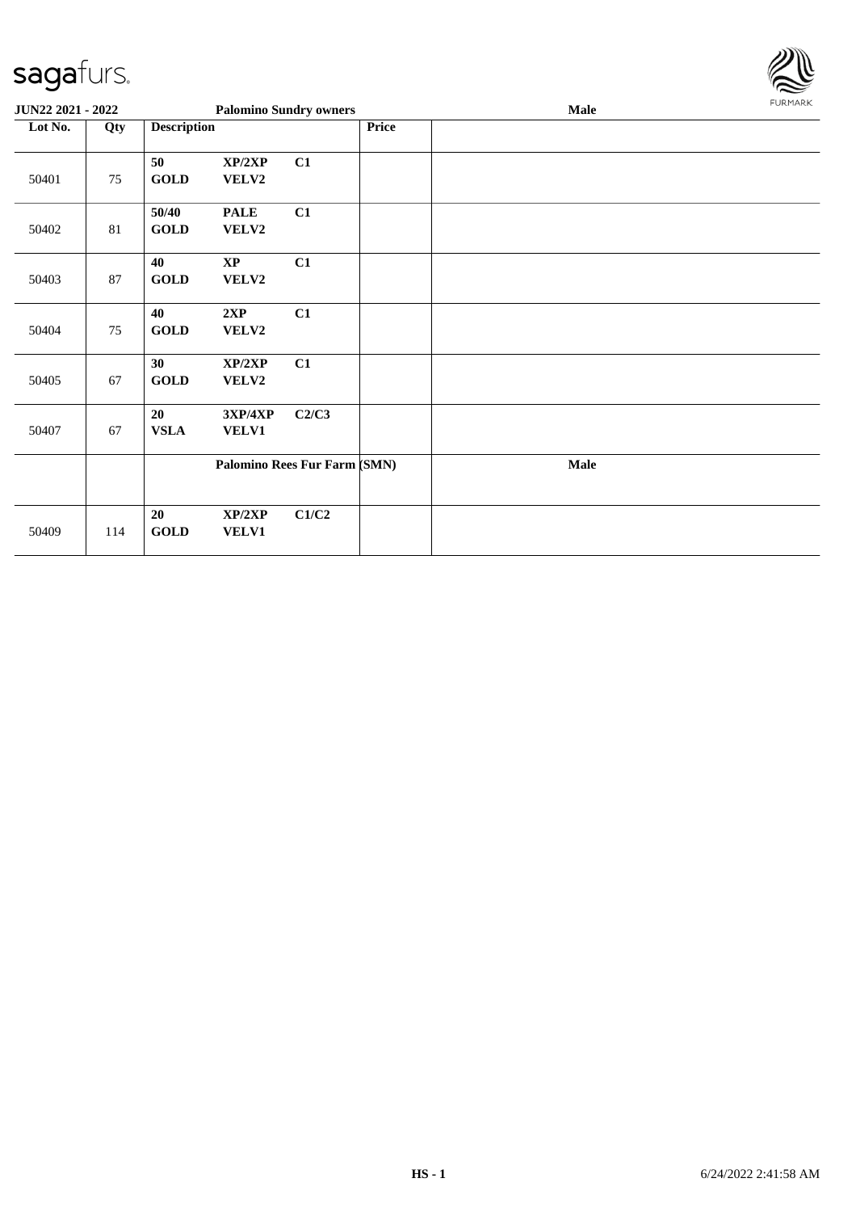**JUN22 2021 - 2022** **Palomino Sundry owners** **Male**

| Lot No. | Qty | Description | | | Price | |
|---|---|---|---|---|---|---|
| 50401 | 75 | 50<br>GOLD | XP/2XP<br>VELV2 | C1 | | |
| 50402 | 81 | 50/40<br>GOLD | PALE<br>VELV2 | C1 | | |
| 50403 | 87 | 40<br>GOLD | XP<br>VELV2 | C1 | | |
| 50404 | 75 | 40<br>GOLD | 2XP<br>VELV2 | C1 | | |
| 50405 | 67 | 30<br>GOLD | XP/2XP<br>VELV2 | C1 | | |
| 50407 | 67 | 20<br>VSLA | 3XP/4XP<br>VELV1 | C2/C3 | | |
| | | **Palomino Rees Fur Farm (SMN)** | | | | **Male** |
| 50409 | 114 | 20<br>GOLD | XP/2XP<br>VELV1 | C1/C2 | | |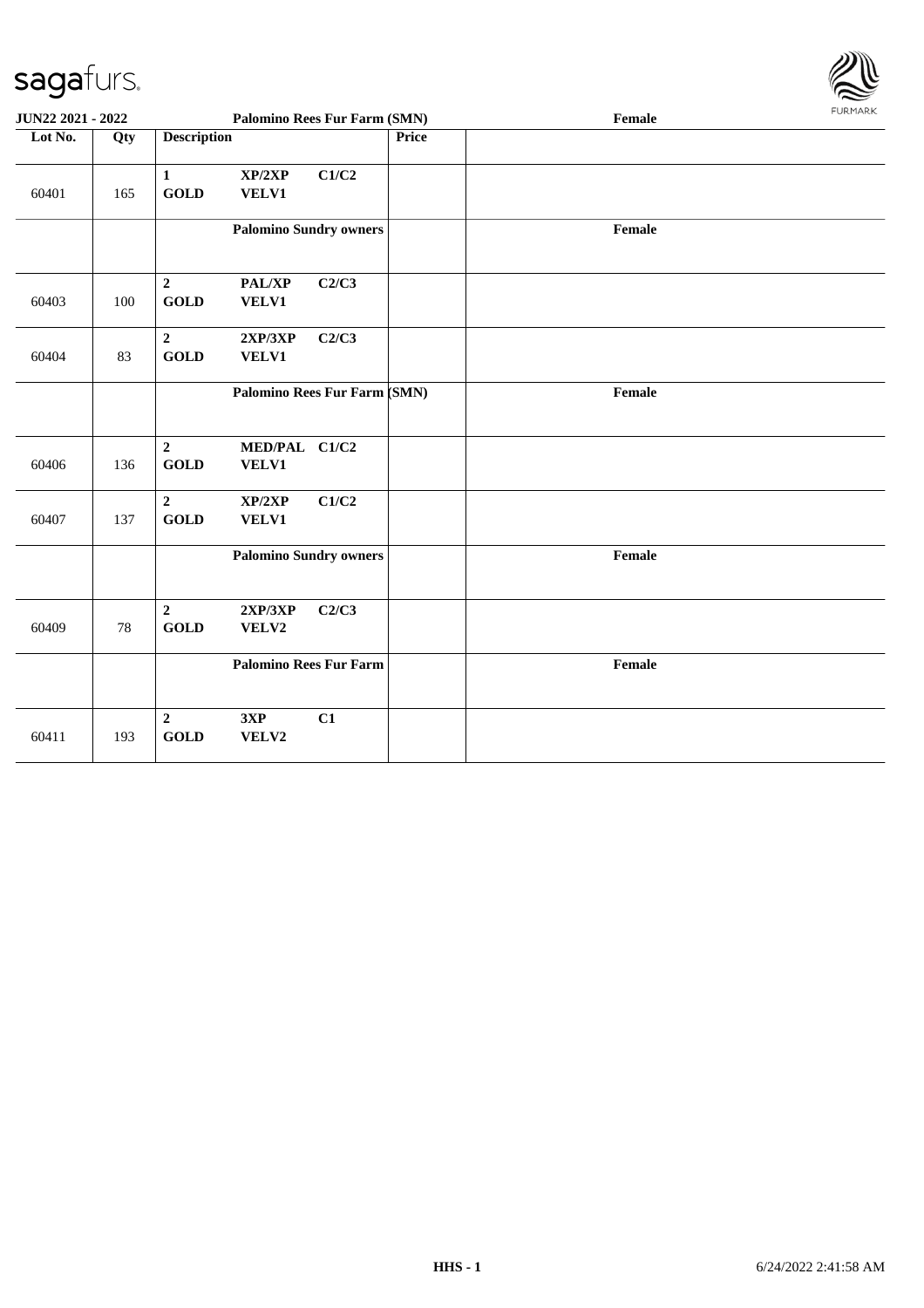| Lot No. | Qty | Description | | | Price | |
|---|---|---|---|---|---|---|
| 60401 | 165 | 1 GOLD | XP/2XP VELV1 | C1/C2 | | |
| | | | Palomino Sundry owners | | | Female |
| 60403 | 100 | 2 GOLD | PAL/XP VELV1 | C2/C3 | | |
| 60404 | 83 | 2 GOLD | 2XP/3XP VELV1 | C2/C3 | | |
| | | | Palomino Rees Fur Farm (SMN) | | | Female |
| 60406 | 136 | 2 GOLD | MED/PAL VELV1 | C1/C2 | | |
| 60407 | 137 | 2 GOLD | XP/2XP VELV1 | C1/C2 | | |
| | | | Palomino Sundry owners | | | Female |
| 60409 | 78 | 2 GOLD | 2XP/3XP VELV2 | C2/C3 | | |
| | | | Palomino Rees Fur Farm | | | Female |
| 60411 | 193 | 2 GOLD | 3XP VELV2 | C1 | | |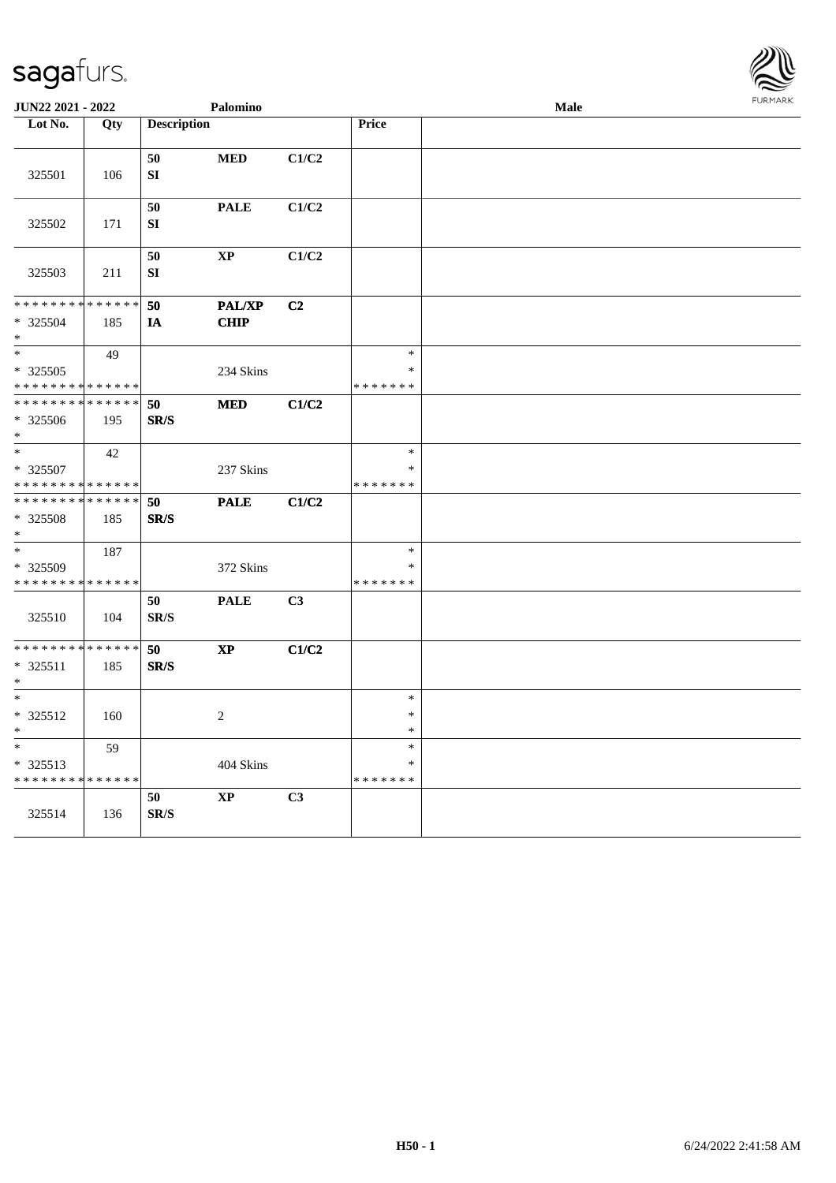JUN22 2021 - 2022 Palomino Male

| Lot No. | Qty | Description | | | Price | |
|---|---|---|---|---|---|---|
| 325501 | 106 | 50 SI | MED | C1/C2 | | |
| 325502 | 171 | 50 SI | PALE | C1/C2 | | |
| 325503 | 211 | 50 SI | XP | C1/C2 | | |
| * * * * * * * * * * * * * * * 325504 * | 185 | 50 IA | PAL/XP CHIP | C2 | | |
| * * 325505 * * * * * * * * * * * * * * | 49 | | 234 Skins | | * * * * * * * * * | |
| * * * * * * * * * * * * * * * 325506 * | 195 | 50 SR/S | MED | C1/C2 | | |
| * * 325507 * * * * * * * * * * * * * * | 42 | | 237 Skins | | * * * * * * * * * | |
| * * * * * * * * * * * * * * * 325508 * | 185 | 50 SR/S | PALE | C1/C2 | | |
| * * 325509 * * * * * * * * * * * * * * | 187 | | 372 Skins | | * * * * * * * * * | |
| 325510 | 104 | 50 SR/S | PALE | C3 | | |
| * * * * * * * * * * * * * * * 325511 * | 185 | 50 SR/S | XP | C1/C2 | | |
| * * 325512 * | 160 | | 2 | | * * * | |
| * * 325513 * * * * * * * * * * * * * * | 59 | | 404 Skins | | * * * * * * * * * | |
| 325514 | 136 | 50 SR/S | XP | C3 | | |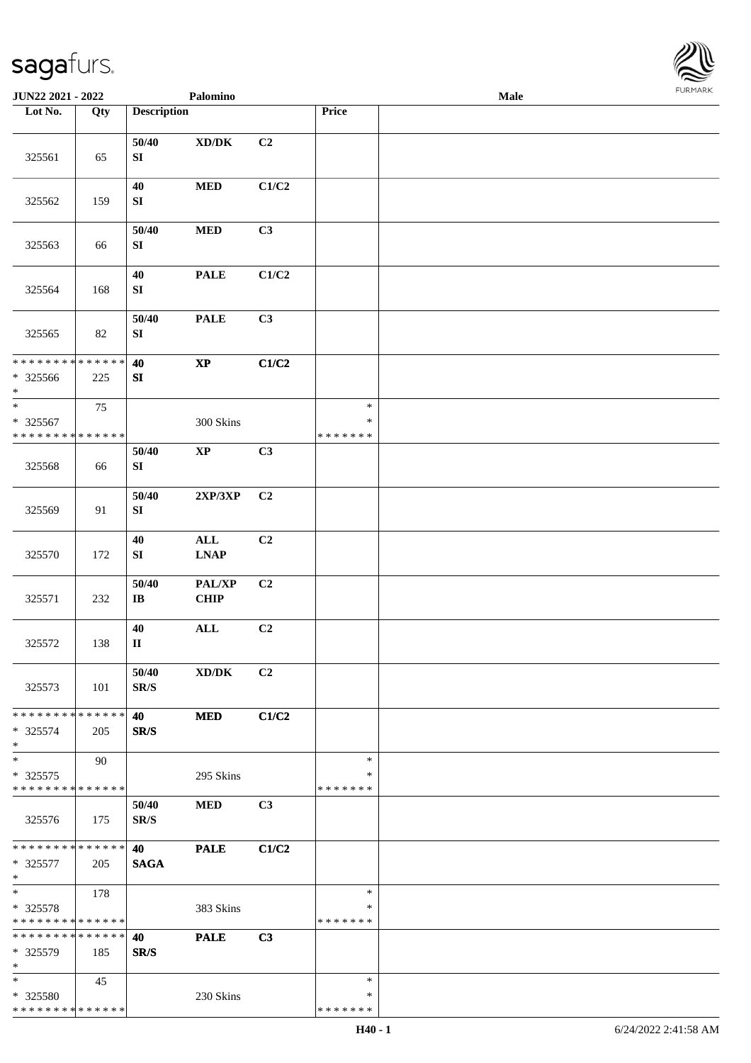| Lot No. | Qty | Description | | | Price | |
|---|---|---|---|---|---|---|
| 325561 | 65 | 50/40<br>SI | XD/DK | C2 | | |
| 325562 | 159 | 40<br>SI | MED | C1/C2 | | |
| 325563 | 66 | 50/40<br>SI | MED | C3 | | |
| 325564 | 168 | 40<br>SI | PALE | C1/C2 | | |
| 325565 | 82 | 50/40<br>SI | PALE | C3 | | |
| * * * * * * * * * * * * * *<br>* 325566<br>* | 225 | 40<br>SI | XP | C1/C2 | | |
| *<br>* 325567<br>* * * * * * * * * * * * * * | 75 | | 300 Skins | | *<br>*<br>* * * * * * * | |
| 325568 | 66 | 50/40<br>SI | XP | C3 | | |
| 325569 | 91 | 50/40<br>SI | 2XP/3XP | C2 | | |
| 325570 | 172 | 40<br>SI | ALL<br>LNAP | C2 | | |
| 325571 | 232 | 50/40<br>IB | PAL/XP<br>CHIP | C2 | | |
| 325572 | 138 | 40<br>II | ALL | C2 | | |
| 325573 | 101 | 50/40<br>SR/S | XD/DK | C2 | | |
| * * * * * * * * * * * * * *<br>* 325574<br>* | 205 | 40<br>SR/S | MED | C1/C2 | | |
| *<br>* 325575<br>* * * * * * * * * * * * * * | 90 | | 295 Skins | | *<br>*<br>* * * * * * * | |
| 325576 | 175 | 50/40<br>SR/S | MED | C3 | | |
| * * * * * * * * * * * * * *<br>* 325577<br>* | 205 | 40<br>SAGA | PALE | C1/C2 | | |
| *<br>* 325578<br>* * * * * * * * * * * * * * | 178 | | 383 Skins | | *<br>*<br>* * * * * * * | |
| * * * * * * * * * * * * * *<br>* 325579<br>* | 185 | 40<br>SR/S | PALE | C3 | | |
| *<br>* 325580<br>* * * * * * * * * * * * * * | 45 | | 230 Skins | | *<br>*<br>* * * * * * * | |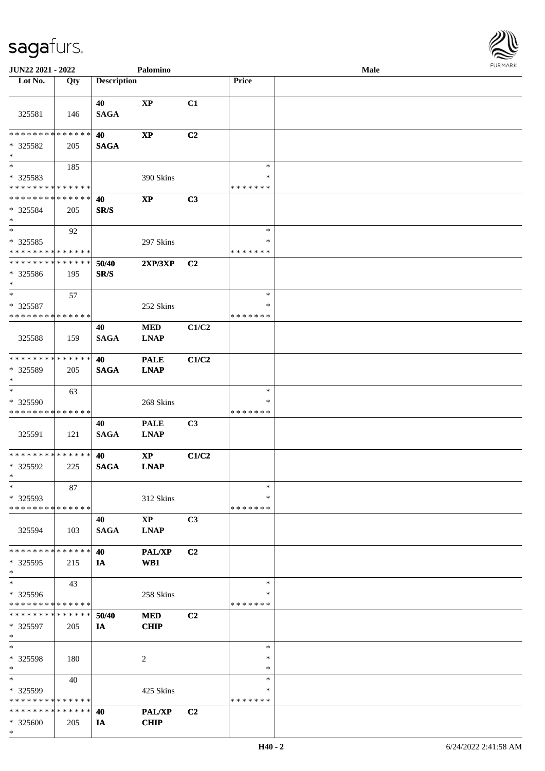JUN22 2021 - 2022 | Palomino | Male

| Lot No. | Qty | Description | | | Price | |
|---|---|---|---|---|---|---|
| 325581 | 146 | 40 SAGA | XP | C1 | | |
| * * * * * * * * * * * * * * * 325582 * | 205 | 40 SAGA | XP | C2 | | |
| * * 325583 * * * * * * * * * * * * * * | 185 | | 390 Skins | | * * * * * * * * * | |
| * * * * * * * * * * * * * * * 325584 * | 205 | 40 SR/S | XP | C3 | | |
| * * 325585 * * * * * * * * * * * * * * | 92 | | 297 Skins | | * * * * * * * * * | |
| * * * * * * * * * * * * * * * 325586 * | 195 | 50/40 SR/S | 2XP/3XP | C2 | | |
| * * 325587 * * * * * * * * * * * * * * | 57 | | 252 Skins | | * * * * * * * * * | |
| 325588 | 159 | 40 SAGA | MED LNAP | C1/C2 | | |
| * * * * * * * * * * * * * * * 325589 * | 205 | 40 SAGA | PALE LNAP | C1/C2 | | |
| * * 325590 * * * * * * * * * * * * * * | 63 | | 268 Skins | | * * * * * * * * * | |
| 325591 | 121 | 40 SAGA | PALE LNAP | C3 | | |
| * * * * * * * * * * * * * * * 325592 * | 225 | 40 SAGA | XP LNAP | C1/C2 | | |
| * * 325593 * * * * * * * * * * * * * * | 87 | | 312 Skins | | * * * * * * * * * | |
| 325594 | 103 | 40 SAGA | XP LNAP | C3 | | |
| * * * * * * * * * * * * * * * 325595 * | 215 | 40 IA | PAL/XP WB1 | C2 | | |
| * * 325596 * * * * * * * * * * * * * * | 43 | | 258 Skins | | * * * * * * * * * | |
| * * * * * * * * * * * * * * * 325597 * | 205 | 50/40 IA | MED CHIP | C2 | | |
| * * 325598 * | 180 | | 2 | | * * * | |
| * * 325599 * * * * * * * * * * * * * * | 40 | | 425 Skins | | * * * * * * * * * | |
| * * * * * * * * * * * * * * * 325600 * | 205 | 40 IA | PAL/XP CHIP | C2 | | |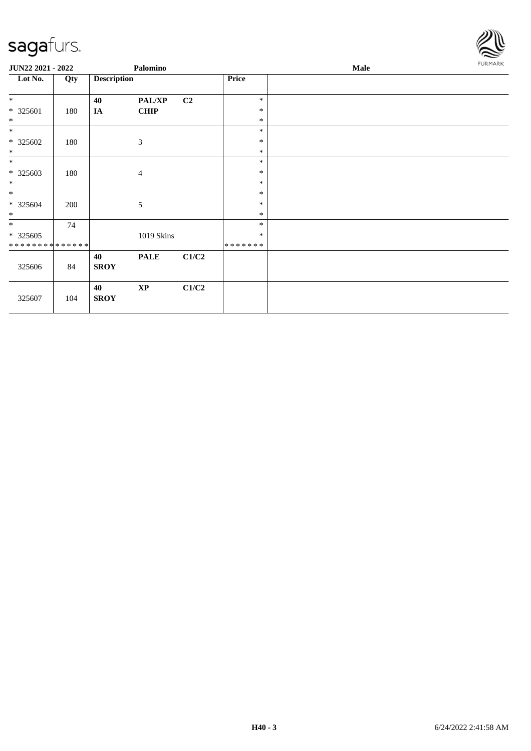**JUN22 2021 - 2022** **Palomino** **Male**

| Lot No. | Qty | Description | | | Price | |
|---|---|---|---|---|---|---|
| * | | 40 | PAL/XP | C2 | * | |
| * 325601 | 180 | IA | CHIP | | * | |
| * | | | | | * | |
| * | | | | | * | |
| * 325602 | 180 | | 3 | | * | |
| * | | | | | * | |
| * | | | | | * | |
| * 325603 | 180 | | 4 | | * | |
| * | | | | | * | |
| * | | | | | * | |
| * 325604 | 200 | | 5 | | * | |
| * | | | | | * | |
| * | 74 | | | | * | |
| * 325605 | | | 1019 Skins | | * | |
| ************** | | | | | ******* | |
| 325606 | 84 | **40** **SROY** | **PALE** | **C1/C2** | | |
| 325607 | 104 | **40** **SROY** | **XP** | **C1/C2** | | |

H40 - 3

6/24/2022 2:41:58 AM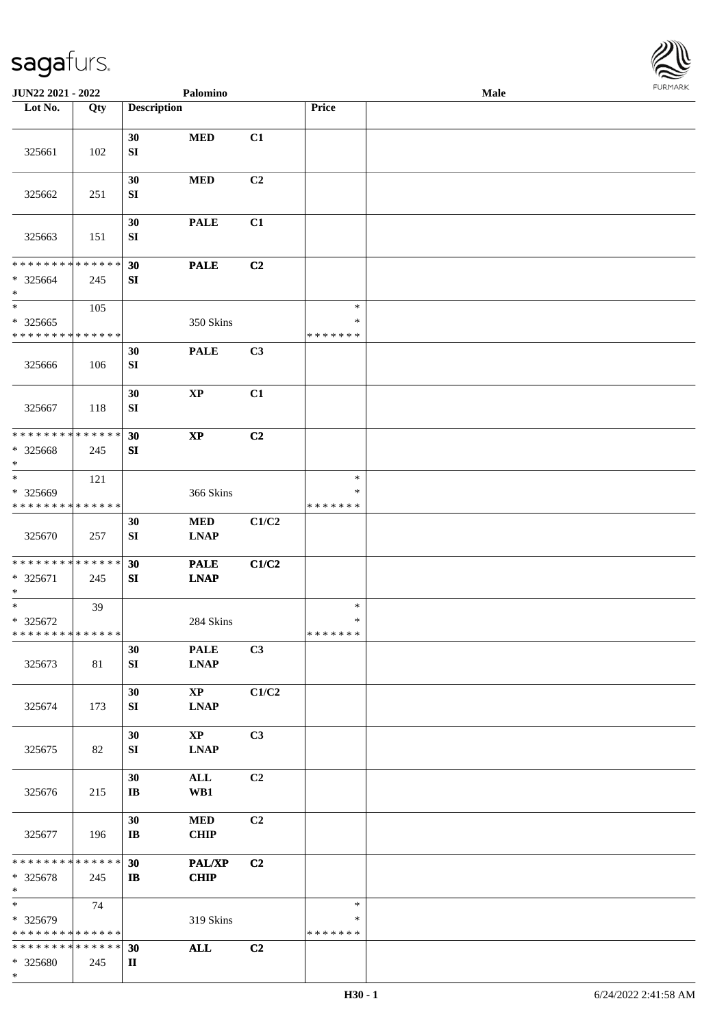JUN22 2021 - 2022 Palomino Male

| Lot No. | Qty | Description | | | Price | |
|---|---|---|---|---|---|---|
| 325661 | 102 | 30 SI | MED | C1 | | |
| 325662 | 251 | 30 SI | MED | C2 | | |
| 325663 | 151 | 30 SI | PALE | C1 | | |
| * * * * * * * * * * * * * * * 325664 * | 245 | 30 SI | PALE | C2 | | |
| * * 325665 * * * * * * * * * * * * * * | 105 | | 350 Skins | | * * * * * * * * * | |
| 325666 | 106 | 30 SI | PALE | C3 | | |
| 325667 | 118 | 30 SI | XP | C1 | | |
| * * * * * * * * * * * * * * * 325668 * | 245 | 30 SI | XP | C2 | | |
| * * 325669 * * * * * * * * * * * * * * | 121 | | 366 Skins | | * * * * * * * * * | |
| 325670 | 257 | 30 SI | MED LNAP | C1/C2 | | |
| * * * * * * * * * * * * * * * 325671 * | 245 | 30 SI | PALE LNAP | C1/C2 | | |
| * * 325672 * * * * * * * * * * * * * * | 39 | | 284 Skins | | * * * * * * * * * | |
| 325673 | 81 | 30 SI | PALE LNAP | C3 | | |
| 325674 | 173 | 30 SI | XP LNAP | C1/C2 | | |
| 325675 | 82 | 30 SI | XP LNAP | C3 | | |
| 325676 | 215 | 30 IB | ALL WB1 | C2 | | |
| 325677 | 196 | 30 IB | MED CHIP | C2 | | |
| * * * * * * * * * * * * * * * 325678 * | 245 | 30 IB | PAL/XP CHIP | C2 | | |
| * * 325679 * * * * * * * * * * * * * * | 74 | | 319 Skins | | * * * * * * * * * | |
| * * * * * * * * * * * * * * * 325680 * | 245 | 30 II | ALL | C2 | | |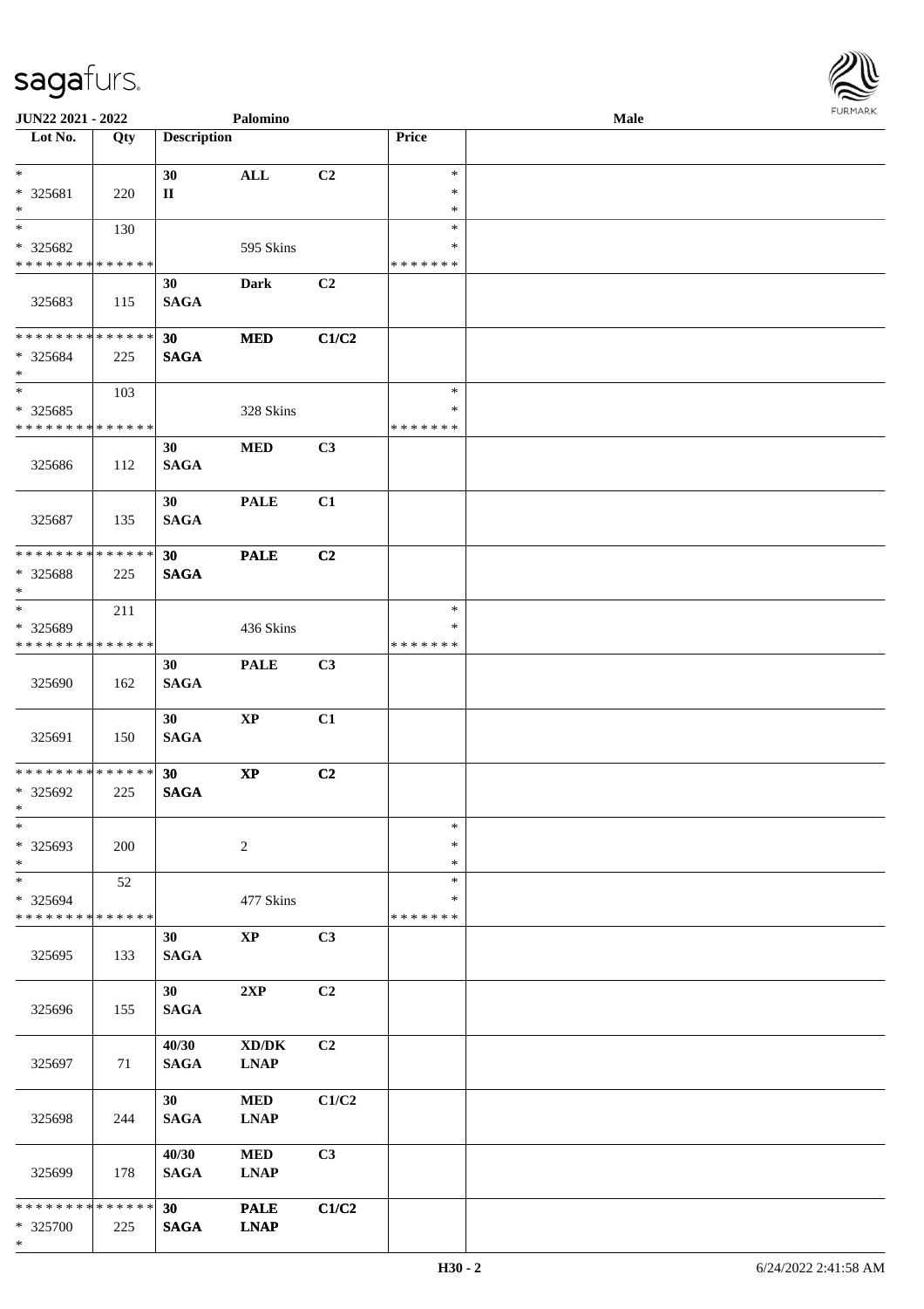JUN22 2021 - 2022 Palomino Male

| Lot No. | Qty | Description | | | Price | |
|---|---|---|---|---|---|---|
| * <br> * 325681 <br> * | 220 | 30 <br> II | ALL | C2 | * <br> * <br> * | |
| * <br> * 325682 <br> * * * * * * * * * * * * * * | 130 | | 595 Skins | | * <br> * <br> * * * * * * * | |
| 325683 | 115 | 30 <br> SAGA | Dark | C2 | | |
| * * * * * * * * * * * * * * <br> * 325684 <br> * | 225 | 30 <br> SAGA | MED | C1/C2 | | |
| * <br> * 325685 <br> * * * * * * * * * * * * * * | 103 | | 328 Skins | | * <br> * <br> * * * * * * * | |
| 325686 | 112 | 30 <br> SAGA | MED | C3 | | |
| 325687 | 135 | 30 <br> SAGA | PALE | C1 | | |
| * * * * * * * * * * * * * * <br> * 325688 <br> * | 225 | 30 <br> SAGA | PALE | C2 | | |
| * <br> * 325689 <br> * * * * * * * * * * * * * * | 211 | | 436 Skins | | * <br> * <br> * * * * * * * | |
| 325690 | 162 | 30 <br> SAGA | PALE | C3 | | |
| 325691 | 150 | 30 <br> SAGA | XP | C1 | | |
| * * * * * * * * * * * * * * <br> * 325692 <br> * | 225 | 30 <br> SAGA | XP | C2 | | |
| * <br> * 325693 <br> * | 200 | | 2 | | * <br> * <br> * | |
| * <br> * 325694 <br> * * * * * * * * * * * * * * | 52 | | 477 Skins | | * <br> * <br> * * * * * * * | |
| 325695 | 133 | 30 <br> SAGA | XP | C3 | | |
| 325696 | 155 | 30 <br> SAGA | 2XP | C2 | | |
| 325697 | 71 | 40/30 <br> SAGA | XD/DK <br> LNAP | C2 | | |
| 325698 | 244 | 30 <br> SAGA | MED <br> LNAP | C1/C2 | | |
| 325699 | 178 | 40/30 <br> SAGA | MED <br> LNAP | C3 | | |
| * * * * * * * * * * * * * * <br> * 325700 <br> * | 225 | 30 <br> SAGA | PALE <br> LNAP | C1/C2 | | |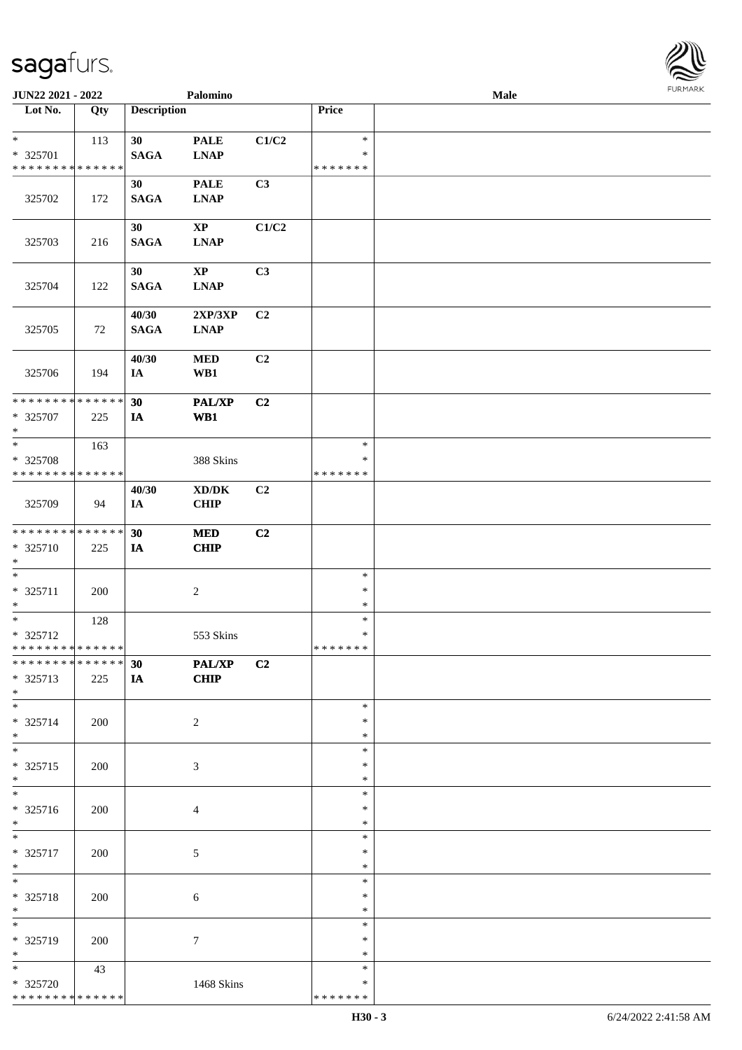| Lot No. | Qty | Description | | | Price | |
|---|---|---|---|---|---|---|
| * | 113 | 30 | PALE | C1/C2 | * | |
| * 325701 | | SAGA | LNAP | | * | |
| * * * * * * * * * * * * * * | | | | | * * * * * * * | |
| | | 30 | PALE | C3 | | |
| 325702 | 172 | SAGA | LNAP | | | |
| | | 30 | XP | C1/C2 | | |
| 325703 | 216 | SAGA | LNAP | | | |
| | | 30 | XP | C3 | | |
| 325704 | 122 | SAGA | LNAP | | | |
| | | 40/30 | 2XP/3XP | C2 | | |
| 325705 | 72 | SAGA | LNAP | | | |
| | | 40/30 | MED | C2 | | |
| 325706 | 194 | IA | WB1 | | | |
| * * * * * * * * * * * * * * | | 30 | PAL/XP | C2 | | |
| * 325707 | 225 | IA | WB1 | | | |
| * | | | | | | |
| * | 163 | | | | * | |
| * 325708 | | | 388 Skins | | * | |
| * * * * * * * * * * * * * * | | | | | * * * * * * * | |
| | | 40/30 | XD/DK | C2 | | |
| 325709 | 94 | IA | CHIP | | | |
| * * * * * * * * * * * * * * | | 30 | MED | C2 | | |
| * 325710 | 225 | IA | CHIP | | | |
| * | | | | | | |
| * | | | | | * | |
| * 325711 | 200 | | 2 | | * | |
| * | | | | | * | |
| * | 128 | | | | * | |
| * 325712 | | | 553 Skins | | * | |
| * * * * * * * * * * * * * * | | | | | * * * * * * * | |
| * * * * * * * * * * * * * * | | 30 | PAL/XP | C2 | | |
| * 325713 | 225 | IA | CHIP | | | |
| * | | | | | | |
| * | | | | | * | |
| * 325714 | 200 | | 2 | | * | |
| * | | | | | * | |
| * | | | | | * | |
| * 325715 | 200 | | 3 | | * | |
| * | | | | | * | |
| * | | | | | * | |
| * 325716 | 200 | | 4 | | * | |
| * | | | | | * | |
| * | | | | | * | |
| * 325717 | 200 | | 5 | | * | |
| * | | | | | * | |
| * | | | | | * | |
| * 325718 | 200 | | 6 | | * | |
| * | | | | | * | |
| * | | | | | * | |
| * 325719 | 200 | | 7 | | * | |
| * | | | | | * | |
| * | 43 | | | | * | |
| * 325720 | | | 1468 Skins | | * | |
| * * * * * * * * * * * * * * | | | | | * * * * * * * | |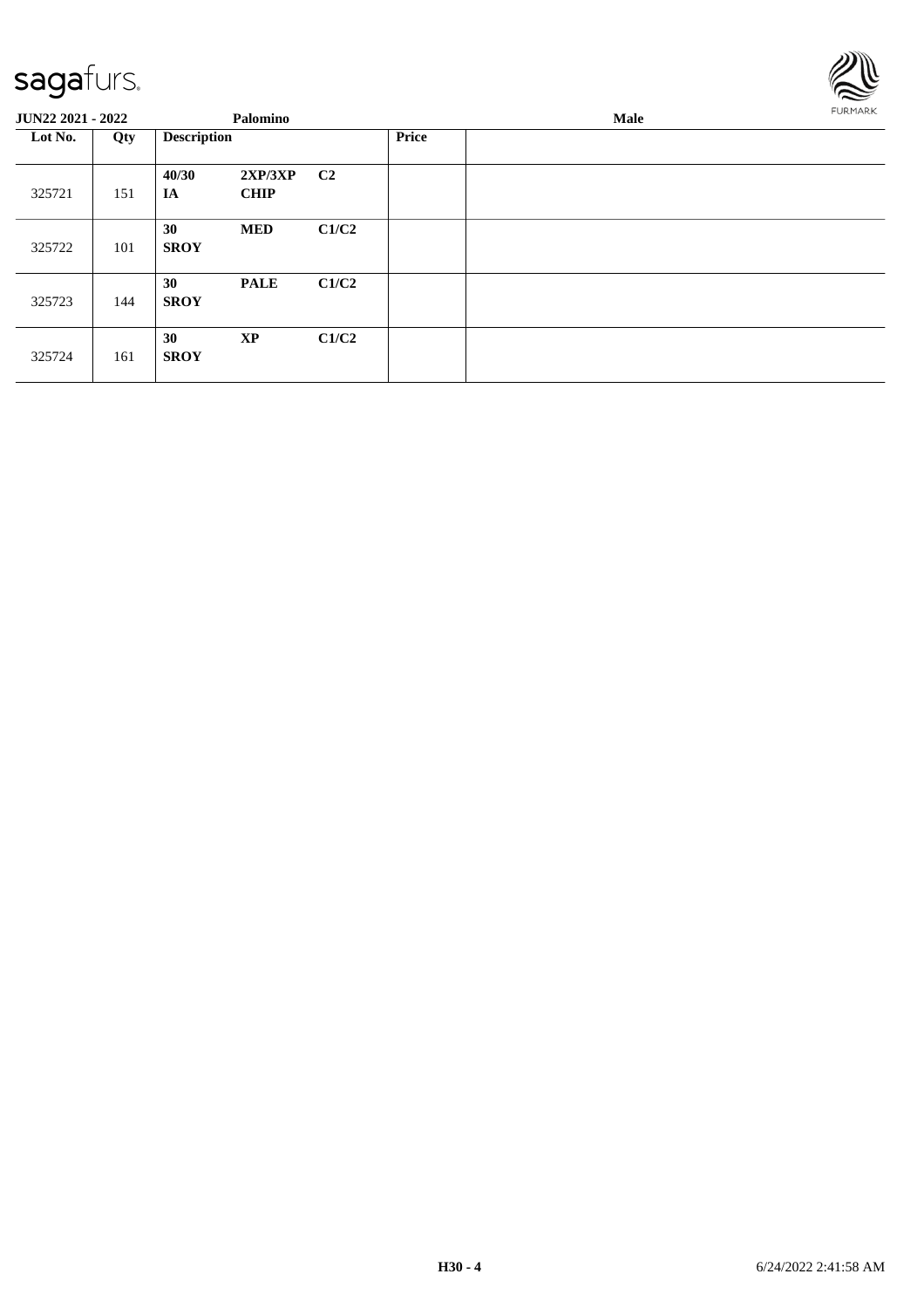**JUN22 2021 - 2022** | **Palomino** | **Male**

| Lot No. | Qty | Description | | | Price | |
|---|---|---|---|---|---|---|
| 325721 | 151 | **40/30** **IA** | **2XP/3XP** **CHIP** | **C2** | | |
| 325722 | 101 | **30** **SROY** | **MED** | **C1/C2** | | |
| 325723 | 144 | **30** **SROY** | **PALE** | **C1/C2** | | |
| 325724 | 161 | **30** **SROY** | **XP** | **C1/C2** | | |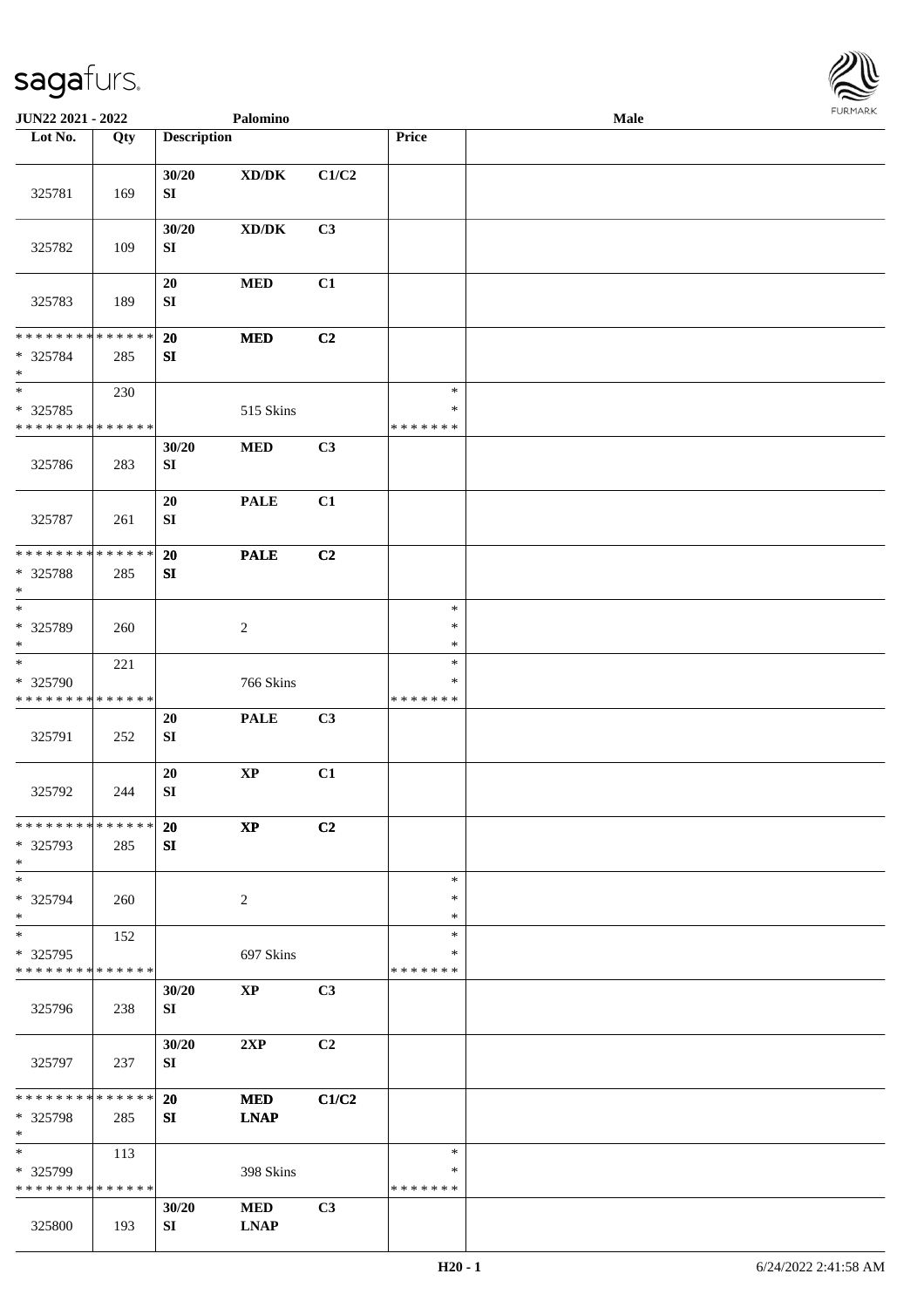| Lot No. | Qty | Description | | | Price | |
|---|---|---|---|---|---|---|
| 325781 | 169 | 30/20 SI | XD/DK | C1/C2 | | |
| 325782 | 109 | 30/20 SI | XD/DK | C3 | | |
| 325783 | 189 | 20 SI | MED | C1 | | |
| * * * * * * * * * * * * * * * 325784 * | 285 | 20 SI | MED | C2 | | |
| * * 325785 * * * * * * * * * * * * * * | 230 | | 515 Skins | | * * * * * * * * * | |
| 325786 | 283 | 30/20 SI | MED | C3 | | |
| 325787 | 261 | 20 SI | PALE | C1 | | |
| * * * * * * * * * * * * * * * 325788 * | 285 | 20 SI | PALE | C2 | | |
| * * 325789 * | 260 | | 2 | | * * * | |
| * * 325790 * * * * * * * * * * * * * * | 221 | | 766 Skins | | * * * * * * * * * | |
| 325791 | 252 | 20 SI | PALE | C3 | | |
| 325792 | 244 | 20 SI | XP | C1 | | |
| * * * * * * * * * * * * * * * 325793 * | 285 | 20 SI | XP | C2 | | |
| * * 325794 * | 260 | | 2 | | * * * | |
| * * 325795 * * * * * * * * * * * * * * | 152 | | 697 Skins | | * * * * * * * * * | |
| 325796 | 238 | 30/20 SI | XP | C3 | | |
| 325797 | 237 | 30/20 SI | 2XP | C2 | | |
| * * * * * * * * * * * * * * * 325798 * | 285 | 20 SI | MED LNAP | C1/C2 | | |
| * * 325799 * * * * * * * * * * * * * * | 113 | | 398 Skins | | * * * * * * * * * | |
| 325800 | 193 | 30/20 SI | MED LNAP | C3 | | |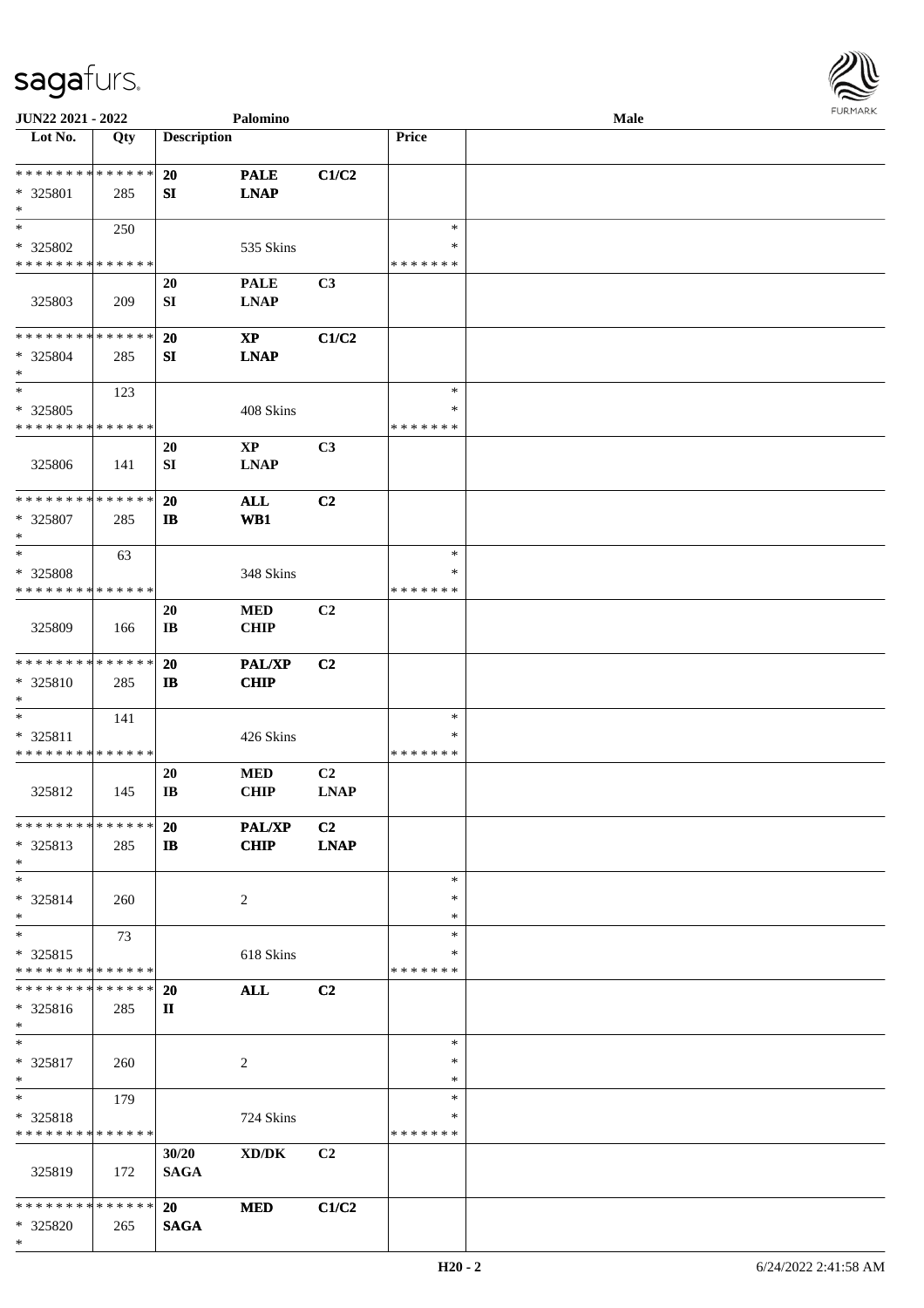JUN22 2021 - 2022 Palomino Male

| Lot No. | Qty | Description | | | Price | |
|---|---|---|---|---|---|---|
| * * * * * * * * * * * * * * | | 20 | PALE | C1/C2 | | |
| * 325801 | 285 | SI | LNAP | | | |
| * | | | | | | |
| * | 250 | | | | * | |
| * 325802 | | | 535 Skins | | * | |
| * * * * * * * * * * * * * * | | | | | * * * * * * * | |
| | | 20 | PALE | C3 | | |
| 325803 | 209 | SI | LNAP | | | |
| * * * * * * * * * * * * * * | | 20 | XP | C1/C2 | | |
| * 325804 | 285 | SI | LNAP | | | |
| * | | | | | | |
| * | 123 | | | | * | |
| * 325805 | | | 408 Skins | | * | |
| * * * * * * * * * * * * * * | | | | | * * * * * * * | |
| | | 20 | XP | C3 | | |
| 325806 | 141 | SI | LNAP | | | |
| * * * * * * * * * * * * * * | | 20 | ALL | C2 | | |
| * 325807 | 285 | IB | WB1 | | | |
| * | | | | | | |
| * | 63 | | | | * | |
| * 325808 | | | 348 Skins | | * | |
| * * * * * * * * * * * * * * | | | | | * * * * * * * | |
| | | 20 | MED | C2 | | |
| 325809 | 166 | IB | CHIP | | | |
| * * * * * * * * * * * * * * | | 20 | PAL/XP | C2 | | |
| * 325810 | 285 | IB | CHIP | | | |
| * | | | | | | |
| * | 141 | | | | * | |
| * 325811 | | | 426 Skins | | * | |
| * * * * * * * * * * * * * * | | | | | * * * * * * * | |
| | | 20 | MED | C2 | | |
| 325812 | 145 | IB | CHIP | LNAP | | |
| * * * * * * * * * * * * * * | | 20 | PAL/XP | C2 | | |
| * 325813 | 285 | IB | CHIP | LNAP | | |
| * | | | | | | |
| * | | | | | * | |
| * 325814 | 260 | | 2 | | * | |
| * | | | | | * | |
| * | 73 | | | | * | |
| * 325815 | | | 618 Skins | | * | |
| * * * * * * * * * * * * * * | | | | | * * * * * * * | |
| * * * * * * * * * * * * * * | | 20 | ALL | C2 | | |
| * 325816 | 285 | II | | | | |
| * | | | | | | |
| * | | | | | * | |
| * 325817 | 260 | | 2 | | * | |
| * | | | | | * | |
| * | 179 | | | | * | |
| * 325818 | | | 724 Skins | | * | |
| * * * * * * * * * * * * * * | | | | | * * * * * * * | |
| | | 30/20 | XD/DK | C2 | | |
| 325819 | 172 | SAGA | | | | |
| * * * * * * * * * * * * * * | | 20 | MED | C1/C2 | | |
| * 325820 | 265 | SAGA | | | | |
| * | | | | | | |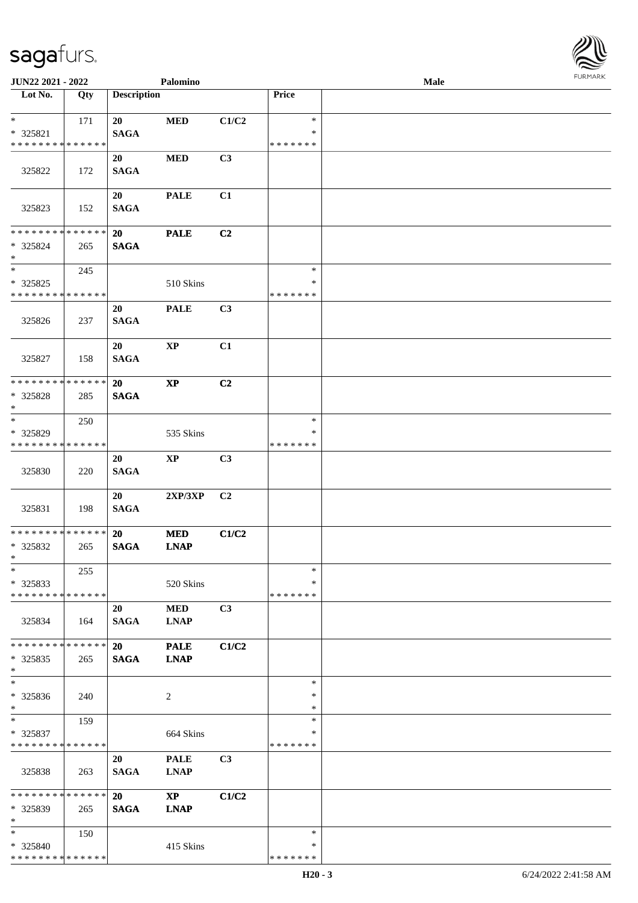| Lot No. | Qty | Description | | | Price | |
|---|---|---|---|---|---|---|
| * | 171 | 20 | MED | C1/C2 | * | |
| * 325821 | | SAGA | | | * | |
| * * * * * * * * * * * * * * | | | | | * * * * * * * | |
| 325822 | 172 | 20 SAGA | MED | C3 | | |
| 325823 | 152 | 20 SAGA | PALE | C1 | | |
| * * * * * * * * * * * * * * | | 20 | PALE | C2 | | |
| * 325824 | 265 | SAGA | | | | |
| * | | | | | | |
| * | 245 | | | | * | |
| * 325825 | | | 510 Skins | | * | |
| * * * * * * * * * * * * * * | | | | | * * * * * * * | |
| 325826 | 237 | 20 SAGA | PALE | C3 | | |
| 325827 | 158 | 20 SAGA | XP | C1 | | |
| * * * * * * * * * * * * * * | | 20 | XP | C2 | | |
| * 325828 | 285 | SAGA | | | | |
| * | | | | | | |
| * | 250 | | | | * | |
| * 325829 | | | 535 Skins | | * | |
| * * * * * * * * * * * * * * | | | | | * * * * * * * | |
| 325830 | 220 | 20 SAGA | XP | C3 | | |
| 325831 | 198 | 20 SAGA | 2XP/3XP | C2 | | |
| * * * * * * * * * * * * * * | | 20 | MED | C1/C2 | | |
| * 325832 | 265 | SAGA | LNAP | | | |
| * | | | | | | |
| * | 255 | | | | * | |
| * 325833 | | | 520 Skins | | * | |
| * * * * * * * * * * * * * * | | | | | * * * * * * * | |
| 325834 | 164 | 20 SAGA | MED LNAP | C3 | | |
| * * * * * * * * * * * * * * | | 20 | PALE | C1/C2 | | |
| * 325835 | 265 | SAGA | LNAP | | | |
| * | | | | | | |
| * | | | | | * | |
| * 325836 | 240 | | 2 | | * | |
| * | | | | | * | |
| * | 159 | | | | * | |
| * 325837 | | | 664 Skins | | * | |
| * * * * * * * * * * * * * * | | | | | * * * * * * * | |
| 325838 | 263 | 20 SAGA | PALE LNAP | C3 | | |
| * * * * * * * * * * * * * * | | 20 | XP | C1/C2 | | |
| * 325839 | 265 | SAGA | LNAP | | | |
| * | | | | | | |
| * | 150 | | | | * | |
| * 325840 | | | 415 Skins | | * | |
| * * * * * * * * * * * * * * | | | | | * * * * * * * | |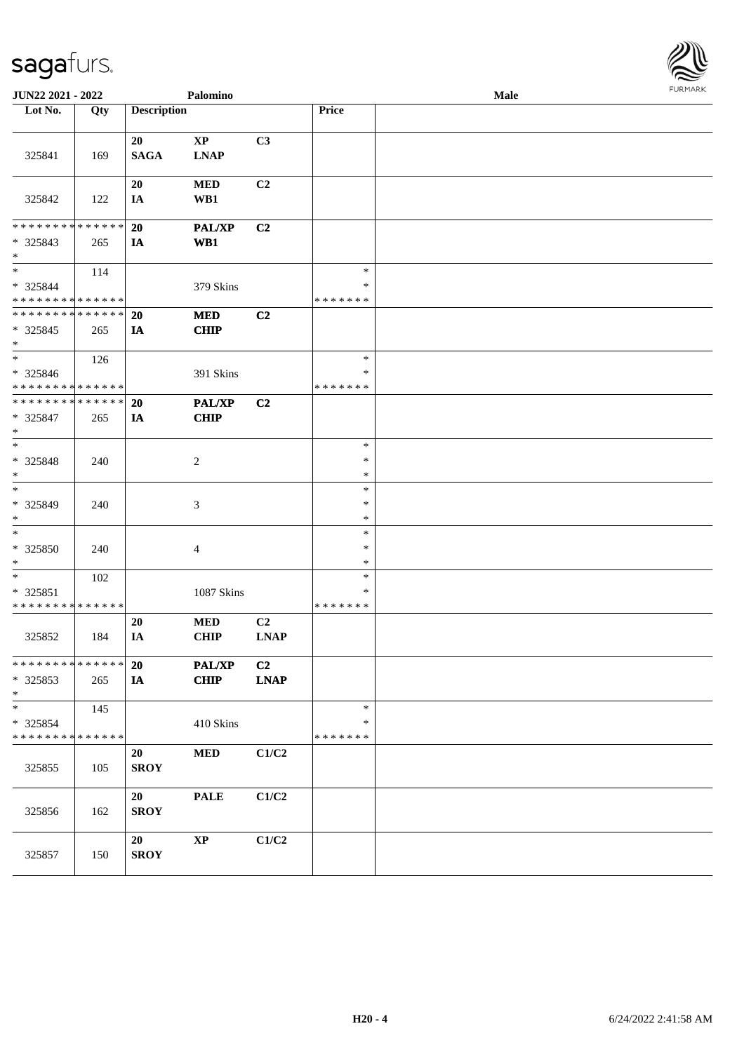JUN22 2021 - 2022 Palomino Male

| Lot No. | Qty | Description | | | Price | |
|---|---|---|---|---|---|---|
| 325841 | 169 | 20 SAGA | XP LNAP | C3 | | |
| 325842 | 122 | 20 IA | MED WB1 | C2 | | |
| * * * * * * * * * * * * * * * 325843 * | 265 | 20 IA | PAL/XP WB1 | C2 | | |
| * * 325844 * * * * * * * * * * * * * * | 114 | | 379 Skins | | * * * * * * * * * | |
| * * * * * * * * * * * * * * * 325845 * | 265 | 20 IA | MED CHIP | C2 | | |
| * * 325846 * * * * * * * * * * * * * * | 126 | | 391 Skins | | * * * * * * * * * | |
| * * * * * * * * * * * * * * * 325847 * | 265 | 20 IA | PAL/XP CHIP | C2 | | |
| * * 325848 * | 240 | | 2 | | * * * | |
| * * 325849 * | 240 | | 3 | | * * * | |
| * * 325850 * | 240 | | 4 | | * * * | |
| * * 325851 * * * * * * * * * * * * * * | 102 | | 1087 Skins | | * * * * * * * * * | |
| 325852 | 184 | 20 IA | MED CHIP | C2 LNAP | | |
| * * * * * * * * * * * * * * * 325853 * | 265 | 20 IA | PAL/XP CHIP | C2 LNAP | | |
| * * 325854 * * * * * * * * * * * * * * | 145 | | 410 Skins | | * * * * * * * * * | |
| 325855 | 105 | 20 SROY | MED | C1/C2 | | |
| 325856 | 162 | 20 SROY | PALE | C1/C2 | | |
| 325857 | 150 | 20 SROY | XP | C1/C2 | | |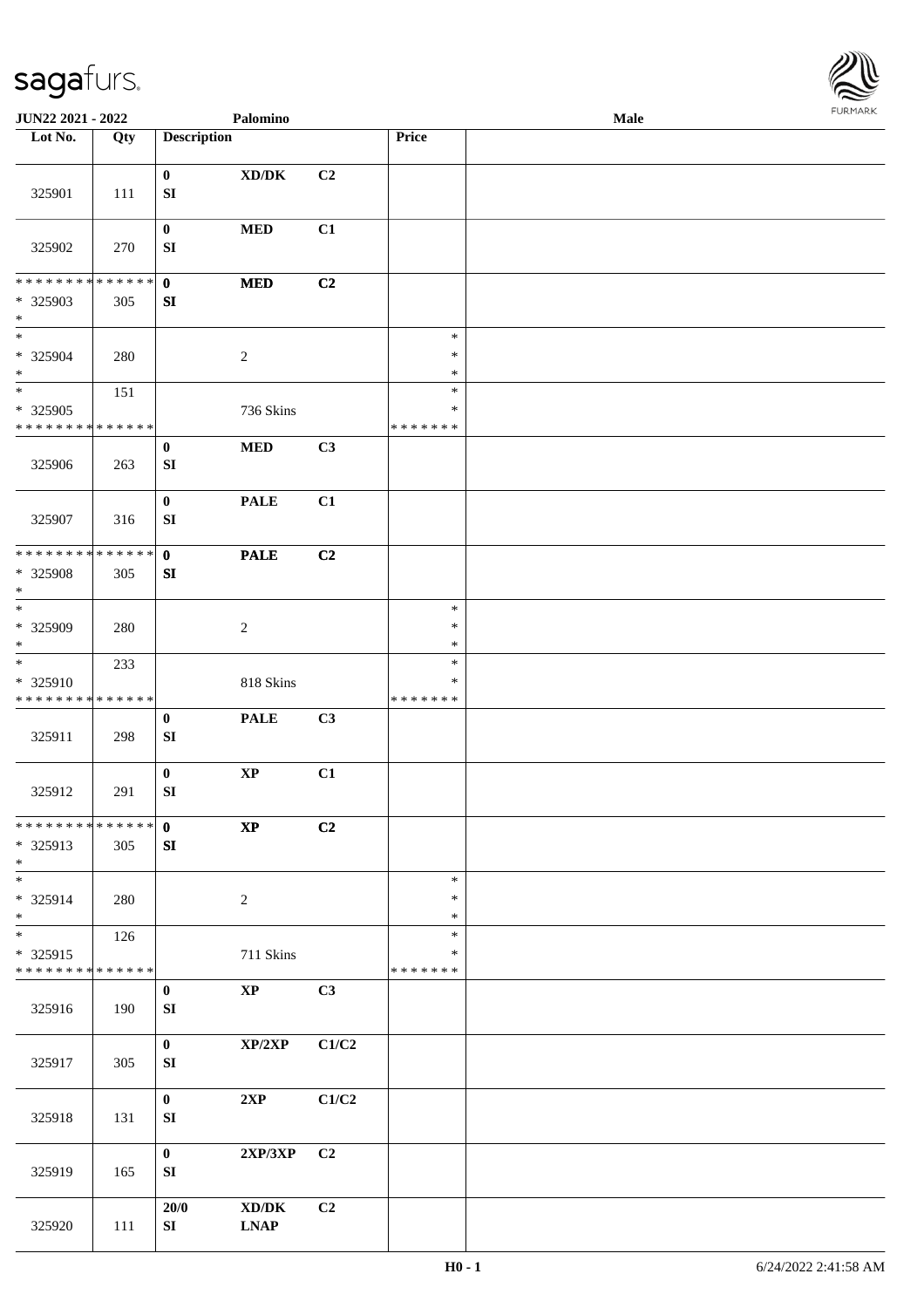**JUN22 2021 - 2022** | **Palomino** | **Male**

| Lot No. | Qty | Description | | | Price | |
|---|---|---|---|---|---|---|
| 325901 | 111 | **0** SI | **XD/DK** | **C2** | | |
| 325902 | 270 | **0** SI | **MED** | **C1** | | |
| * * * * * * * * * * * * * * 325903 * | 305 | **0** SI | **MED** | **C2** | | |
| * 325904 * | 280 | | 2 | | * * * | |
| * 325905 * * * * * * * * * * * * * * | 151 | | 736 Skins | | * * * * * * * * * | |
| 325906 | 263 | **0** SI | **MED** | **C3** | | |
| 325907 | 316 | **0** SI | **PALE** | **C1** | | |
| * * * * * * * * * * * * * * 325908 * | 305 | **0** SI | **PALE** | **C2** | | |
| * 325909 * | 280 | | 2 | | * * * | |
| * 325910 * * * * * * * * * * * * * * | 233 | | 818 Skins | | * * * * * * * * * | |
| 325911 | 298 | **0** SI | **PALE** | **C3** | | |
| 325912 | 291 | **0** SI | **XP** | **C1** | | |
| * * * * * * * * * * * * * * 325913 * | 305 | **0** SI | **XP** | **C2** | | |
| * 325914 * | 280 | | 2 | | * * * | |
| * 325915 * * * * * * * * * * * * * * | 126 | | 711 Skins | | * * * * * * * * * | |
| 325916 | 190 | **0** SI | **XP** | **C3** | | |
| 325917 | 305 | **0** SI | **XP/2XP** | **C1/C2** | | |
| 325918 | 131 | **0** SI | **2XP** | **C1/C2** | | |
| 325919 | 165 | **0** SI | **2XP/3XP** | **C2** | | |
| 325920 | 111 | **20/0** SI | **XD/DK LNAP** | **C2** | | |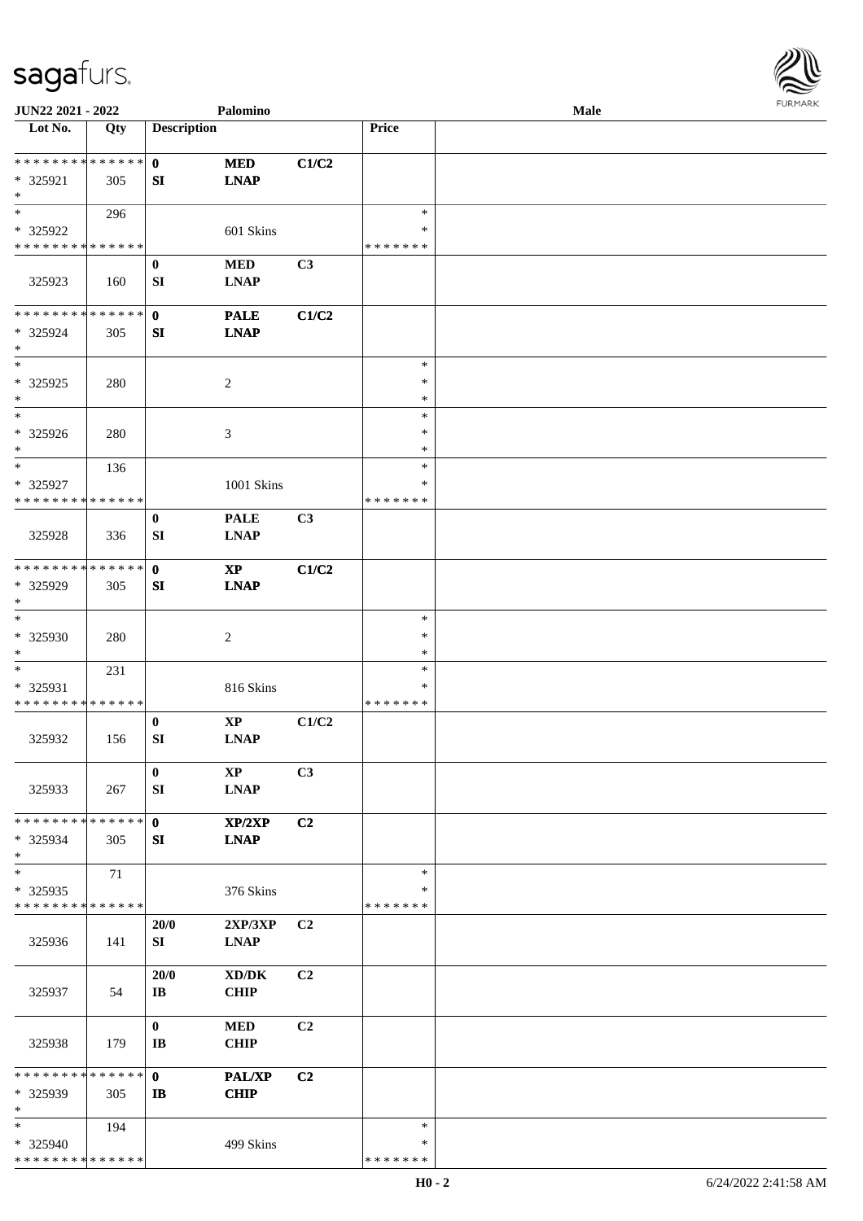| Lot No. | Qty | Description | | | Price | |
|---|---|---|---|---|---|---|
| * * * * * * * * * * * * * * | | 0 | **MED** | **C1/C2** | | |
| * 325921 | 305 | **SI** | **LNAP** | | | |
| * | | | | | | |
| * | 296 | | | | * | |
| * 325922 | | | 601 Skins | | * | |
| * * * * * * * * * * * * * * | | | | | * * * * * * * | |
| | | 0 | **MED** | **C3** | | |
| 325923 | 160 | **SI** | **LNAP** | | | |
| * * * * * * * * * * * * * * | | 0 | **PALE** | **C1/C2** | | |
| * 325924 | 305 | **SI** | **LNAP** | | | |
| * | | | | | | |
| * | | | | | * | |
| * 325925 | 280 | | 2 | | * | |
| * | | | | | * | |
| * | | | | | * | |
| * 325926 | 280 | | 3 | | * | |
| * | | | | | * | |
| * | 136 | | | | * | |
| * 325927 | | | 1001 Skins | | * | |
| * * * * * * * * * * * * * * | | | | | * * * * * * * | |
| | | 0 | **PALE** | **C3** | | |
| 325928 | 336 | **SI** | **LNAP** | | | |
| * * * * * * * * * * * * * * | | 0 | **XP** | **C1/C2** | | |
| * 325929 | 305 | **SI** | **LNAP** | | | |
| * | | | | | | |
| * | | | | | * | |
| * 325930 | 280 | | 2 | | * | |
| * | | | | | * | |
| * | 231 | | | | * | |
| * 325931 | | | 816 Skins | | * | |
| * * * * * * * * * * * * * * | | | | | * * * * * * * | |
| | | 0 | **XP** | **C1/C2** | | |
| 325932 | 156 | **SI** | **LNAP** | | | |
| | | 0 | **XP** | **C3** | | |
| 325933 | 267 | **SI** | **LNAP** | | | |
| * * * * * * * * * * * * * * | | 0 | **XP/2XP** | **C2** | | |
| * 325934 | 305 | **SI** | **LNAP** | | | |
| * | | | | | | |
| * | 71 | | | | * | |
| * 325935 | | | 376 Skins | | * | |
| * * * * * * * * * * * * * * | | | | | * * * * * * * | |
| | | **20/0** | **2XP/3XP** | **C2** | | |
| 325936 | 141 | **SI** | **LNAP** | | | |
| | | **20/0** | **XD/DK** | **C2** | | |
| 325937 | 54 | **IB** | **CHIP** | | | |
| | | 0 | **MED** | **C2** | | |
| 325938 | 179 | **IB** | **CHIP** | | | |
| * * * * * * * * * * * * * * | | 0 | **PAL/XP** | **C2** | | |
| * 325939 | 305 | **IB** | **CHIP** | | | |
| * | | | | | | |
| * | 194 | | | | * | |
| * 325940 | | | 499 Skins | | * | |
| * * * * * * * * * * * * * * | | | | | * * * * * * * | |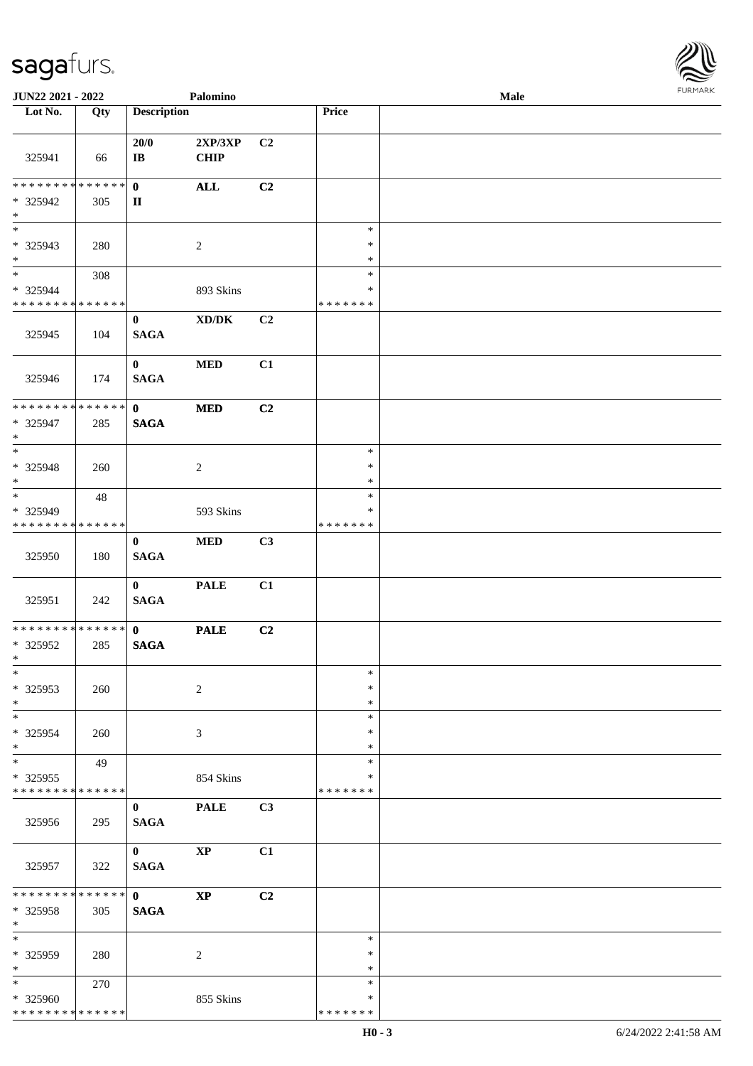| Lot No. | Qty | Description | | | Price | |
|---|---|---|---|---|---|---|
| 325941 | 66 | 20/0 IB | 2XP/3XP CHIP | C2 | | |
| * * * * * * * * * * * * * * * 325942 * | 305 | 0 II | ALL | C2 | | |
| * * 325943 * | 280 | | 2 | | * * * | |
| * * 325944 * * * * * * * * * * * * * * | 308 | | 893 Skins | | * * * * * * * * | |
| 325945 | 104 | 0 SAGA | XD/DK | C2 | | |
| 325946 | 174 | 0 SAGA | MED | C1 | | |
| * * * * * * * * * * * * * * * 325947 * | 285 | 0 SAGA | MED | C2 | | |
| * * 325948 * | 260 | | 2 | | * * * | |
| * * 325949 * * * * * * * * * * * * * * | 48 | | 593 Skins | | * * * * * * * * | |
| 325950 | 180 | 0 SAGA | MED | C3 | | |
| 325951 | 242 | 0 SAGA | PALE | C1 | | |
| * * * * * * * * * * * * * * * 325952 * | 285 | 0 SAGA | PALE | C2 | | |
| * * 325953 * | 260 | | 2 | | * * * | |
| * * 325954 * | 260 | | 3 | | * * * | |
| * * 325955 * * * * * * * * * * * * * * | 49 | | 854 Skins | | * * * * * * * * | |
| 325956 | 295 | 0 SAGA | PALE | C3 | | |
| 325957 | 322 | 0 SAGA | XP | C1 | | |
| * * * * * * * * * * * * * * * 325958 * | 305 | 0 SAGA | XP | C2 | | |
| * * 325959 * | 280 | | 2 | | * * * | |
| * * 325960 * * * * * * * * * * * * * * | 270 | | 855 Skins | | * * * * * * * * | |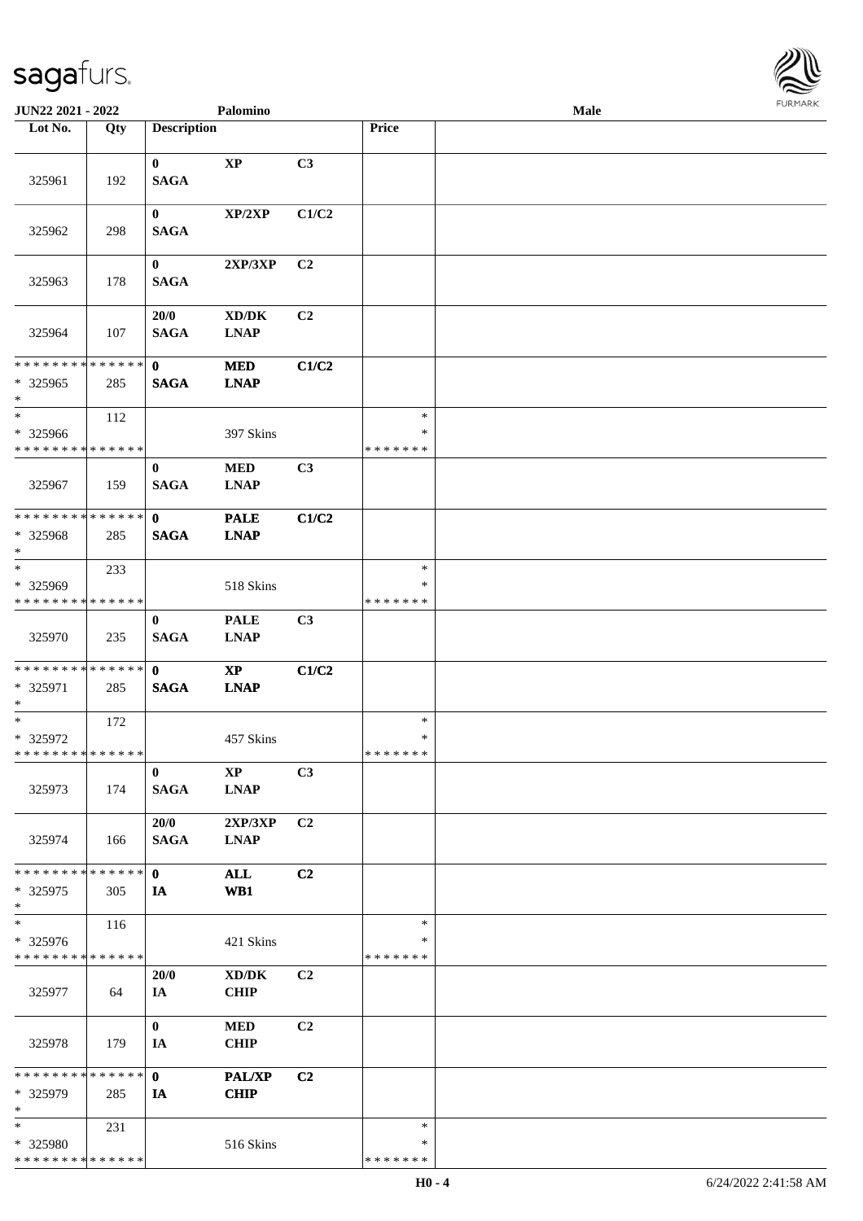| Lot No. | Qty | Description | | | Price | |
|---|---|---|---|---|---|---|
| 325961 | 192 | 0 SAGA | XP | C3 | | |
| 325962 | 298 | 0 SAGA | XP/2XP | C1/C2 | | |
| 325963 | 178 | 0 SAGA | 2XP/3XP | C2 | | |
| 325964 | 107 | 20/0 SAGA | XD/DK LNAP | C2 | | |
| * * * * * * * * * * * * * * * 325965 * | 285 | 0 SAGA | MED LNAP | C1/C2 | | |
| * * 325966 * * * * * * * * * * * * * * | 112 | | 397 Skins | | * * * * * * * * * | |
| 325967 | 159 | 0 SAGA | MED LNAP | C3 | | |
| * * * * * * * * * * * * * * * 325968 * | 285 | 0 SAGA | PALE LNAP | C1/C2 | | |
| * * 325969 * * * * * * * * * * * * * * | 233 | | 518 Skins | | * * * * * * * * * | |
| 325970 | 235 | 0 SAGA | PALE LNAP | C3 | | |
| * * * * * * * * * * * * * * * 325971 * | 285 | 0 SAGA | XP LNAP | C1/C2 | | |
| * * 325972 * * * * * * * * * * * * * * | 172 | | 457 Skins | | * * * * * * * * * | |
| 325973 | 174 | 0 SAGA | XP LNAP | C3 | | |
| 325974 | 166 | 20/0 SAGA | 2XP/3XP LNAP | C2 | | |
| * * * * * * * * * * * * * * * 325975 * | 305 | 0 IA | ALL WB1 | C2 | | |
| * * 325976 * * * * * * * * * * * * * * | 116 | | 421 Skins | | * * * * * * * * * | |
| 325977 | 64 | 20/0 IA | XD/DK CHIP | C2 | | |
| 325978 | 179 | 0 IA | MED CHIP | C2 | | |
| * * * * * * * * * * * * * * * 325979 * | 285 | 0 IA | PAL/XP CHIP | C2 | | |
| * * 325980 * * * * * * * * * * * * * * | 231 | | 516 Skins | | * * * * * * * * * | |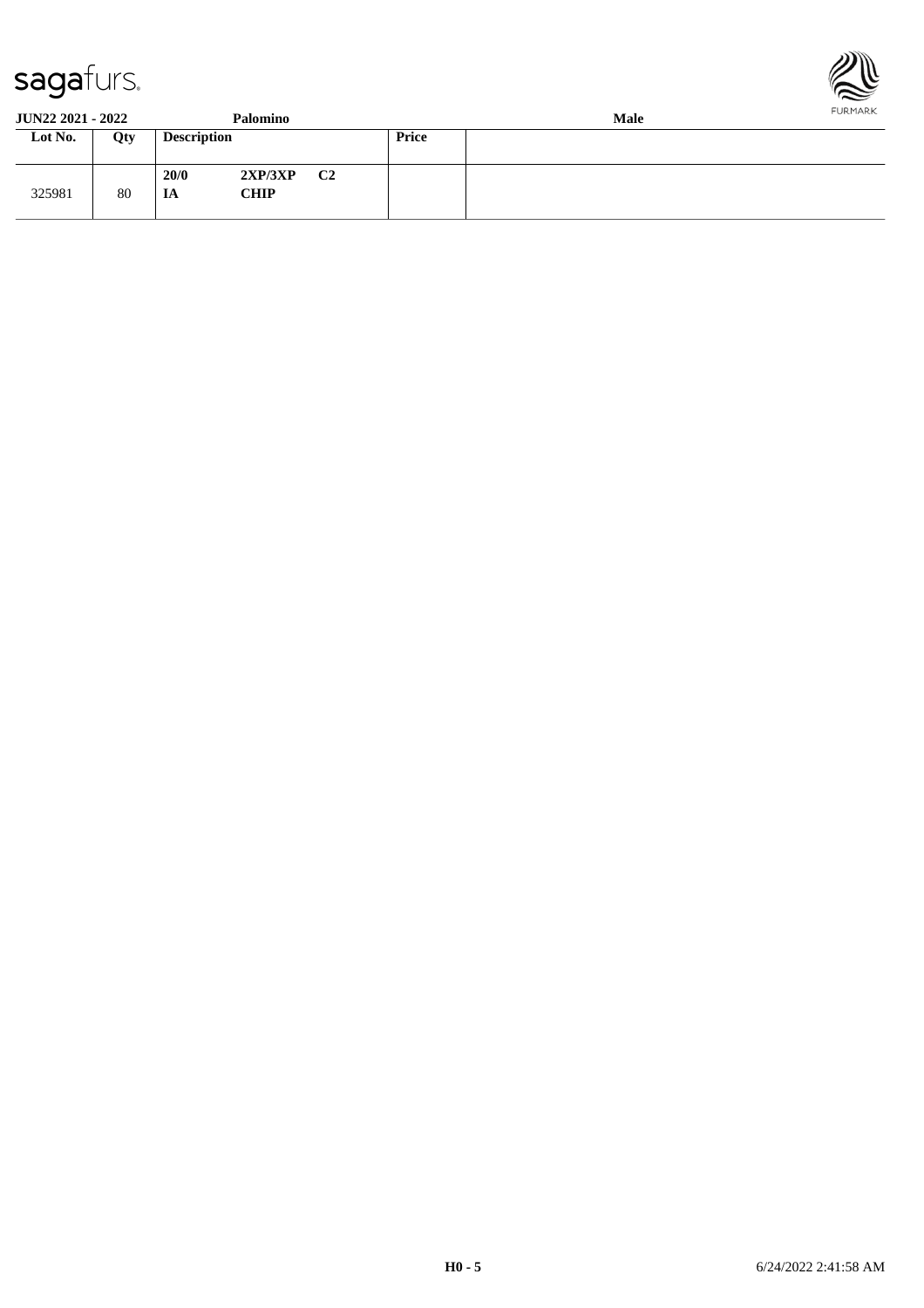**JUN22 2021 - 2022** **Palomino** **Male**

| Lot No. | Qty | Description | Price | |
|---|---|---|---|---|
| 325981 | 80 | **20/0 2XP/3XP C2** **IA CHIP** | | |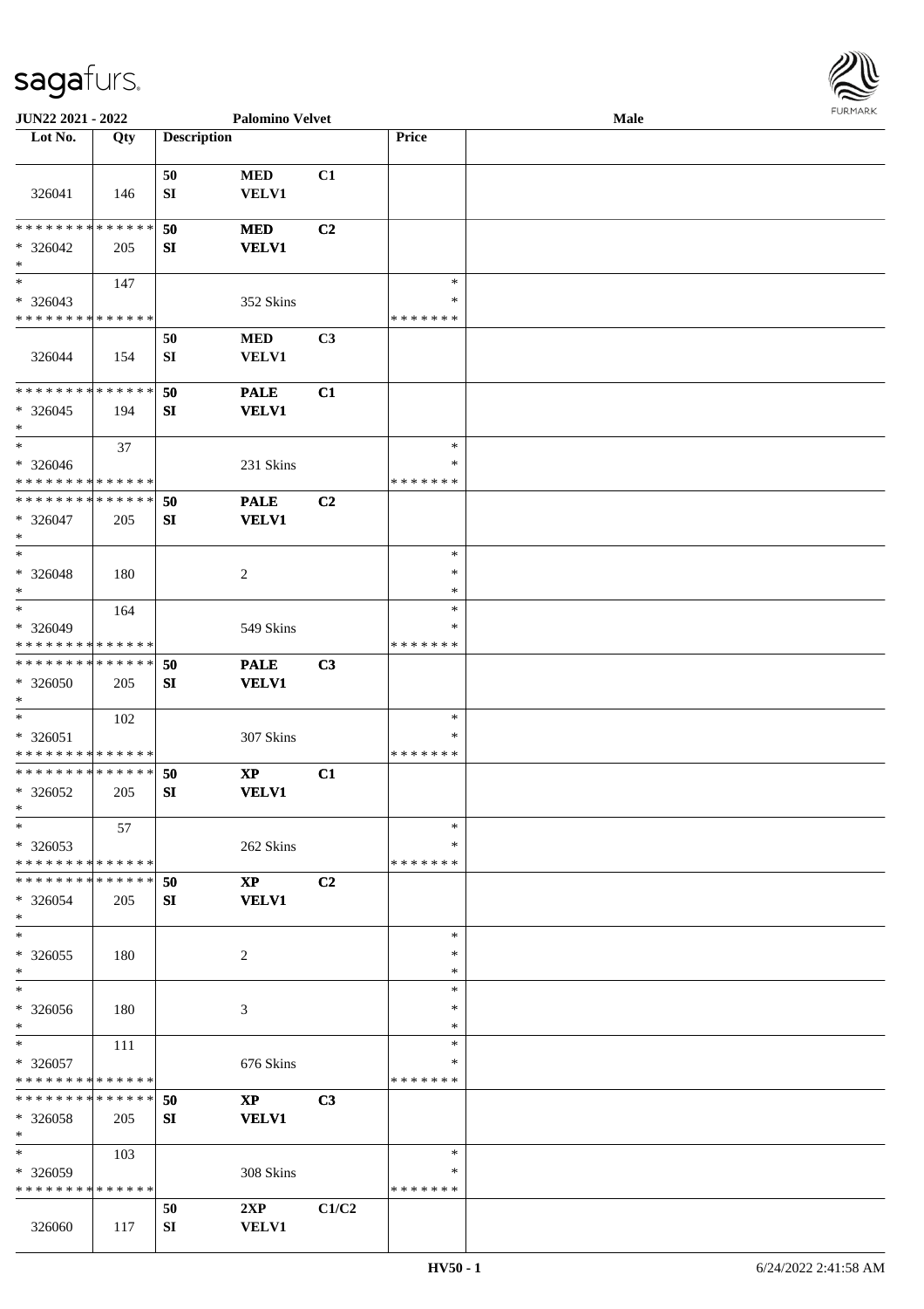| Lot No. | Qty | Description | | | Price | |
|---|---|---|---|---|---|---|
| 326041 | 146 | 50 SI | MED VELV1 | C1 | | |
| * * * * * * * * * * * * * * * 326042 * | 205 | 50 SI | MED VELV1 | C2 | | |
| * * 326043 * * * * * * * * * * * * * * | 147 | | 352 Skins | | * * * * * * * * * | |
| 326044 | 154 | 50 SI | MED VELV1 | C3 | | |
| * * * * * * * * * * * * * * * 326045 * | 194 | 50 SI | PALE VELV1 | C1 | | |
| * * 326046 * * * * * * * * * * * * * * | 37 | | 231 Skins | | * * * * * * * * * | |
| * * * * * * * * * * * * * * * 326047 * | 205 | 50 SI | PALE VELV1 | C2 | | |
| * * 326048 * | 180 | | 2 | | * * * | |
| * * 326049 * * * * * * * * * * * * * * | 164 | | 549 Skins | | * * * * * * * * * | |
| * * * * * * * * * * * * * * * 326050 * | 205 | 50 SI | PALE VELV1 | C3 | | |
| * * 326051 * * * * * * * * * * * * * * | 102 | | 307 Skins | | * * * * * * * * * | |
| * * * * * * * * * * * * * * * 326052 * | 205 | 50 SI | XP VELV1 | C1 | | |
| * * 326053 * * * * * * * * * * * * * * | 57 | | 262 Skins | | * * * * * * * * * | |
| * * * * * * * * * * * * * * * 326054 * | 205 | 50 SI | XP VELV1 | C2 | | |
| * * 326055 * | 180 | | 2 | | * * * | |
| * * 326056 * | 180 | | 3 | | * * * | |
| * * 326057 * * * * * * * * * * * * * * | 111 | | 676 Skins | | * * * * * * * * * | |
| * * * * * * * * * * * * * * * 326058 * | 205 | 50 SI | XP VELV1 | C3 | | |
| * * 326059 * * * * * * * * * * * * * * | 103 | | 308 Skins | | * * * * * * * * * | |
| 326060 | 117 | 50 SI | 2XP VELV1 | C1/C2 | | |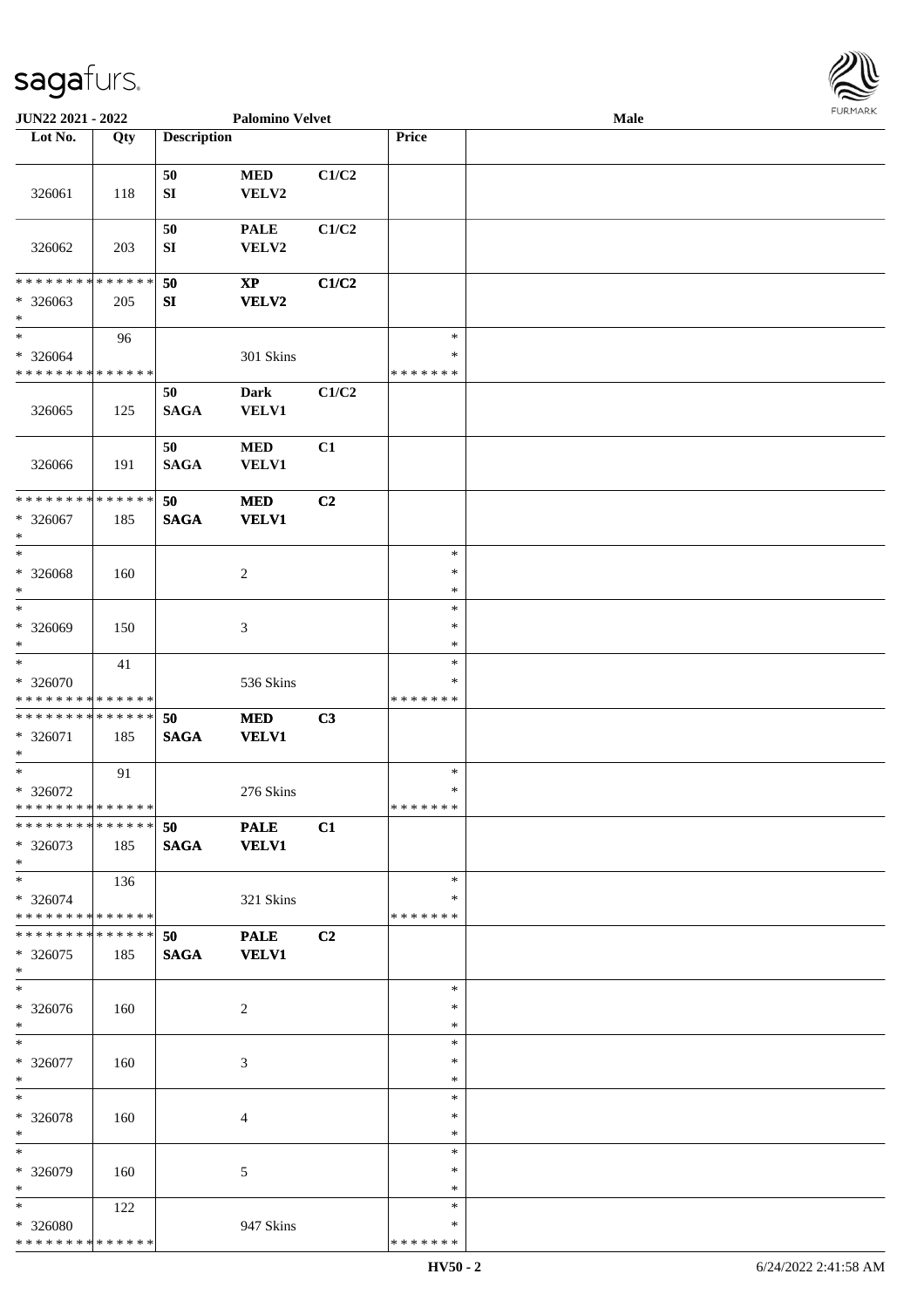**JUN22 2021 - 2022** **Palomino Velvet** **Male**

| Lot No. | Qty | Description | | | Price | |
|---|---|---|---|---|---|---|
| 326061 | 118 | 50 SI | MED VELV2 | C1/C2 | | |
| 326062 | 203 | 50 SI | PALE VELV2 | C1/C2 | | |
| * * * * * * * * * * * * * * * 326063 * | 205 | **50 SI** | **XP VELV2** | **C1/C2** | | |
| * * 326064 * * * * * * * * * * * * * * | 96 | | 301 Skins | | * * * * * * * * * | |
| 326065 | 125 | 50 SAGA | Dark VELV1 | C1/C2 | | |
| 326066 | 191 | 50 SAGA | MED VELV1 | C1 | | |
| * * * * * * * * * * * * * * * 326067 * | 185 | **50 SAGA** | **MED VELV1** | **C2** | | |
| * * 326068 * | 160 | | 2 | | * * * | |
| * * 326069 * | 150 | | 3 | | * * * | |
| * * 326070 * * * * * * * * * * * * * * | 41 | | 536 Skins | | * * * * * * * * * | |
| * * * * * * * * * * * * * * * 326071 * | 185 | **50 SAGA** | **MED VELV1** | **C3** | | |
| * * 326072 * * * * * * * * * * * * * * | 91 | | 276 Skins | | * * * * * * * * * | |
| * * * * * * * * * * * * * * * 326073 * | 185 | **50 SAGA** | **PALE VELV1** | **C1** | | |
| * * 326074 * * * * * * * * * * * * * * | 136 | | 321 Skins | | * * * * * * * * * | |
| * * * * * * * * * * * * * * * 326075 * | 185 | **50 SAGA** | **PALE VELV1** | **C2** | | |
| * * 326076 * | 160 | | 2 | | * * * | |
| * * 326077 * | 160 | | 3 | | * * * | |
| * * 326078 * | 160 | | 4 | | * * * | |
| * * 326079 * | 160 | | 5 | | * * * | |
| * * 326080 * * * * * * * * * * * * * * | 122 | | 947 Skins | | * * * * * * * * * | |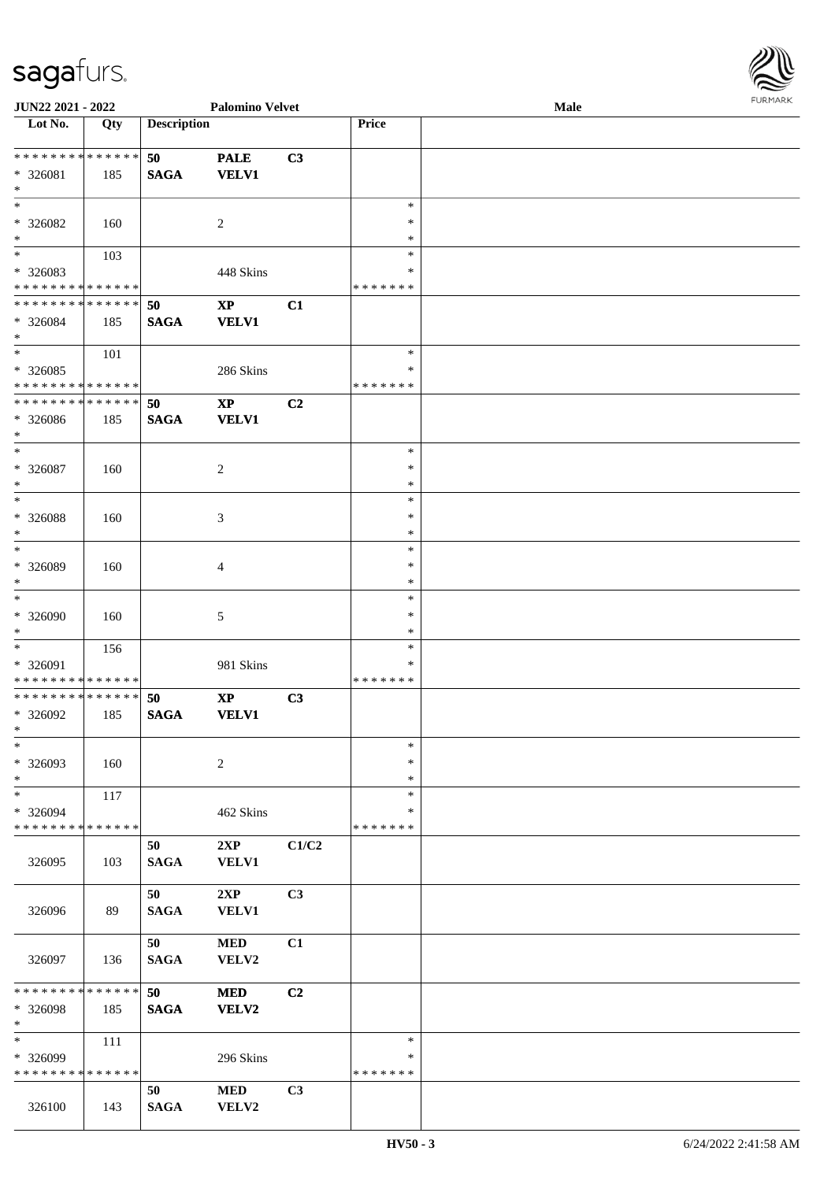JUN22 2021 - 2022 | Palomino Velvet | Male

| Lot No. | Qty | Description | | | Price | |
|---|---|---|---|---|---|---|
| * * * * * * * * * * * * * * | | 50 | PALE | C3 | | |
| * 326081 | 185 | SAGA | VELV1 | | | |
| * | | | | | | |
| * | | | | | * | |
| * 326082 | 160 | | 2 | | * | |
| * | | | | | * | |
| * | 103 | | | | * | |
| * 326083 | | | 448 Skins | | * | |
| * * * * * * * * * * * * * * | | | | | * * * * * * * | |
| * * * * * * * * * * * * * * | | 50 | XP | C1 | | |
| * 326084 | 185 | SAGA | VELV1 | | | |
| * | | | | | | |
| * | 101 | | | | * | |
| * 326085 | | | 286 Skins | | * | |
| * * * * * * * * * * * * * * | | | | | * * * * * * * | |
| * * * * * * * * * * * * * * | | 50 | XP | C2 | | |
| * 326086 | 185 | SAGA | VELV1 | | | |
| * | | | | | | |
| * | | | | | * | |
| * 326087 | 160 | | 2 | | * | |
| * | | | | | * | |
| * | | | | | * | |
| * 326088 | 160 | | 3 | | * | |
| * | | | | | * | |
| * | | | | | * | |
| * 326089 | 160 | | 4 | | * | |
| * | | | | | * | |
| * | | | | | * | |
| * 326090 | 160 | | 5 | | * | |
| * | | | | | * | |
| * | 156 | | | | * | |
| * 326091 | | | 981 Skins | | * | |
| * * * * * * * * * * * * * * | | | | | * * * * * * * | |
| * * * * * * * * * * * * * * | | 50 | XP | C3 | | |
| * 326092 | 185 | SAGA | VELV1 | | | |
| * | | | | | | |
| * | | | | | * | |
| * 326093 | 160 | | 2 | | * | |
| * | | | | | * | |
| * | 117 | | | | * | |
| * 326094 | | | 462 Skins | | * | |
| * * * * * * * * * * * * * * | | | | | * * * * * * * | |
| | | 50 | 2XP | C1/C2 | | |
| 326095 | 103 | SAGA | VELV1 | | | |
| | | 50 | 2XP | C3 | | |
| 326096 | 89 | SAGA | VELV1 | | | |
| | | 50 | MED | C1 | | |
| 326097 | 136 | SAGA | VELV2 | | | |
| * * * * * * * * * * * * * * | | 50 | MED | C2 | | |
| * 326098 | 185 | SAGA | VELV2 | | | |
| * | | | | | | |
| * | 111 | | | | * | |
| * 326099 | | | 296 Skins | | * | |
| * * * * * * * * * * * * * * | | | | | * * * * * * * | |
| | | 50 | MED | C3 | | |
| 326100 | 143 | SAGA | VELV2 | | | |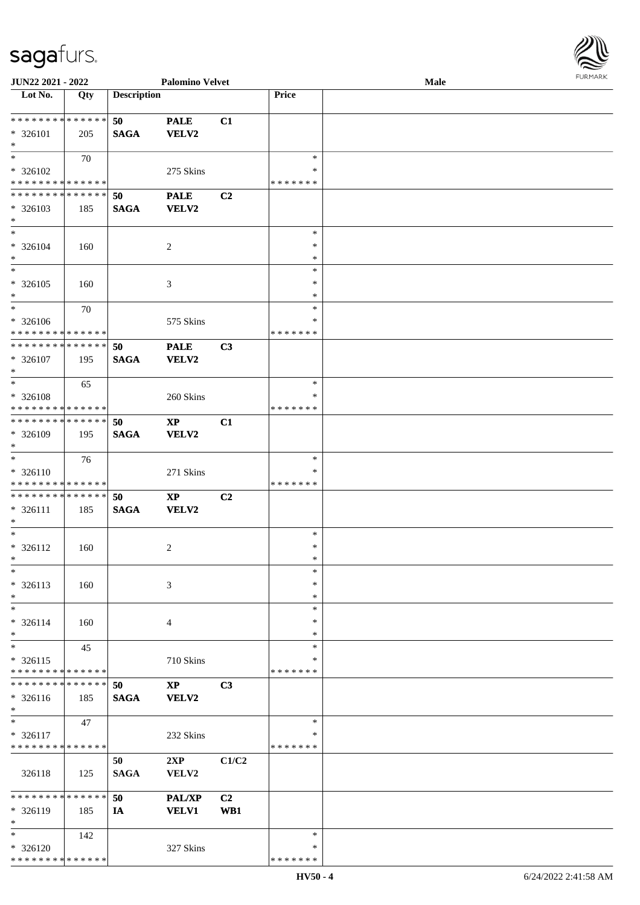**JUN22 2021 - 2022** **Palomino Velvet** **Male**

| Lot No. | Qty | Description | | | Price | |
|---|---|---|---|---|---|---|
| * * * * * * * * * * * * * * | | 50 | PALE | C1 | | |
| * 326101 | 205 | SAGA | VELV2 | | | |
| * | | | | | | |
| * | 70 | | | | * | |
| * 326102 | | | 275 Skins | | * | |
| * * * * * * * * * * * * * * | | | | | * * * * * * * | |
| * * * * * * * * * * * * * * | | 50 | PALE | C2 | | |
| * 326103 | 185 | SAGA | VELV2 | | | |
| * | | | | | | |
| * | | | | | * | |
| * 326104 | 160 | | 2 | | * | |
| * | | | | | * | |
| * | | | | | * | |
| * 326105 | 160 | | 3 | | * | |
| * | | | | | * | |
| * | 70 | | | | * | |
| * 326106 | | | 575 Skins | | * | |
| * * * * * * * * * * * * * * | | | | | * * * * * * * | |
| * * * * * * * * * * * * * * | | 50 | PALE | C3 | | |
| * 326107 | 195 | SAGA | VELV2 | | | |
| * | | | | | | |
| * | 65 | | | | * | |
| * 326108 | | | 260 Skins | | * | |
| * * * * * * * * * * * * * * | | | | | * * * * * * * | |
| * * * * * * * * * * * * * * | | 50 | XP | C1 | | |
| * 326109 | 195 | SAGA | VELV2 | | | |
| * | | | | | | |
| * | 76 | | | | * | |
| * 326110 | | | 271 Skins | | * | |
| * * * * * * * * * * * * * * | | | | | * * * * * * * | |
| * * * * * * * * * * * * * * | | 50 | XP | C2 | | |
| * 326111 | 185 | SAGA | VELV2 | | | |
| * | | | | | | |
| * | | | | | * | |
| * 326112 | 160 | | 2 | | * | |
| * | | | | | * | |
| * | | | | | * | |
| * 326113 | 160 | | 3 | | * | |
| * | | | | | * | |
| * | | | | | * | |
| * 326114 | 160 | | 4 | | * | |
| * | | | | | * | |
| * | 45 | | | | * | |
| * 326115 | | | 710 Skins | | * | |
| * * * * * * * * * * * * * * | | | | | * * * * * * * | |
| * * * * * * * * * * * * * * | | 50 | XP | C3 | | |
| * 326116 | 185 | SAGA | VELV2 | | | |
| * | | | | | | |
| * | 47 | | | | * | |
| * 326117 | | | 232 Skins | | * | |
| * * * * * * * * * * * * * * | | | | | * * * * * * * | |
| | | 50 | 2XP | C1/C2 | | |
| 326118 | 125 | SAGA | VELV2 | | | |
| * * * * * * * * * * * * * * | | 50 | PAL/XP | C2 | | |
| * 326119 | 185 | IA | VELV1 | WB1 | | |
| * | | | | | | |
| * | 142 | | | | * | |
| * 326120 | | | 327 Skins | | * | |
| * * * * * * * * * * * * * * | | | | | * * * * * * * | |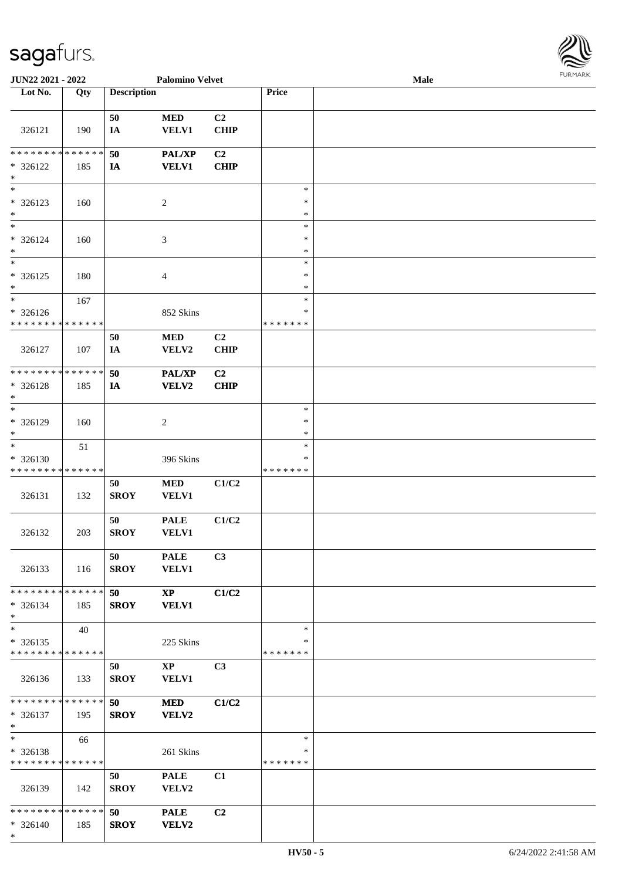| Lot No. | Qty | Description | | | Price | |
|---|---|---|---|---|---|---|
| 326121 | 190 | 50<br>IA | MED<br>VELV1 | C2<br>CHIP | | |
| * * * * * * * * * * * * * *<br>* 326122<br>* | 185 | 50<br>IA | PAL/XP<br>VELV1 | C2<br>CHIP | | |
| *<br>* 326123<br>* | 160 | | 2 | | *<br>*<br>* | |
| *<br>* 326124<br>* | 160 | | 3 | | *<br>*<br>* | |
| *<br>* 326125<br>* | 180 | | 4 | | *<br>*<br>* | |
| *<br>* 326126<br>* * * * * * * * * * * * * * | 167 | | 852 Skins | | *<br>*<br>* * * * * * * | |
| 326127 | 107 | 50<br>IA | MED<br>VELV2 | C2<br>CHIP | | |
| * * * * * * * * * * * * * *<br>* 326128<br>* | 185 | 50<br>IA | PAL/XP<br>VELV2 | C2<br>CHIP | | |
| *<br>* 326129<br>* | 160 | | 2 | | *<br>*<br>* | |
| *<br>* 326130<br>* * * * * * * * * * * * * * | 51 | | 396 Skins | | *<br>*<br>* * * * * * * | |
| 326131 | 132 | 50<br>SROY | MED<br>VELV1 | C1/C2 | | |
| 326132 | 203 | 50<br>SROY | PALE<br>VELV1 | C1/C2 | | |
| 326133 | 116 | 50<br>SROY | PALE<br>VELV1 | C3 | | |
| * * * * * * * * * * * * * *<br>* 326134<br>* | 185 | 50<br>SROY | XP<br>VELV1 | C1/C2 | | |
| *<br>* 326135<br>* * * * * * * * * * * * * * | 40 | | 225 Skins | | *<br>*<br>* * * * * * * | |
| 326136 | 133 | 50<br>SROY | XP<br>VELV1 | C3 | | |
| * * * * * * * * * * * * * *<br>* 326137<br>* | 195 | 50<br>SROY | MED<br>VELV2 | C1/C2 | | |
| *<br>* 326138<br>* * * * * * * * * * * * * * | 66 | | 261 Skins | | *<br>*<br>* * * * * * * | |
| 326139 | 142 | 50<br>SROY | PALE<br>VELV2 | C1 | | |
| * * * * * * * * * * * * * *<br>* 326140<br>* | 185 | 50<br>SROY | PALE<br>VELV2 | C2 | | |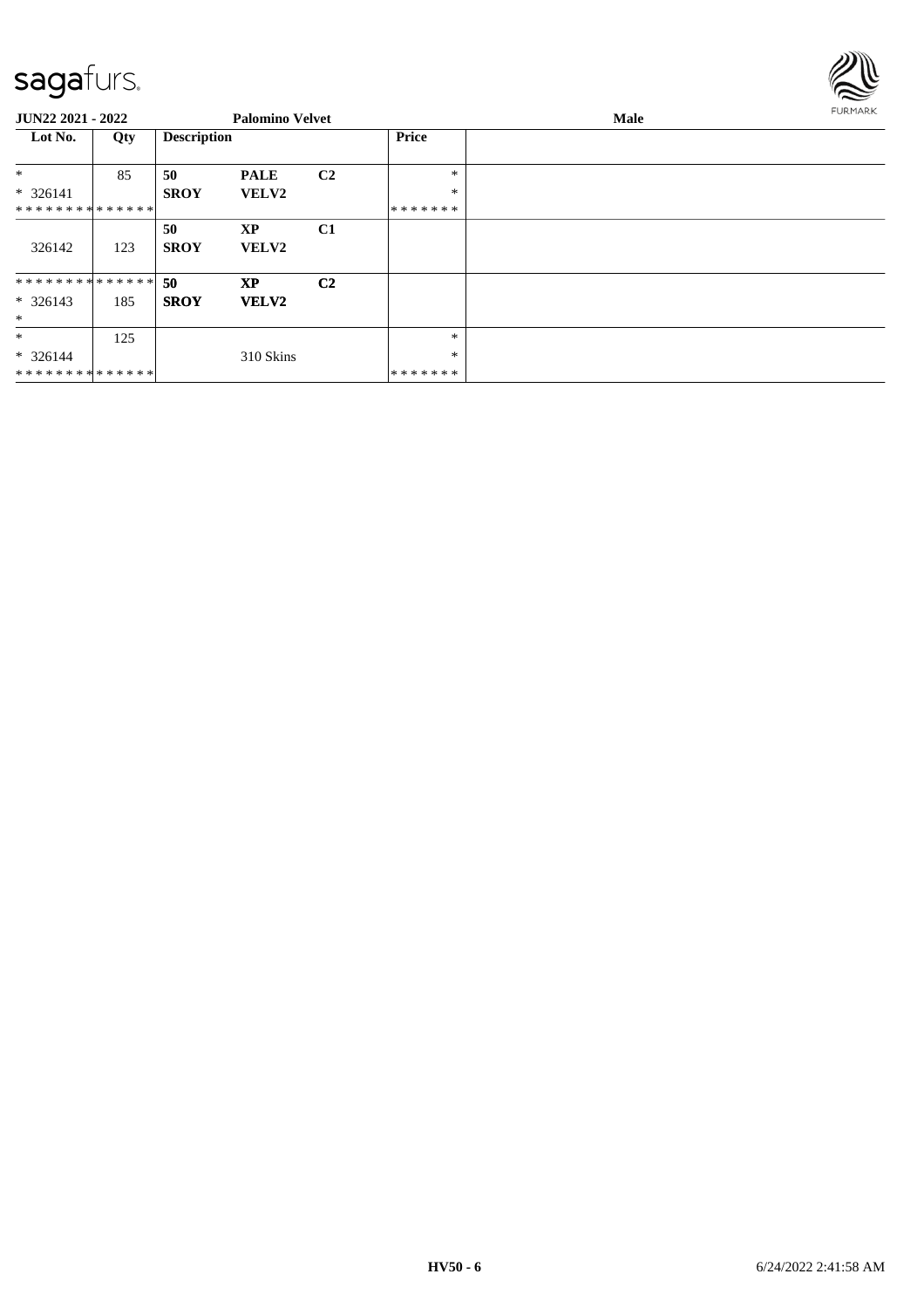sagafurs.

| JUN22 2021 - 2022 | | Palomino Velvet | | | | Male |
|---|---|---|---|---|---|---|
| Lot No. | Qty | Description | | | Price | |
| * | 85 | 50 | PALE | C2 | * | |
| * 326141 | | SROY | VELV2 | | * | |
| * * * * * * * * * * * * * * | | | | | * * * * * * * | |
| 326142 | 123 | 50<br>SROY | XP<br>VELV2 | C1 | | |
| * * * * * * * * * * * * * * | | 50 | XP | C2 | | |
| * 326143 | 185 | SROY | VELV2 | | | |
| * | | | | | | |
| * | 125 | | | | * | |
| * 326144 | | | 310 Skins | | * | |
| * * * * * * * * * * * * * * | | | | | * * * * * * * | |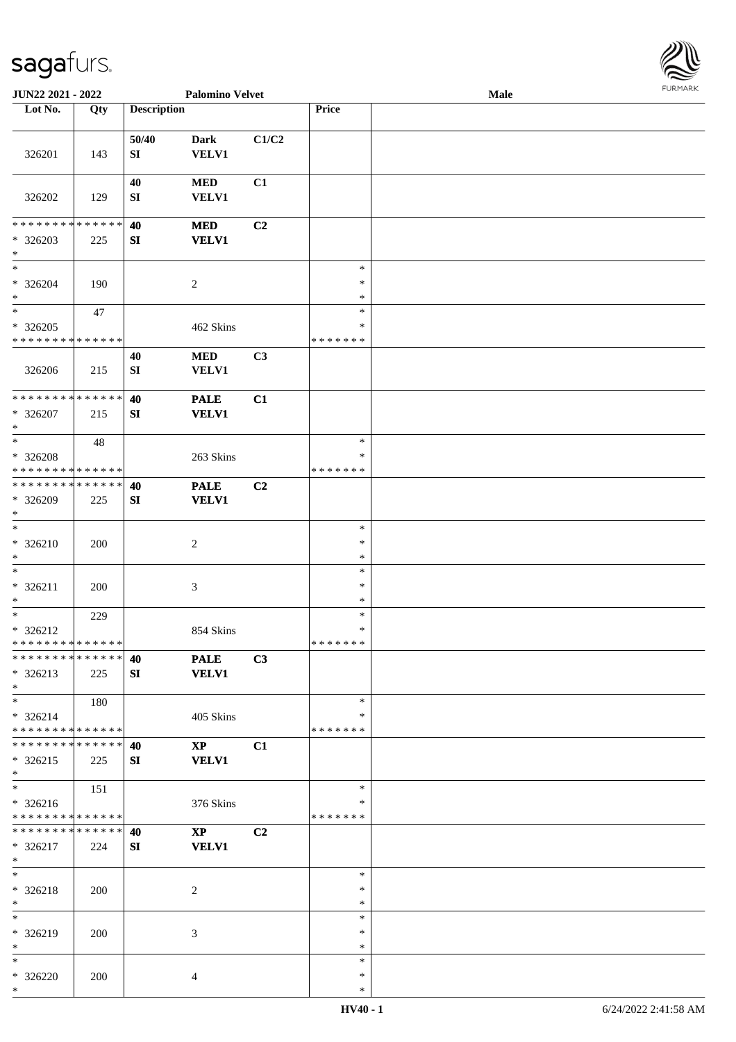| Lot No. | Qty | Description | | | Price | |
|---|---|---|---|---|---|---|
| 326201 | 143 | 50/40<br>SI | Dark<br>VELV1 | C1/C2 | | |
| 326202 | 129 | 40<br>SI | MED<br>VELV1 | C1 | | |
| * * * * * * * * * * * * * *<br>* 326203<br>* | 225 | 40<br>SI | MED<br>VELV1 | C2 | | |
| *<br>* 326204<br>* | 190 | | 2 | | *<br>*<br>* | |
| *<br>* 326205<br>* * * * * * * * * * * * * * | 47 | | 462 Skins | | *<br>*<br>* * * * * * * | |
| 326206 | 215 | 40<br>SI | MED<br>VELV1 | C3 | | |
| * * * * * * * * * * * * * *<br>* 326207<br>* | 215 | 40<br>SI | PALE<br>VELV1 | C1 | | |
| *<br>* 326208<br>* * * * * * * * * * * * * * | 48 | | 263 Skins | | *<br>*<br>* * * * * * * | |
| * * * * * * * * * * * * * *<br>* 326209<br>* | 225 | 40<br>SI | PALE<br>VELV1 | C2 | | |
| *<br>* 326210<br>* | 200 | | 2 | | *<br>*<br>* | |
| *<br>* 326211<br>* | 200 | | 3 | | *<br>*<br>* | |
| *<br>* 326212<br>* * * * * * * * * * * * * * | 229 | | 854 Skins | | *<br>*<br>* * * * * * * | |
| * * * * * * * * * * * * * *<br>* 326213<br>* | 225 | 40<br>SI | PALE<br>VELV1 | C3 | | |
| *<br>* 326214<br>* * * * * * * * * * * * * * | 180 | | 405 Skins | | *<br>*<br>* * * * * * * | |
| * * * * * * * * * * * * * *<br>* 326215<br>* | 225 | 40<br>SI | XP<br>VELV1 | C1 | | |
| *<br>* 326216<br>* * * * * * * * * * * * * * | 151 | | 376 Skins | | *<br>*<br>* * * * * * * | |
| * * * * * * * * * * * * * *<br>* 326217<br>* | 224 | 40<br>SI | XP<br>VELV1 | C2 | | |
| *<br>* 326218<br>* | 200 | | 2 | | *<br>*<br>* | |
| *<br>* 326219<br>* | 200 | | 3 | | *<br>*<br>* | |
| *<br>* 326220<br>* | 200 | | 4 | | *<br>*<br>* | |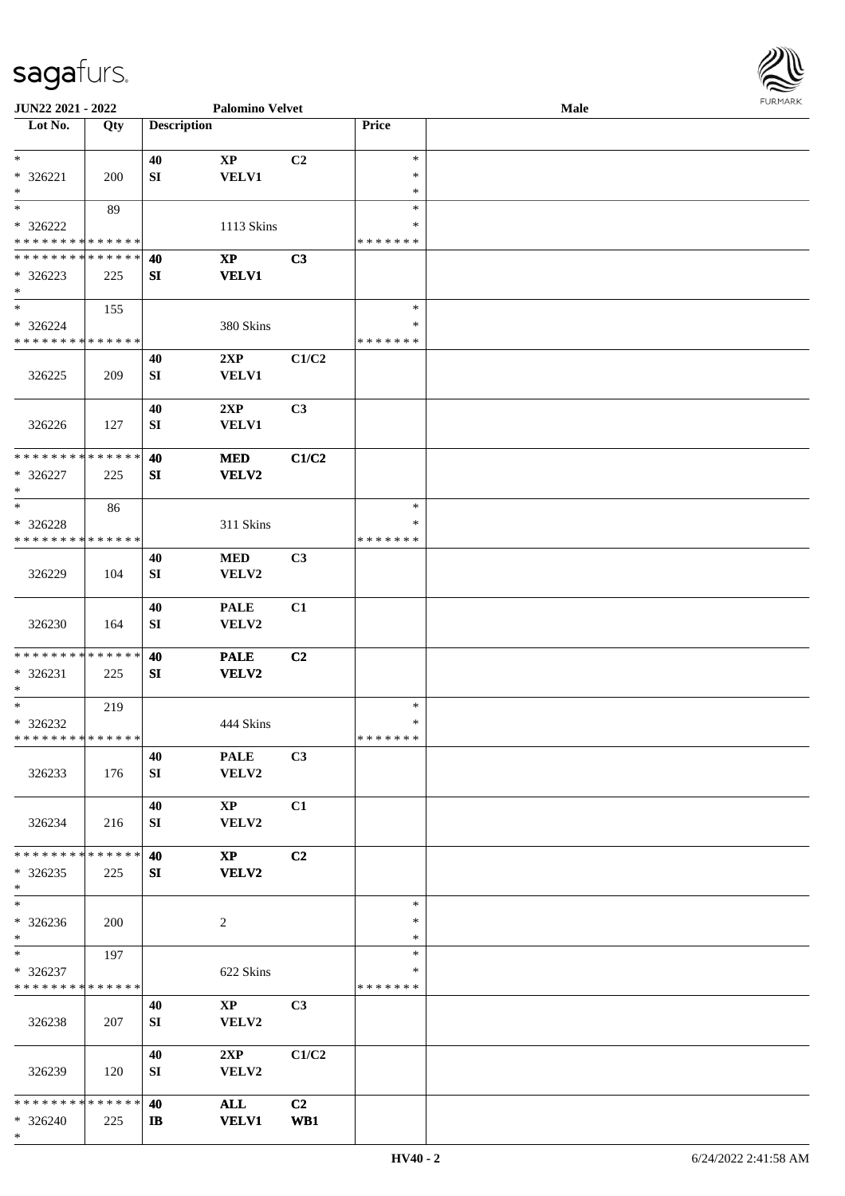JUN22 2021 - 2022 | Palomino Velvet | Male

| Lot No. | Qty | Description | | | Price | |
|---|---|---|---|---|---|---|
| * | | 40 | XP | C2 | * | |
| * 326221 | 200 | SI | VELV1 | | * | |
| * | | | | | * | |
| * | 89 | | | | * | |
| * 326222 | | | 1113 Skins | | * | |
| * * * * * * * * * * * * * * | | | | | * * * * * * * | |
| * * * * * * * * * * * * * * | | 40 | XP | C3 | | |
| * 326223 | 225 | SI | VELV1 | | | |
| * | | | | | | |
| * | 155 | | | | * | |
| * 326224 | | | 380 Skins | | * | |
| * * * * * * * * * * * * * * | | | | | * * * * * * * | |
| | | 40 | 2XP | C1/C2 | | |
| 326225 | 209 | SI | VELV1 | | | |
| | | 40 | 2XP | C3 | | |
| 326226 | 127 | SI | VELV1 | | | |
| * * * * * * * * * * * * * * | | 40 | MED | C1/C2 | | |
| * 326227 | 225 | SI | VELV2 | | | |
| * | | | | | | |
| * | 86 | | | | * | |
| * 326228 | | | 311 Skins | | * | |
| * * * * * * * * * * * * * * | | | | | * * * * * * * | |
| | | 40 | MED | C3 | | |
| 326229 | 104 | SI | VELV2 | | | |
| | | 40 | PALE | C1 | | |
| 326230 | 164 | SI | VELV2 | | | |
| * * * * * * * * * * * * * * | | 40 | PALE | C2 | | |
| * 326231 | 225 | SI | VELV2 | | | |
| * | | | | | | |
| * | 219 | | | | * | |
| * 326232 | | | 444 Skins | | * | |
| * * * * * * * * * * * * * * | | | | | * * * * * * * | |
| | | 40 | PALE | C3 | | |
| 326233 | 176 | SI | VELV2 | | | |
| | | 40 | XP | C1 | | |
| 326234 | 216 | SI | VELV2 | | | |
| * * * * * * * * * * * * * * | | 40 | XP | C2 | | |
| * 326235 | 225 | SI | VELV2 | | | |
| * | | | | | | |
| * | | | | | * | |
| * 326236 | 200 | | 2 | | * | |
| * | | | | | * | |
| * | 197 | | | | * | |
| * 326237 | | | 622 Skins | | * | |
| * * * * * * * * * * * * * * | | | | | * * * * * * * | |
| | | 40 | XP | C3 | | |
| 326238 | 207 | SI | VELV2 | | | |
| | | 40 | 2XP | C1/C2 | | |
| 326239 | 120 | SI | VELV2 | | | |
| * * * * * * * * * * * * * * | | 40 | ALL | C2 | | |
| * 326240 | 225 | IB | VELV1 | WB1 | | |
| * | | | | | | |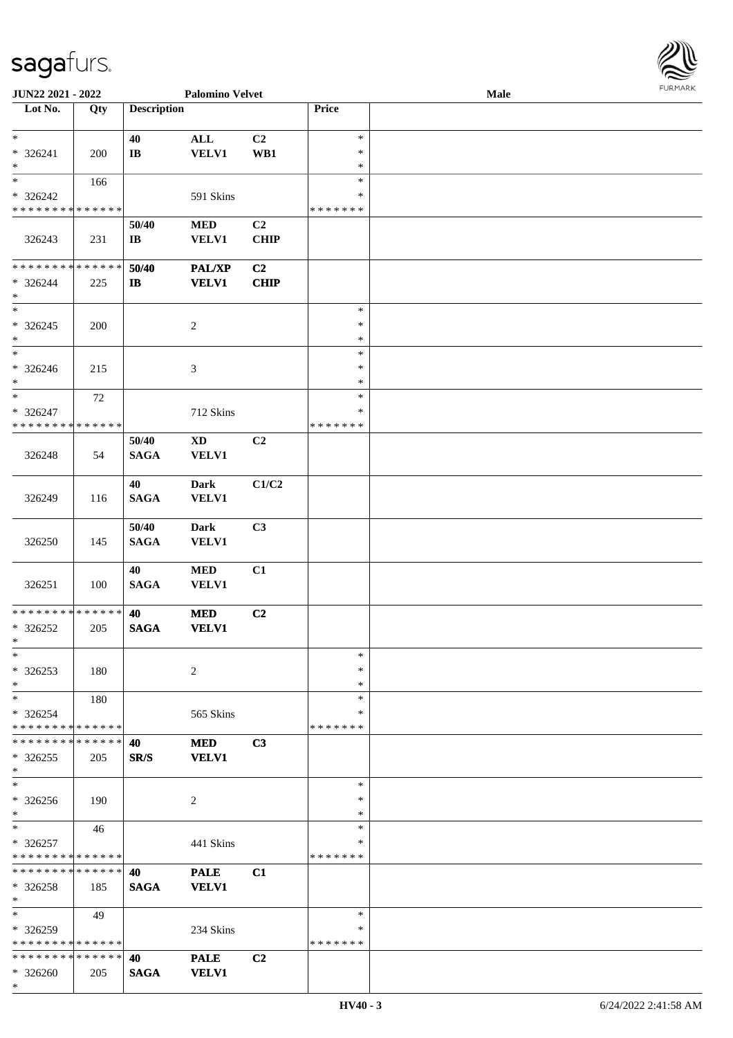JUN22 2021 - 2022 | Palomino Velvet | Male

| Lot No. | Qty | Description | | | Price | |
|---|---|---|---|---|---|---|
| * <br> * 326241 <br> * | 200 | 40 <br> IB | ALL <br> VELV1 | C2 <br> WB1 | * <br> * <br> * | |
| * <br> * 326242 <br> * * * * * * * * * * * * * * | 166 | | 591 Skins | | * <br> * <br> * * * * * * * | |
| 326243 | 231 | 50/40 <br> IB | MED <br> VELV1 | C2 <br> CHIP | | |
| * * * * * * * * * * * * * * <br> * 326244 <br> * | 225 | 50/40 <br> IB | PAL/XP <br> VELV1 | C2 <br> CHIP | | |
| * <br> * 326245 <br> * | 200 | | 2 | | * <br> * <br> * | |
| * <br> * 326246 <br> * | 215 | | 3 | | * <br> * <br> * | |
| * <br> * 326247 <br> * * * * * * * * * * * * * * | 72 | | 712 Skins | | * <br> * <br> * * * * * * * | |
| 326248 | 54 | 50/40 <br> SAGA | XD <br> VELV1 | C2 | | |
| 326249 | 116 | 40 <br> SAGA | Dark <br> VELV1 | C1/C2 | | |
| 326250 | 145 | 50/40 <br> SAGA | Dark <br> VELV1 | C3 | | |
| 326251 | 100 | 40 <br> SAGA | MED <br> VELV1 | C1 | | |
| * * * * * * * * * * * * * * <br> * 326252 <br> * | 205 | 40 <br> SAGA | MED <br> VELV1 | C2 | | |
| * <br> * 326253 <br> * | 180 | | 2 | | * <br> * <br> * | |
| * <br> * 326254 <br> * * * * * * * * * * * * * * | 180 | | 565 Skins | | * <br> * <br> * * * * * * * | |
| * * * * * * * * * * * * * * <br> * 326255 <br> * | 205 | 40 <br> SR/S | MED <br> VELV1 | C3 | | |
| * <br> * 326256 <br> * | 190 | | 2 | | * <br> * <br> * | |
| * <br> * 326257 <br> * * * * * * * * * * * * * * | 46 | | 441 Skins | | * <br> * <br> * * * * * * * | |
| * * * * * * * * * * * * * * <br> * 326258 <br> * | 185 | 40 <br> SAGA | PALE <br> VELV1 | C1 | | |
| * <br> * 326259 <br> * * * * * * * * * * * * * * | 49 | | 234 Skins | | * <br> * <br> * * * * * * * | |
| * * * * * * * * * * * * * * <br> * 326260 <br> * | 205 | 40 <br> SAGA | PALE <br> VELV1 | C2 | | |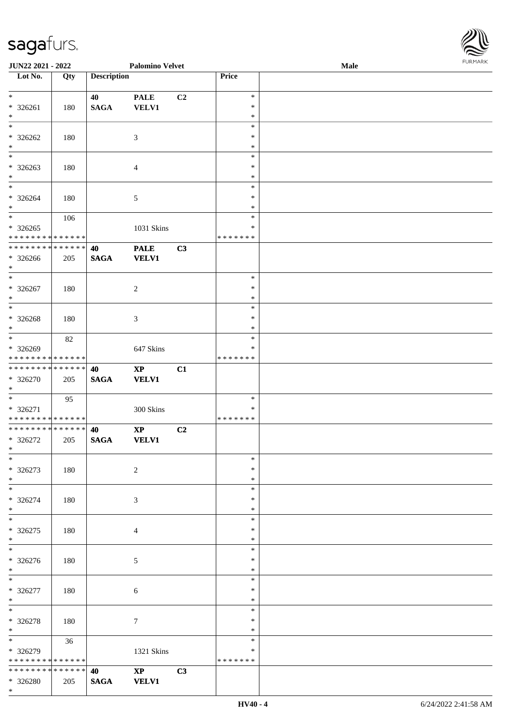| Lot No. | Qty | Description | | | Price | |
|---|---|---|---|---|---|---|
| * | | 40 | PALE | C2 | * | |
| * 326261 | 180 | SAGA | VELV1 | | * | |
| * | | | | | * | |
| * | | | | | * | |
| * 326262 | 180 | | 3 | | * | |
| * | | | | | * | |
| * | | | | | * | |
| * 326263 | 180 | | 4 | | * | |
| * | | | | | * | |
| * | | | | | * | |
| * 326264 | 180 | | 5 | | * | |
| * | | | | | * | |
| * | 106 | | | | * | |
| * 326265 | | | 1031 Skins | | * | |
| * * * * * * * * * * * * * * | | | | | * * * * * * * | |
| * * * * * * * * * * * * * * | | 40 | PALE | C3 | | |
| * 326266 | 205 | SAGA | VELV1 | | | |
| * | | | | | | |
| * | | | | | * | |
| * 326267 | 180 | | 2 | | * | |
| * | | | | | * | |
| * | | | | | * | |
| * 326268 | 180 | | 3 | | * | |
| * | | | | | * | |
| * | 82 | | | | * | |
| * 326269 | | | 647 Skins | | * | |
| * * * * * * * * * * * * * * | | | | | * * * * * * * | |
| * * * * * * * * * * * * * * | | 40 | XP | C1 | | |
| * 326270 | 205 | SAGA | VELV1 | | | |
| * | | | | | | |
| * | 95 | | | | * | |
| * 326271 | | | 300 Skins | | * | |
| * * * * * * * * * * * * * * | | | | | * * * * * * * | |
| * * * * * * * * * * * * * * | | 40 | XP | C2 | | |
| * 326272 | 205 | SAGA | VELV1 | | | |
| * | | | | | | |
| * | | | | | * | |
| * 326273 | 180 | | 2 | | * | |
| * | | | | | * | |
| * | | | | | * | |
| * 326274 | 180 | | 3 | | * | |
| * | | | | | * | |
| * | | | | | * | |
| * 326275 | 180 | | 4 | | * | |
| * | | | | | * | |
| * | | | | | * | |
| * 326276 | 180 | | 5 | | * | |
| * | | | | | * | |
| * | | | | | * | |
| * 326277 | 180 | | 6 | | * | |
| * | | | | | * | |
| * | | | | | * | |
| * 326278 | 180 | | 7 | | * | |
| * | | | | | * | |
| * | 36 | | | | * | |
| * 326279 | | | 1321 Skins | | * | |
| * * * * * * * * * * * * * * | | | | | * * * * * * * | |
| * * * * * * * * * * * * * * | | 40 | XP | C3 | | |
| * 326280 | 205 | SAGA | VELV1 | | | |
| * | | | | | | |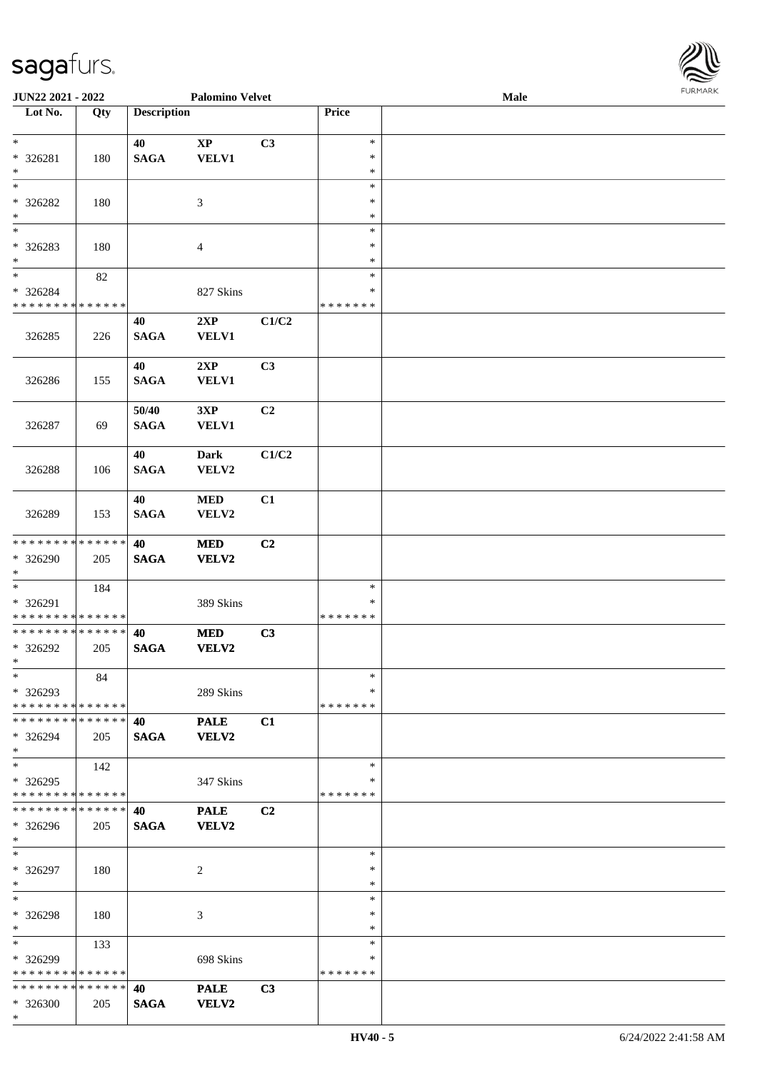**JUN22 2021 - 2022** | **Palomino Velvet** | **Male**

| Lot No. | Qty | Description | | | Price | |
|---|---|---|---|---|---|---|
| * | | 40 | XP | C3 | * | |
| * 326281 | 180 | SAGA | VELV1 | | * | |
| * | | | | | * | |
| * | | | | | * | |
| * 326282 | 180 | | 3 | | * | |
| * | | | | | * | |
| * | | | | | * | |
| * 326283 | 180 | | 4 | | * | |
| * | | | | | * | |
| * | 82 | | | | * | |
| * 326284 | | | 827 Skins | | * | |
| * * * * * * * * * * * * * * | | | | | * * * * * * * | |
| | | 40 | 2XP | C1/C2 | | |
| 326285 | 226 | SAGA | VELV1 | | | |
| | | 40 | 2XP | C3 | | |
| 326286 | 155 | SAGA | VELV1 | | | |
| | | 50/40 | 3XP | C2 | | |
| 326287 | 69 | SAGA | VELV1 | | | |
| | | 40 | Dark | C1/C2 | | |
| 326288 | 106 | SAGA | VELV2 | | | |
| | | 40 | MED | C1 | | |
| 326289 | 153 | SAGA | VELV2 | | | |
| * * * * * * * * * * * * * * | | 40 | MED | C2 | | |
| * 326290 | 205 | SAGA | VELV2 | | | |
| * | | | | | | |
| * | 184 | | | | * | |
| * 326291 | | | 389 Skins | | * | |
| * * * * * * * * * * * * * * | | | | | * * * * * * * | |
| * * * * * * * * * * * * * * | | 40 | MED | C3 | | |
| * 326292 | 205 | SAGA | VELV2 | | | |
| * | | | | | | |
| * | 84 | | | | * | |
| * 326293 | | | 289 Skins | | * | |
| * * * * * * * * * * * * * * | | | | | * * * * * * * | |
| * * * * * * * * * * * * * * | | 40 | PALE | C1 | | |
| * 326294 | 205 | SAGA | VELV2 | | | |
| * | | | | | | |
| * | 142 | | | | * | |
| * 326295 | | | 347 Skins | | * | |
| * * * * * * * * * * * * * * | | | | | * * * * * * * | |
| * * * * * * * * * * * * * * | | 40 | PALE | C2 | | |
| * 326296 | 205 | SAGA | VELV2 | | | |
| * | | | | | | |
| * | | | | | * | |
| * 326297 | 180 | | 2 | | * | |
| * | | | | | * | |
| * | | | | | * | |
| * 326298 | 180 | | 3 | | * | |
| * | | | | | * | |
| * | 133 | | | | * | |
| * 326299 | | | 698 Skins | | * | |
| * * * * * * * * * * * * * * | | | | | * * * * * * * | |
| * * * * * * * * * * * * * * | | 40 | PALE | C3 | | |
| * 326300 | 205 | SAGA | VELV2 | | | |
| * | | | | | | |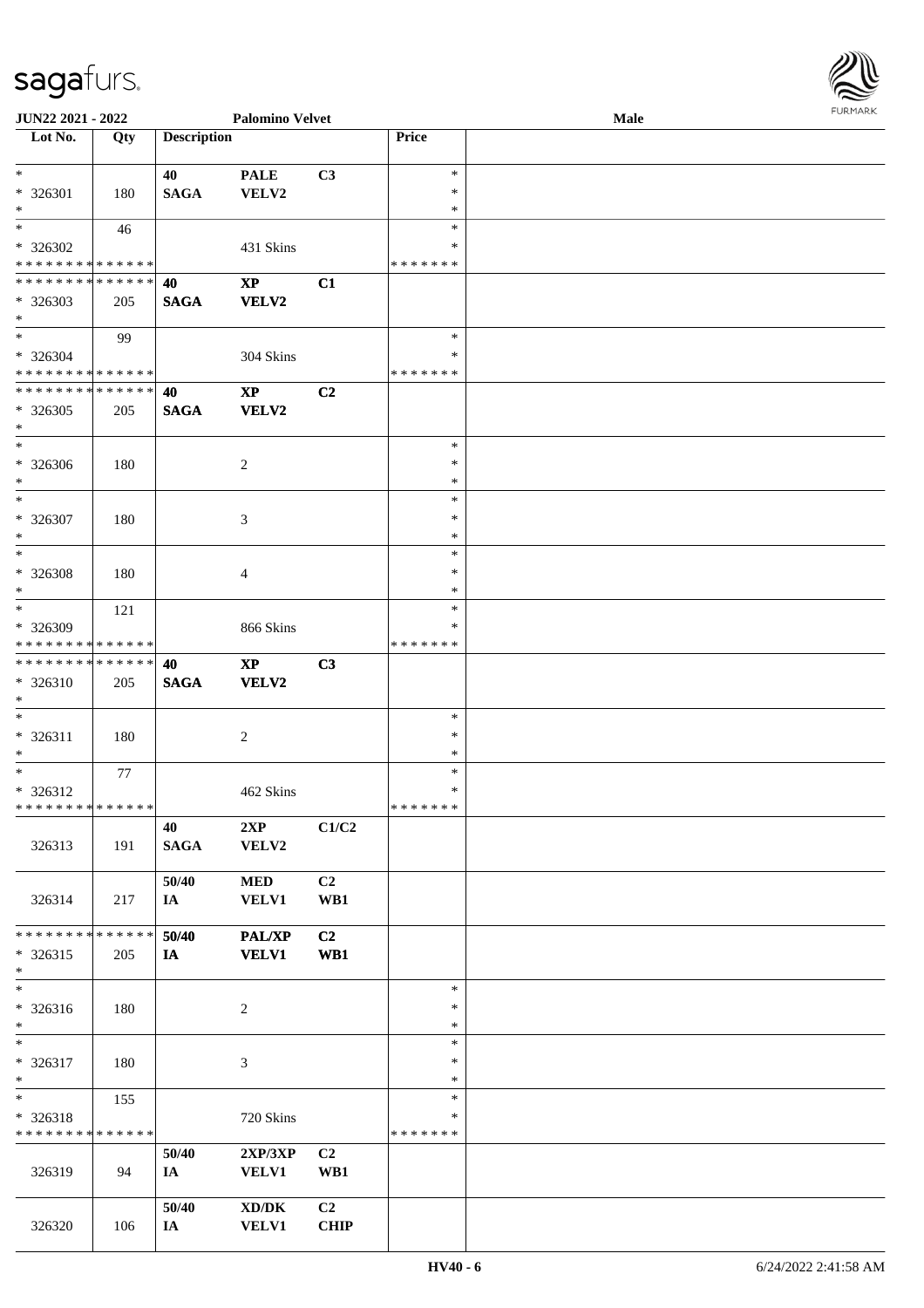| Lot No. | Qty | Description | | | Price | |
|---|---|---|---|---|---|---|
| * <br> * 326301 <br> * | 180 | 40 <br> **SAGA** | **PALE** <br> **VELV2** | C3 | * <br> * <br> * | |
| * <br> * 326302 <br> * * * * * * * * * * * * * * | 46 | | 431 Skins | | * <br> * <br> * * * * * * * | |
| * * * * * * * * * * * * * * <br> * 326303 <br> * | 205 | **40** <br> **SAGA** | **XP** <br> **VELV2** | **C1** | | |
| * <br> * 326304 <br> * * * * * * * * * * * * * * | 99 | | 304 Skins | | * <br> * <br> * * * * * * * | |
| * * * * * * * * * * * * * * <br> * 326305 <br> * | 205 | **40** <br> **SAGA** | **XP** <br> **VELV2** | **C2** | | |
| * <br> * 326306 <br> * | 180 | | 2 | | * <br> * <br> * | |
| * <br> * 326307 <br> * | 180 | | 3 | | * <br> * <br> * | |
| * <br> * 326308 <br> * | 180 | | 4 | | * <br> * <br> * | |
| * <br> * 326309 <br> * * * * * * * * * * * * * * | 121 | | 866 Skins | | * <br> * <br> * * * * * * * | |
| * * * * * * * * * * * * * * <br> * 326310 <br> * | 205 | **40** <br> **SAGA** | **XP** <br> **VELV2** | **C3** | | |
| * <br> * 326311 <br> * | 180 | | 2 | | * <br> * <br> * | |
| * <br> * 326312 <br> * * * * * * * * * * * * * * | 77 | | 462 Skins | | * <br> * <br> * * * * * * * | |
| 326313 | 191 | **40** <br> **SAGA** | **2XP** <br> **VELV2** | **C1/C2** | | |
| 326314 | 217 | **50/40** <br> **IA** | **MED** <br> **VELV1** | **C2** <br> **WB1** | | |
| * * * * * * * * * * * * * * <br> * 326315 <br> * | 205 | **50/40** <br> **IA** | **PAL/XP** <br> **VELV1** | **C2** <br> **WB1** | | |
| * <br> * 326316 <br> * | 180 | | 2 | | * <br> * <br> * | |
| * <br> * 326317 <br> * | 180 | | 3 | | * <br> * <br> * | |
| * <br> * 326318 <br> * * * * * * * * * * * * * * | 155 | | 720 Skins | | * <br> * <br> * * * * * * * | |
| 326319 | 94 | **50/40** <br> **IA** | **2XP/3XP** <br> **VELV1** | **C2** <br> **WB1** | | |
| 326320 | 106 | **50/40** <br> **IA** | **XD/DK** <br> **VELV1** | **C2** <br> **CHIP** | | |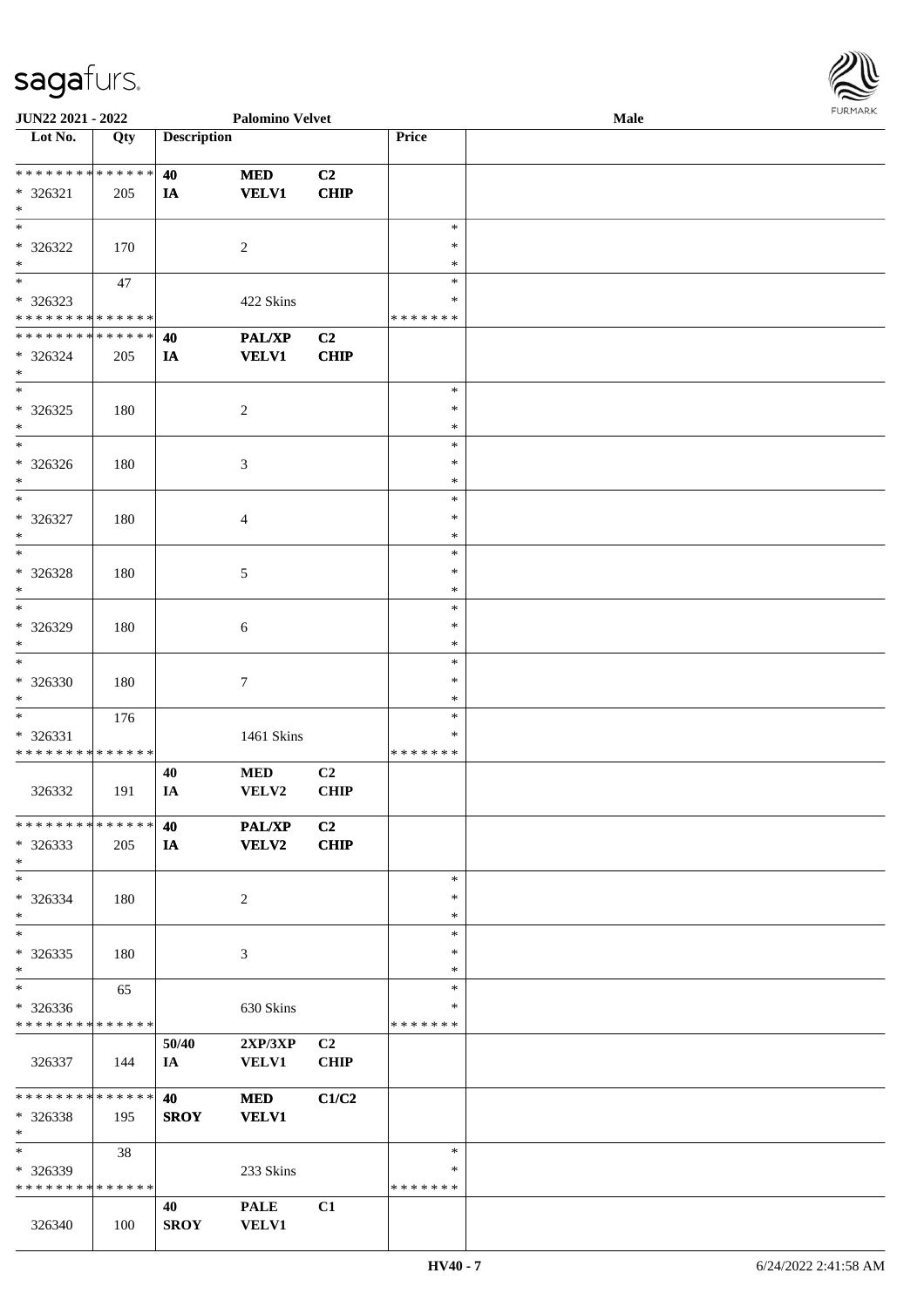| Lot No. | Qty | Description | | | Price | |
|---|---|---|---|---|---|---|
| * * * * * * * * * * * * * * | | 40 | MED | C2 | | |
| * 326321 | 205 | IA | VELV1 | CHIP | | |
| * | | | | | | |
| * | | | | | * | |
| * 326322 | 170 | | 2 | | * | |
| * | | | | | * | |
| * | 47 | | | | * | |
| * 326323 | | | 422 Skins | | * | |
| * * * * * * * * * * * * * * | | | | | * * * * * * * | |
| * * * * * * * * * * * * * * | | 40 | PAL/XP | C2 | | |
| * 326324 | 205 | IA | VELV1 | CHIP | | |
| * | | | | | | |
| * | | | | | * | |
| * 326325 | 180 | | 2 | | * | |
| * | | | | | * | |
| * | | | | | * | |
| * 326326 | 180 | | 3 | | * | |
| * | | | | | * | |
| * | | | | | * | |
| * 326327 | 180 | | 4 | | * | |
| * | | | | | * | |
| * | | | | | * | |
| * 326328 | 180 | | 5 | | * | |
| * | | | | | * | |
| * | | | | | * | |
| * 326329 | 180 | | 6 | | * | |
| * | | | | | * | |
| * | | | | | * | |
| * 326330 | 180 | | 7 | | * | |
| * | | | | | * | |
| * | 176 | | | | * | |
| * 326331 | | | 1461 Skins | | * | |
| * * * * * * * * * * * * * * | | | | | * * * * * * * | |
| | | 40 | MED | C2 | | |
| 326332 | 191 | IA | VELV2 | CHIP | | |
| * * * * * * * * * * * * * * | | 40 | PAL/XP | C2 | | |
| * 326333 | 205 | IA | VELV2 | CHIP | | |
| * | | | | | | |
| * | | | | | * | |
| * 326334 | 180 | | 2 | | * | |
| * | | | | | * | |
| * | | | | | * | |
| * 326335 | 180 | | 3 | | * | |
| * | | | | | * | |
| * | 65 | | | | * | |
| * 326336 | | | 630 Skins | | * | |
| * * * * * * * * * * * * * * | | | | | * * * * * * * | |
| | | 50/40 | 2XP/3XP | C2 | | |
| 326337 | 144 | IA | VELV1 | CHIP | | |
| * * * * * * * * * * * * * * | | 40 | MED | C1/C2 | | |
| * 326338 | 195 | SROY | VELV1 | | | |
| * | | | | | | |
| * | 38 | | | | * | |
| * 326339 | | | 233 Skins | | * | |
| * * * * * * * * * * * * * * | | | | | * * * * * * * | |
| | | 40 | PALE | C1 | | |
| 326340 | 100 | SROY | VELV1 | | | |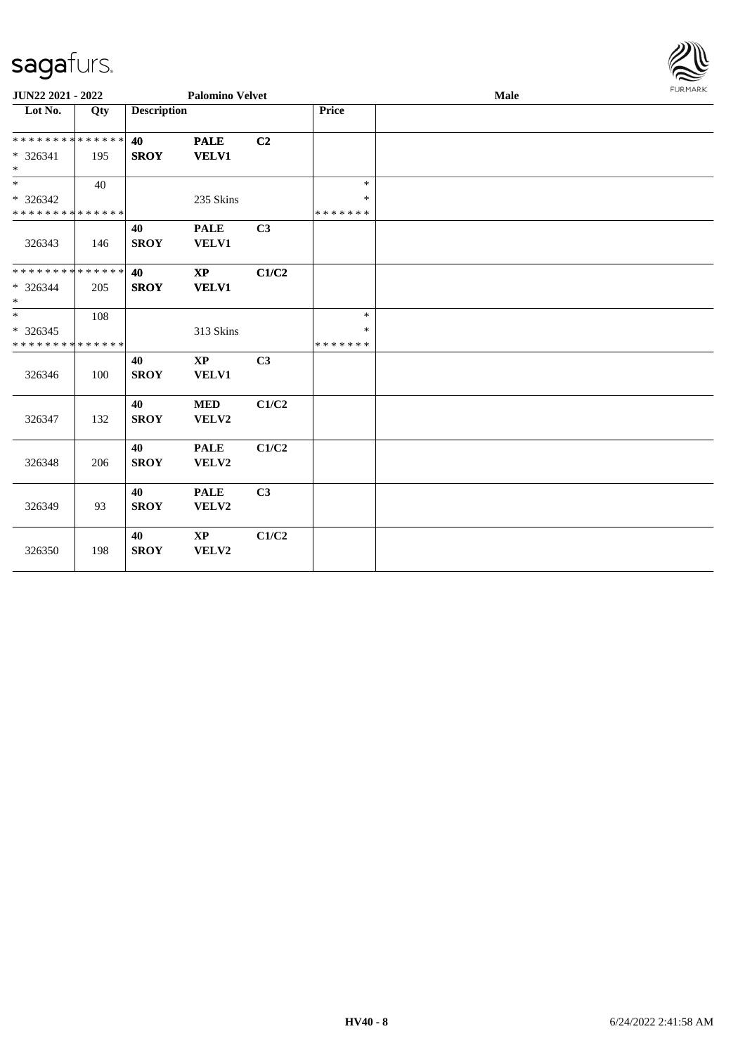| Lot No. | Qty | Description | | | Price | |
|---|---|---|---|---|---|---|
| ************** | | **40** | **PALE** | **C2** | | |
| * 326341 | 195 | **SROY** | **VELV1** | | | |
| * | | | | | | |
| * | 40 | | | | * | |
| * 326342 | | | 235 Skins | | * | |
| ************** | | | | | ******* | |
| | | **40** | **PALE** | **C3** | | |
| 326343 | 146 | **SROY** | **VELV1** | | | |
| ************** | | **40** | **XP** | **C1/C2** | | |
| * 326344 | 205 | **SROY** | **VELV1** | | | |
| * | | | | | | |
| * | 108 | | | | * | |
| * 326345 | | | 313 Skins | | * | |
| ************** | | | | | ******* | |
| | | **40** | **XP** | **C3** | | |
| 326346 | 100 | **SROY** | **VELV1** | | | |
| | | **40** | **MED** | **C1/C2** | | |
| 326347 | 132 | **SROY** | **VELV2** | | | |
| | | **40** | **PALE** | **C1/C2** | | |
| 326348 | 206 | **SROY** | **VELV2** | | | |
| | | **40** | **PALE** | **C3** | | |
| 326349 | 93 | **SROY** | **VELV2** | | | |
| | | **40** | **XP** | **C1/C2** | | |
| 326350 | 198 | **SROY** | **VELV2** | | | |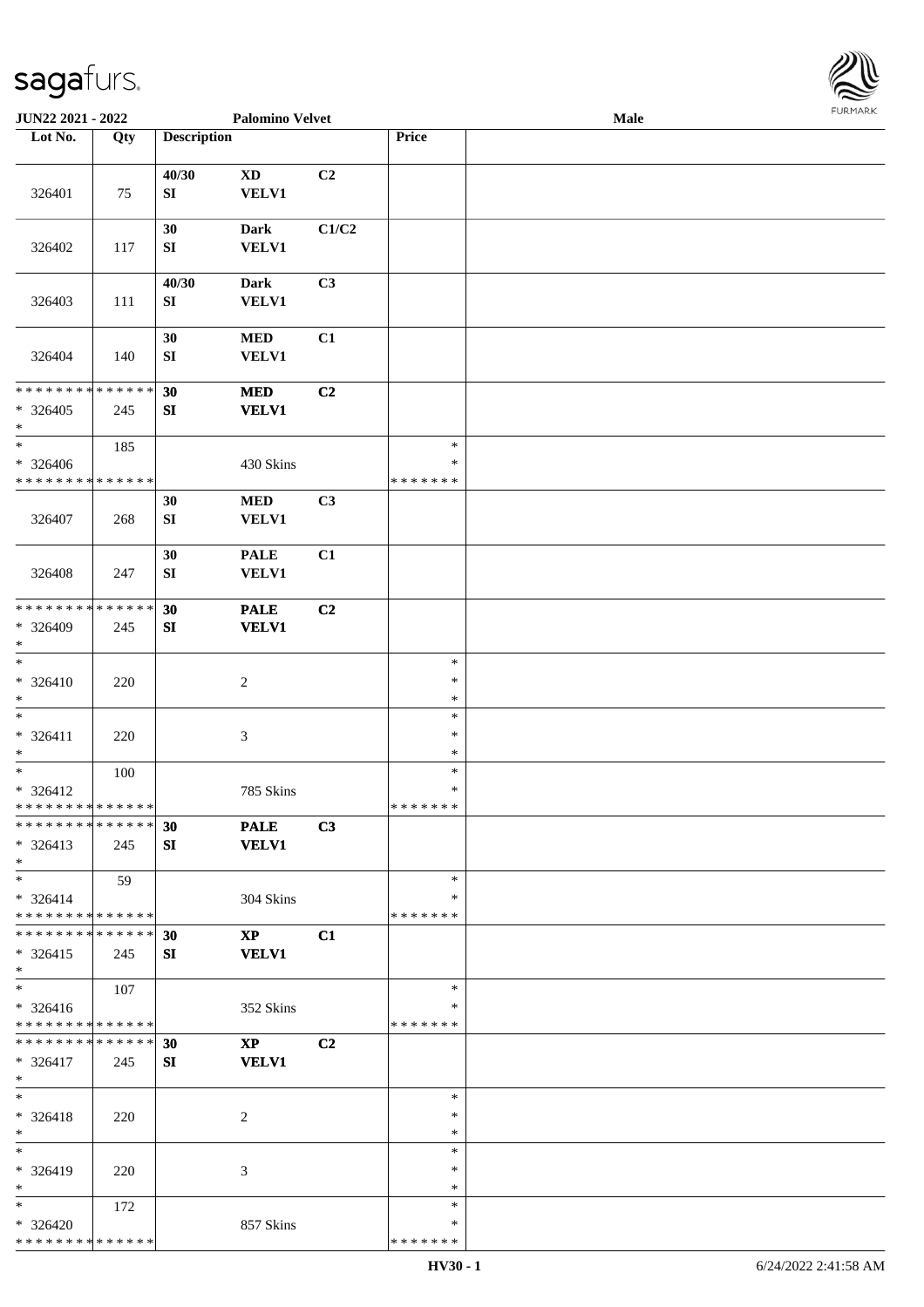**JUN22 2021 - 2022** **Palomino Velvet** **Male**

| Lot No. | Qty | Description | | | Price | |
|---|---|---|---|---|---|---|
| 326401 | 75 | 40/30<br>SI | XD<br>VELV1 | C2 | | |
| 326402 | 117 | 30<br>SI | Dark<br>VELV1 | C1/C2 | | |
| 326403 | 111 | 40/30<br>SI | Dark<br>VELV1 | C3 | | |
| 326404 | 140 | 30<br>SI | MED<br>VELV1 | C1 | | |
| * * * * * * * * * * * * * *<br>* 326405<br>* | 245 | **30**<br>**SI** | **MED**<br>**VELV1** | **C2** | | |
| *<br>* 326406<br>* * * * * * * * * * * * * * | 185 | | 430 Skins | | *<br>*<br>* * * * * * * | |
| 326407 | 268 | 30<br>SI | MED<br>VELV1 | C3 | | |
| 326408 | 247 | 30<br>SI | PALE<br>VELV1 | C1 | | |
| * * * * * * * * * * * * * *<br>* 326409<br>* | 245 | **30**<br>**SI** | **PALE**<br>**VELV1** | **C2** | | |
| *<br>* 326410<br>* | 220 | | 2 | | *<br>*<br>* | |
| *<br>* 326411<br>* | 220 | | 3 | | *<br>*<br>* | |
| *<br>* 326412<br>* * * * * * * * * * * * * * | 100 | | 785 Skins | | *<br>*<br>* * * * * * * | |
| * * * * * * * * * * * * * *<br>* 326413<br>* | 245 | **30**<br>**SI** | **PALE**<br>**VELV1** | **C3** | | |
| *<br>* 326414<br>* * * * * * * * * * * * * * | 59 | | 304 Skins | | *<br>*<br>* * * * * * * | |
| * * * * * * * * * * * * * *<br>* 326415<br>* | 245 | **30**<br>**SI** | **XP**<br>**VELV1** | **C1** | | |
| *<br>* 326416<br>* * * * * * * * * * * * * * | 107 | | 352 Skins | | *<br>*<br>* * * * * * * | |
| * * * * * * * * * * * * * *<br>* 326417<br>* | 245 | **30**<br>**SI** | **XP**<br>**VELV1** | **C2** | | |
| *<br>* 326418<br>* | 220 | | 2 | | *<br>*<br>* | |
| *<br>* 326419<br>* | 220 | | 3 | | *<br>*<br>* | |
| *<br>* 326420<br>* * * * * * * * * * * * * * | 172 | | 857 Skins | | *<br>*<br>* * * * * * * | |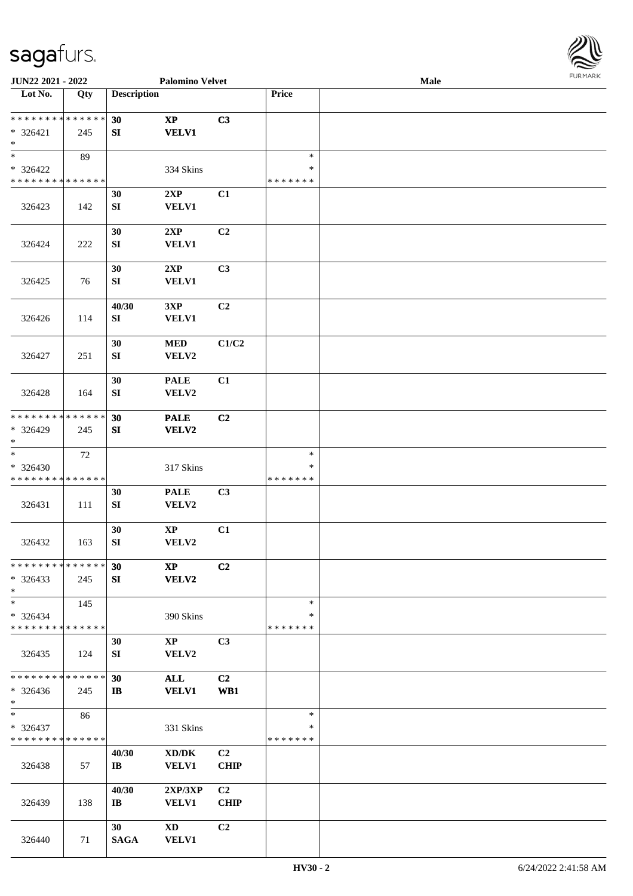| Lot No. | Qty | Description | | | Price | |
|---|---|---|---|---|---|---|
| * * * * * * * * * * * * * * <br> * 326421 <br> * | 245 | **30** <br> **SI** | **XP** <br> **VELV1** | **C3** | | |
| * <br> * 326422 <br> * * * * * * * * * * * * * * | 89 | | 334 Skins | | * <br> * <br> * * * * * * * | |
| 326423 | 142 | **30** <br> **SI** | **2XP** <br> **VELV1** | **C1** | | |
| 326424 | 222 | **30** <br> **SI** | **2XP** <br> **VELV1** | **C2** | | |
| 326425 | 76 | **30** <br> **SI** | **2XP** <br> **VELV1** | **C3** | | |
| 326426 | 114 | **40/30** <br> **SI** | **3XP** <br> **VELV1** | **C2** | | |
| 326427 | 251 | **30** <br> **SI** | **MED** <br> **VELV2** | **C1/C2** | | |
| 326428 | 164 | **30** <br> **SI** | **PALE** <br> **VELV2** | **C1** | | |
| * * * * * * * * * * * * * * <br> * 326429 <br> * | 245 | **30** <br> **SI** | **PALE** <br> **VELV2** | **C2** | | |
| * <br> * 326430 <br> * * * * * * * * * * * * * * | 72 | | 317 Skins | | * <br> * <br> * * * * * * * | |
| 326431 | 111 | **30** <br> **SI** | **PALE** <br> **VELV2** | **C3** | | |
| 326432 | 163 | **30** <br> **SI** | **XP** <br> **VELV2** | **C1** | | |
| * * * * * * * * * * * * * * <br> * 326433 <br> * | 245 | **30** <br> **SI** | **XP** <br> **VELV2** | **C2** | | |
| * <br> * 326434 <br> * * * * * * * * * * * * * * | 145 | | 390 Skins | | * <br> * <br> * * * * * * * | |
| 326435 | 124 | **30** <br> **SI** | **XP** <br> **VELV2** | **C3** | | |
| * * * * * * * * * * * * * * <br> * 326436 <br> * | 245 | **30** <br> **IB** | **ALL** <br> **VELV1** | **C2** <br> **WB1** | | |
| * <br> * 326437 <br> * * * * * * * * * * * * * * | 86 | | 331 Skins | | * <br> * <br> * * * * * * * | |
| 326438 | 57 | **40/30** <br> **IB** | **XD/DK** <br> **VELV1** | **C2** <br> **CHIP** | | |
| 326439 | 138 | **40/30** <br> **IB** | **2XP/3XP** <br> **VELV1** | **C2** <br> **CHIP** | | |
| 326440 | 71 | **30** <br> **SAGA** | **XD** <br> **VELV1** | **C2** | | |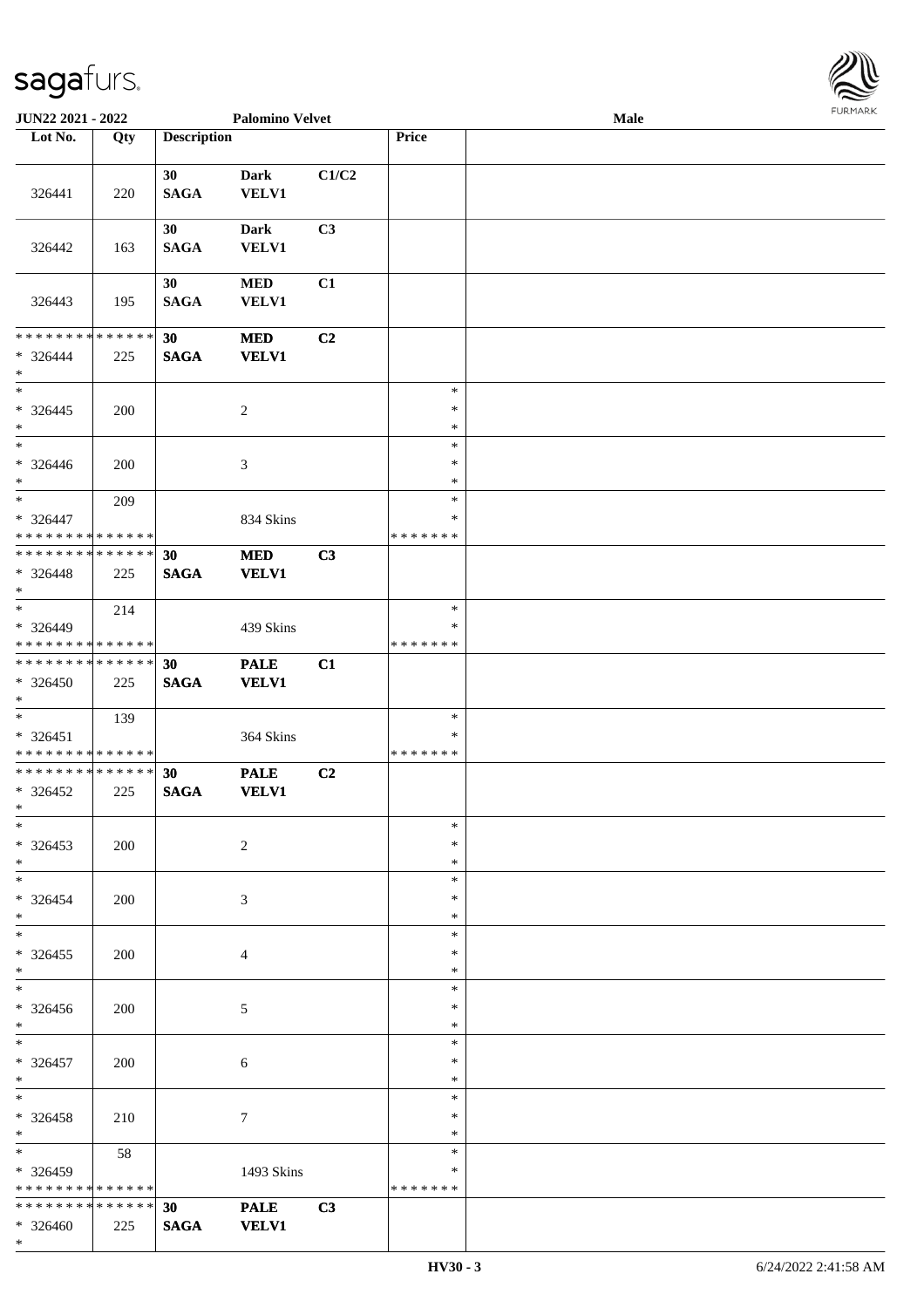JUN22 2021 - 2022 | Palomino Velvet | Male

| Lot No. | Qty | Description | | | Price | |
|---|---|---|---|---|---|---|
| 326441 | 220 | 30 SAGA | Dark VELV1 | C1/C2 | | |
| 326442 | 163 | 30 SAGA | Dark VELV1 | C3 | | |
| 326443 | 195 | 30 SAGA | MED VELV1 | C1 | | |
| * * * * * * * * * * * * * * * 326444 * | 225 | 30 SAGA | MED VELV1 | C2 | | |
| * * 326445 * | 200 | | 2 | | * * * | |
| * * 326446 * | 200 | | 3 | | * * * | |
| * * 326447 * * * * * * * * * * * * * * | 209 | | 834 Skins | | * * * * * * * * * | |
| * * * * * * * * * * * * * * * 326448 * | 225 | 30 SAGA | MED VELV1 | C3 | | |
| * * 326449 * * * * * * * * * * * * * * | 214 | | 439 Skins | | * * * * * * * * * | |
| * * * * * * * * * * * * * * * 326450 * | 225 | 30 SAGA | PALE VELV1 | C1 | | |
| * * 326451 * * * * * * * * * * * * * * | 139 | | 364 Skins | | * * * * * * * * * | |
| * * * * * * * * * * * * * * * 326452 * | 225 | 30 SAGA | PALE VELV1 | C2 | | |
| * * 326453 * | 200 | | 2 | | * * * | |
| * * 326454 * | 200 | | 3 | | * * * | |
| * * 326455 * | 200 | | 4 | | * * * | |
| * * 326456 * | 200 | | 5 | | * * * | |
| * * 326457 * | 200 | | 6 | | * * * | |
| * * 326458 * | 210 | | 7 | | * * * | |
| * * 326459 * * * * * * * * * * * * * * | 58 | | 1493 Skins | | * * * * * * * * * | |
| * * * * * * * * * * * * * * * 326460 * | 225 | 30 SAGA | PALE VELV1 | C3 | | |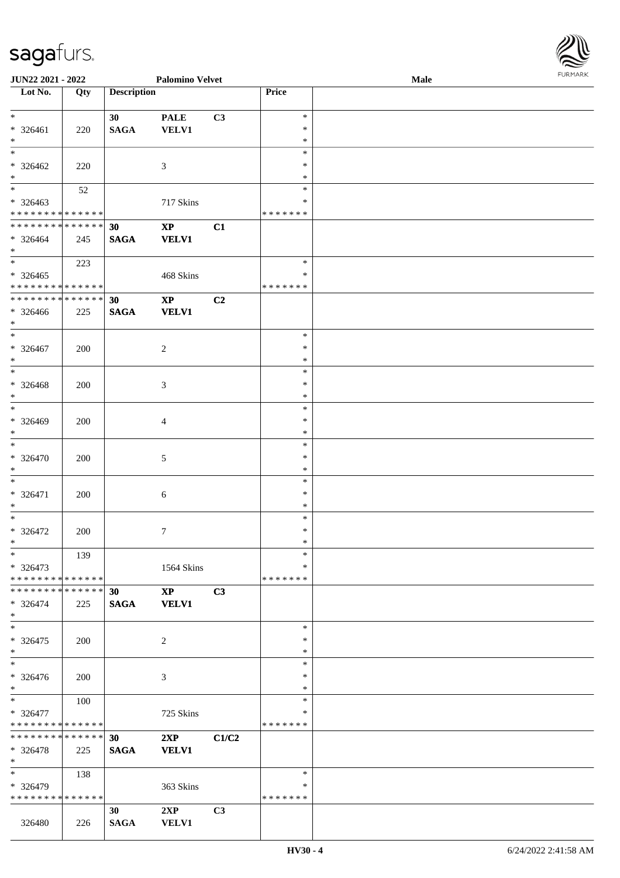| Lot No. | Qty | Description | | | Price | |
|---|---|---|---|---|---|---|
| * | | 30 | PALE | C3 | * | |
| * 326461 | 220 | SAGA | VELV1 | | * | |
| * | | | | | * | |
| * | | | | | * | |
| * 326462 | 220 | | 3 | | * | |
| * | | | | | * | |
| * | 52 | | | | * | |
| * 326463 | | | 717 Skins | | * | |
| * * * * * * * * * * * * * * | | | | | * * * * * * * | |
| * * * * * * * * * * * * * * | | 30 | XP | C1 | | |
| * 326464 | 245 | SAGA | VELV1 | | | |
| * | | | | | | |
| * | 223 | | | | * | |
| * 326465 | | | 468 Skins | | * | |
| * * * * * * * * * * * * * * | | | | | * * * * * * * | |
| * * * * * * * * * * * * * * | | 30 | XP | C2 | | |
| * 326466 | 225 | SAGA | VELV1 | | | |
| * | | | | | | |
| * | | | | | * | |
| * 326467 | 200 | | 2 | | * | |
| * | | | | | * | |
| * | | | | | * | |
| * 326468 | 200 | | 3 | | * | |
| * | | | | | * | |
| * | | | | | * | |
| * 326469 | 200 | | 4 | | * | |
| * | | | | | * | |
| * | | | | | * | |
| * 326470 | 200 | | 5 | | * | |
| * | | | | | * | |
| * | | | | | * | |
| * 326471 | 200 | | 6 | | * | |
| * | | | | | * | |
| * | | | | | * | |
| * 326472 | 200 | | 7 | | * | |
| * | | | | | * | |
| * | 139 | | | | * | |
| * 326473 | | | 1564 Skins | | * | |
| * * * * * * * * * * * * * * | | | | | * * * * * * * | |
| * * * * * * * * * * * * * * | | 30 | XP | C3 | | |
| * 326474 | 225 | SAGA | VELV1 | | | |
| * | | | | | | |
| * | | | | | * | |
| * 326475 | 200 | | 2 | | * | |
| * | | | | | * | |
| * | | | | | * | |
| * 326476 | 200 | | 3 | | * | |
| * | | | | | * | |
| * | 100 | | | | * | |
| * 326477 | | | 725 Skins | | * | |
| * * * * * * * * * * * * * * | | | | | * * * * * * * | |
| * * * * * * * * * * * * * * | | 30 | 2XP | C1/C2 | | |
| * 326478 | 225 | SAGA | VELV1 | | | |
| * | | | | | | |
| * | 138 | | | | * | |
| * 326479 | | | 363 Skins | | * | |
| * * * * * * * * * * * * * * | | | | | * * * * * * * | |
| | | 30 | 2XP | C3 | | |
| 326480 | 226 | SAGA | VELV1 | | | |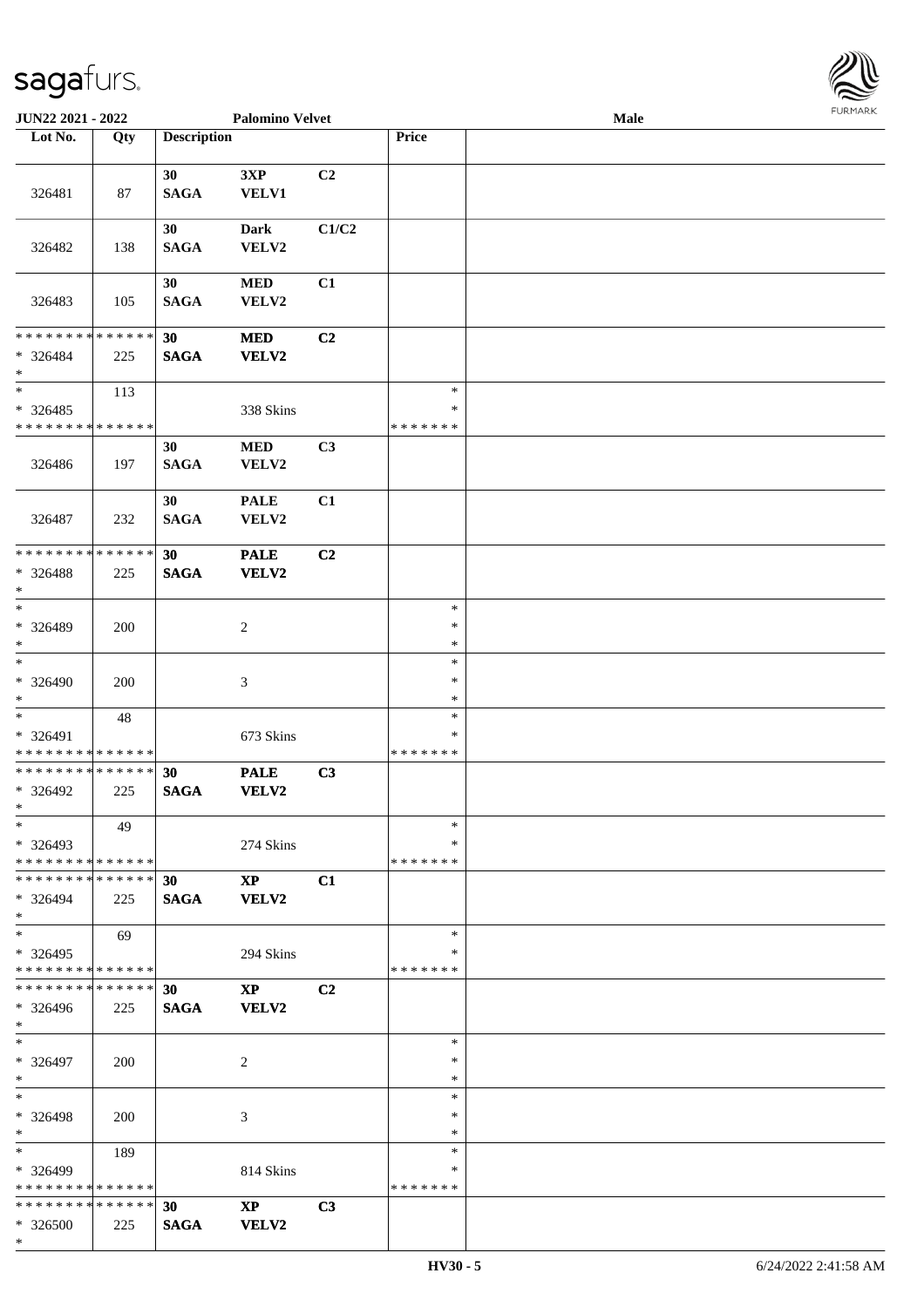| Lot No. | Qty | Description | | | Price | |
|---|---|---|---|---|---|---|
| 326481 | 87 | 30 SAGA | 3XP VELV1 | C2 | | |
| 326482 | 138 | 30 SAGA | Dark VELV2 | C1/C2 | | |
| 326483 | 105 | 30 SAGA | MED VELV2 | C1 | | |
| * * * * * * * * * * * * * * * 326484 * | 225 | **30 SAGA** | **MED VELV2** | **C2** | | |
| * * 326485 * * * * * * * * * * * * * * | 113 | | 338 Skins | | * * * * * * * * * | |
| 326486 | 197 | 30 SAGA | MED VELV2 | C3 | | |
| 326487 | 232 | 30 SAGA | PALE VELV2 | C1 | | |
| * * * * * * * * * * * * * * * 326488 * | 225 | **30 SAGA** | **PALE VELV2** | **C2** | | |
| * * 326489 * | 200 | | 2 | | * * * | |
| * * 326490 * | 200 | | 3 | | * * * | |
| * * 326491 * * * * * * * * * * * * * * | 48 | | 673 Skins | | * * * * * * * * * | |
| * * * * * * * * * * * * * * * 326492 * | 225 | **30 SAGA** | **PALE VELV2** | **C3** | | |
| * * 326493 * * * * * * * * * * * * * * | 49 | | 274 Skins | | * * * * * * * * * | |
| * * * * * * * * * * * * * * * 326494 * | 225 | **30 SAGA** | **XP VELV2** | **C1** | | |
| * * 326495 * * * * * * * * * * * * * * | 69 | | 294 Skins | | * * * * * * * * * | |
| * * * * * * * * * * * * * * * 326496 * | 225 | **30 SAGA** | **XP VELV2** | **C2** | | |
| * * 326497 * | 200 | | 2 | | * * * | |
| * * 326498 * | 200 | | 3 | | * * * | |
| * * 326499 * * * * * * * * * * * * * * | 189 | | 814 Skins | | * * * * * * * * * | |
| * * * * * * * * * * * * * * * 326500 * | 225 | **30 SAGA** | **XP VELV2** | **C3** | | |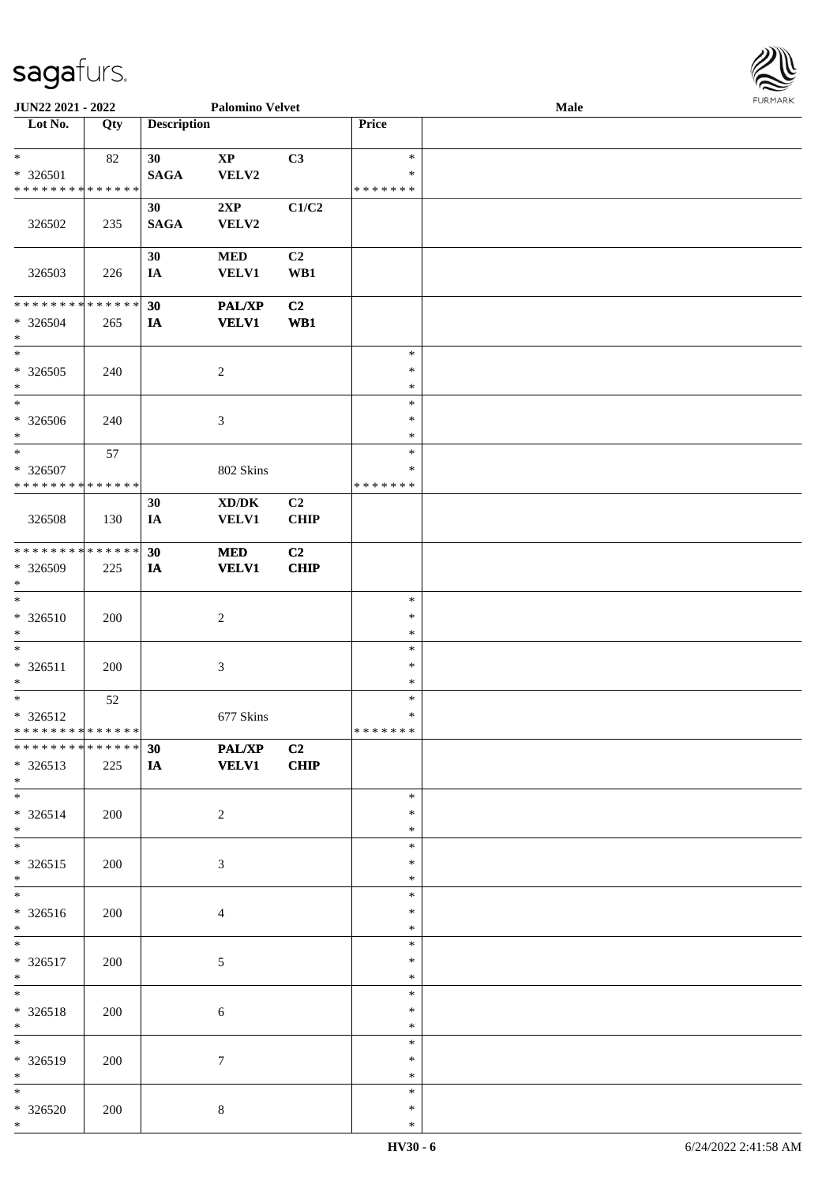| Lot No. | Qty | Description | | | Price | |
|---|---|---|---|---|---|---|
| * | 82 | 30 | XP | C3 | * | |
| * 326501 | | SAGA | VELV2 | | * | |
| * * * * * * * * * * * * * * | | | | | * * * * * * * | |
| 326502 | 235 | 30 SAGA | 2XP VELV2 | C1/C2 | | |
| 326503 | 226 | 30 IA | MED VELV1 | C2 WB1 | | |
| * * * * * * * * * * * * * * | | 30 | PAL/XP | C2 | | |
| * 326504 | 265 | IA | VELV1 | WB1 | | |
| * | | | | | | |
| * | | | | | * | |
| * 326505 | 240 | | 2 | | * | |
| * | | | | | * | |
| * | | | | | * | |
| * 326506 | 240 | | 3 | | * | |
| * | | | | | * | |
| * | 57 | | | | * | |
| * 326507 | | | 802 Skins | | * | |
| * * * * * * * * * * * * * * | | | | | * * * * * * * | |
| 326508 | 130 | 30 IA | XD/DK VELV1 | C2 CHIP | | |
| * * * * * * * * * * * * * * | | 30 | MED | C2 | | |
| * 326509 | 225 | IA | VELV1 | CHIP | | |
| * | | | | | | |
| * | | | | | * | |
| * 326510 | 200 | | 2 | | * | |
| * | | | | | * | |
| * | | | | | * | |
| * 326511 | 200 | | 3 | | * | |
| * | | | | | * | |
| * | 52 | | | | * | |
| * 326512 | | | 677 Skins | | * | |
| * * * * * * * * * * * * * * | | | | | * * * * * * * | |
| * * * * * * * * * * * * * * | | 30 | PAL/XP | C2 | | |
| * 326513 | 225 | IA | VELV1 | CHIP | | |
| * | | | | | | |
| * | | | | | * | |
| * 326514 | 200 | | 2 | | * | |
| * | | | | | * | |
| * | | | | | * | |
| * 326515 | 200 | | 3 | | * | |
| * | | | | | * | |
| * | | | | | * | |
| * 326516 | 200 | | 4 | | * | |
| * | | | | | * | |
| * | | | | | * | |
| * 326517 | 200 | | 5 | | * | |
| * | | | | | * | |
| * | | | | | * | |
| * 326518 | 200 | | 6 | | * | |
| * | | | | | * | |
| * | | | | | * | |
| * 326519 | 200 | | 7 | | * | |
| * | | | | | * | |
| * | | | | | * | |
| * 326520 | 200 | | 8 | | * | |
| * | | | | | * | |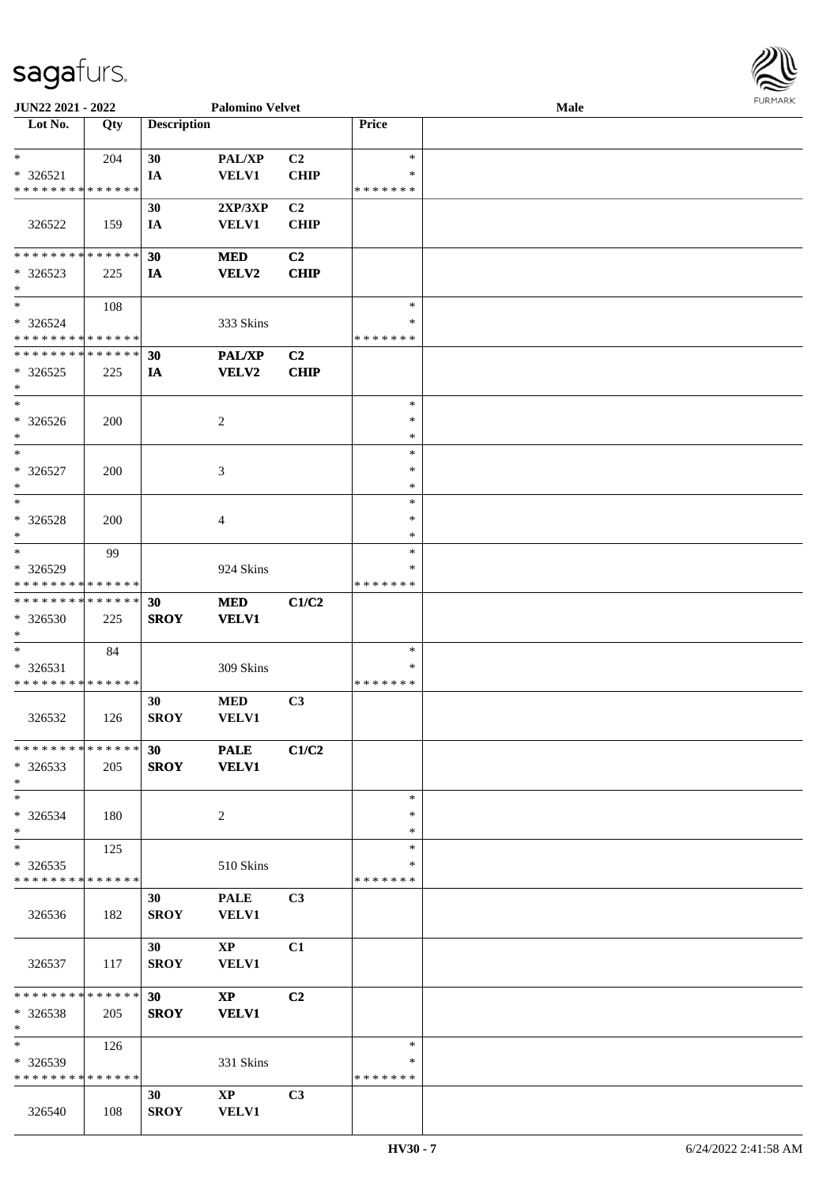| Lot No. | Qty | Description | | | Price | |
|---|---|---|---|---|---|---|
| * | 204 | 30 | PAL/XP | C2 | * | |
| * 326521 | | IA | VELV1 | CHIP | * | |
| * * * * * * * * * * * * * * | | | | | * * * * * * * | |
| | | 30 | 2XP/3XP | C2 | | |
| 326522 | 159 | IA | VELV1 | CHIP | | |
| * * * * * * * * * * * * * * | | 30 | MED | C2 | | |
| * 326523 | 225 | IA | VELV2 | CHIP | | |
| * | | | | | | |
| * | 108 | | | | * | |
| * 326524 | | | 333 Skins | | * | |
| * * * * * * * * * * * * * * | | | | | * * * * * * * | |
| * * * * * * * * * * * * * * | | 30 | PAL/XP | C2 | | |
| * 326525 | 225 | IA | VELV2 | CHIP | | |
| * | | | | | | |
| * | | | | | * | |
| * 326526 | 200 | | 2 | | * | |
| * | | | | | * | |
| * | | | | | * | |
| * 326527 | 200 | | 3 | | * | |
| * | | | | | * | |
| * | | | | | * | |
| * 326528 | 200 | | 4 | | * | |
| * | | | | | * | |
| * | 99 | | | | * | |
| * 326529 | | | 924 Skins | | * | |
| * * * * * * * * * * * * * * | | | | | * * * * * * * | |
| * * * * * * * * * * * * * * | | 30 | MED | C1/C2 | | |
| * 326530 | 225 | SROY | VELV1 | | | |
| * | | | | | | |
| * | 84 | | | | * | |
| * 326531 | | | 309 Skins | | * | |
| * * * * * * * * * * * * * * | | | | | * * * * * * * | |
| | | 30 | MED | C3 | | |
| 326532 | 126 | SROY | VELV1 | | | |
| * * * * * * * * * * * * * * | | 30 | PALE | C1/C2 | | |
| * 326533 | 205 | SROY | VELV1 | | | |
| * | | | | | | |
| * | | | | | * | |
| * 326534 | 180 | | 2 | | * | |
| * | | | | | * | |
| * | 125 | | | | * | |
| * 326535 | | | 510 Skins | | * | |
| * * * * * * * * * * * * * * | | | | | * * * * * * * | |
| | | 30 | PALE | C3 | | |
| 326536 | 182 | SROY | VELV1 | | | |
| | | 30 | XP | C1 | | |
| 326537 | 117 | SROY | VELV1 | | | |
| * * * * * * * * * * * * * * | | 30 | XP | C2 | | |
| * 326538 | 205 | SROY | VELV1 | | | |
| * | | | | | | |
| * | 126 | | | | * | |
| * 326539 | | | 331 Skins | | * | |
| * * * * * * * * * * * * * * | | | | | * * * * * * * | |
| | | 30 | XP | C3 | | |
| 326540 | 108 | SROY | VELV1 | | | |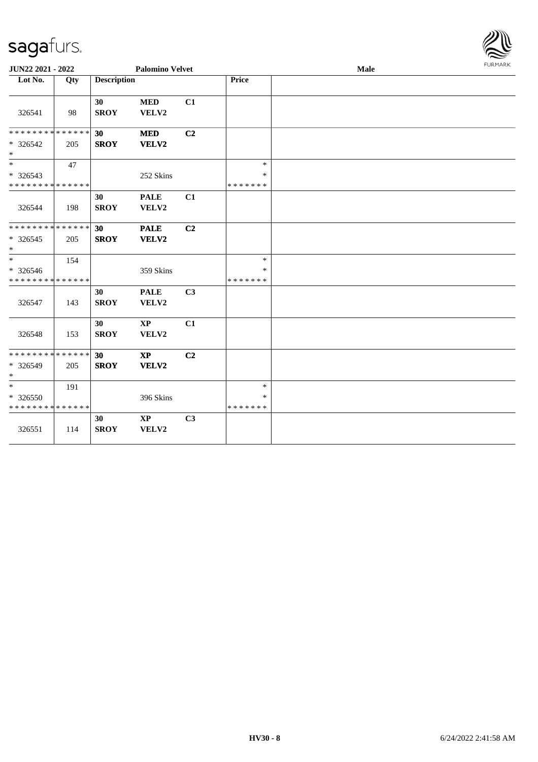| JUN22 2021 - 2022 | | Palomino Velvet | | | | Male |
|---|---|---|---|---|---|---|
| Lot No. | Qty | Description | | | Price | |
| 326541 | 98 | 30 SROY | MED VELV2 | C1 | | |
| * * * * * * * * * * * * * * * 326542 * | 205 | 30 SROY | MED VELV2 | C2 | | |
| * * 326543 * * * * * * * * * * * * * * | 47 | | 252 Skins | | * * * * * * * * * | |
| 326544 | 198 | 30 SROY | PALE VELV2 | C1 | | |
| * * * * * * * * * * * * * * * 326545 * | 205 | 30 SROY | PALE VELV2 | C2 | | |
| * * 326546 * * * * * * * * * * * * * * | 154 | | 359 Skins | | * * * * * * * * * | |
| 326547 | 143 | 30 SROY | PALE VELV2 | C3 | | |
| 326548 | 153 | 30 SROY | XP VELV2 | C1 | | |
| * * * * * * * * * * * * * * * 326549 * | 205 | 30 SROY | XP VELV2 | C2 | | |
| * * 326550 * * * * * * * * * * * * * * | 191 | | 396 Skins | | * * * * * * * * * | |
| 326551 | 114 | 30 SROY | XP VELV2 | C3 | | |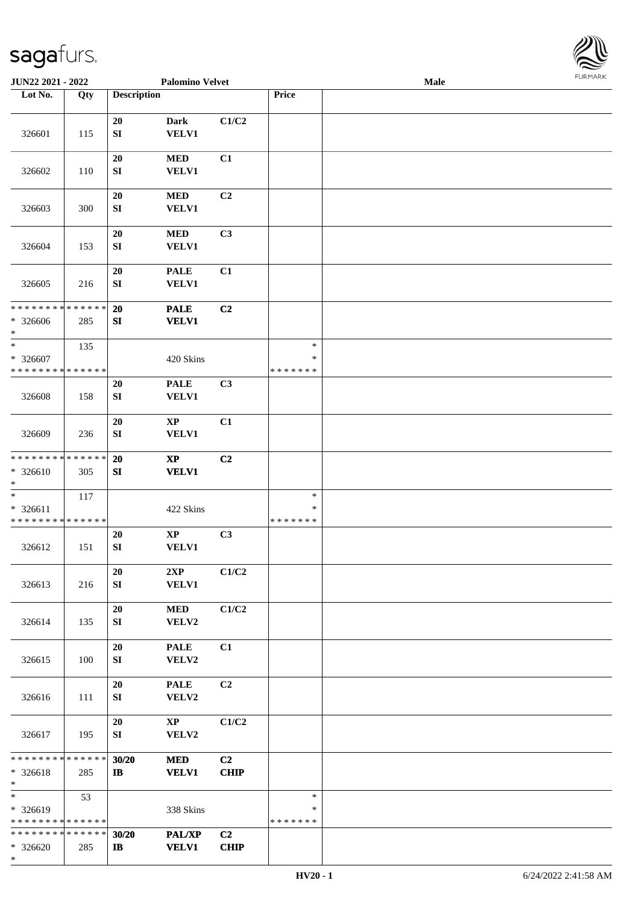JUN22 2021 - 2022 | Palomino Velvet | Male

| Lot No. | Qty | Description | | | Price | |
|---|---|---|---|---|---|---|
| 326601 | 115 | 20 SI | Dark VELV1 | C1/C2 | | |
| 326602 | 110 | 20 SI | MED VELV1 | C1 | | |
| 326603 | 300 | 20 SI | MED VELV1 | C2 | | |
| 326604 | 153 | 20 SI | MED VELV1 | C3 | | |
| 326605 | 216 | 20 SI | PALE VELV1 | C1 | | |
| * * * * * * * * * * * * * * * 326606 * | 285 | 20 SI | PALE VELV1 | C2 | | |
| * * 326607 * * * * * * * * * * * * * * | 135 | | 420 Skins | | * * * * * * * * * | |
| 326608 | 158 | 20 SI | PALE VELV1 | C3 | | |
| 326609 | 236 | 20 SI | XP VELV1 | C1 | | |
| * * * * * * * * * * * * * * * 326610 * | 305 | 20 SI | XP VELV1 | C2 | | |
| * * 326611 * * * * * * * * * * * * * * | 117 | | 422 Skins | | * * * * * * * * * | |
| 326612 | 151 | 20 SI | XP VELV1 | C3 | | |
| 326613 | 216 | 20 SI | 2XP VELV1 | C1/C2 | | |
| 326614 | 135 | 20 SI | MED VELV2 | C1/C2 | | |
| 326615 | 100 | 20 SI | PALE VELV2 | C1 | | |
| 326616 | 111 | 20 SI | PALE VELV2 | C2 | | |
| 326617 | 195 | 20 SI | XP VELV2 | C1/C2 | | |
| * * * * * * * * * * * * * * * 326618 * | 285 | 30/20 IB | MED VELV1 | C2 CHIP | | |
| * * 326619 * * * * * * * * * * * * * * | 53 | | 338 Skins | | * * * * * * * * * | |
| * * * * * * * * * * * * * * * 326620 * | 285 | 30/20 IB | PAL/XP VELV1 | C2 CHIP | | |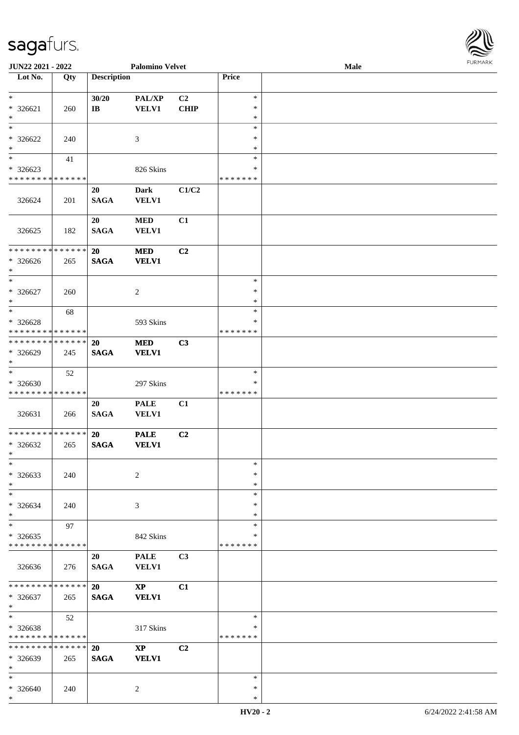JUN22 2021 - 2022 | Palomino Velvet | Male

| Lot No. | Qty | Description | | | Price | |
|---|---|---|---|---|---|---|
| * | | 30/20 | PAL/XP | C2 | * | |
| * 326621 | 260 | IB | VELV1 | CHIP | * | |
| * | | | | | * | |
| * | | | | | * | |
| * 326622 | 240 | | 3 | | * | |
| * | | | | | * | |
| * | 41 | | | | * | |
| * 326623 | | | 826 Skins | | * | |
| * * * * * * * * * * * * * * | | | | | * * * * * * * | |
| | | 20 | Dark | C1/C2 | | |
| 326624 | 201 | SAGA | VELV1 | | | |
| | | 20 | MED | C1 | | |
| 326625 | 182 | SAGA | VELV1 | | | |
| * * * * * * * * * * * * * * | | 20 | MED | C2 | | |
| * 326626 | 265 | SAGA | VELV1 | | | |
| * | | | | | | |
| * | | | | | * | |
| * 326627 | 260 | | 2 | | * | |
| * | | | | | * | |
| * | 68 | | | | * | |
| * 326628 | | | 593 Skins | | * | |
| * * * * * * * * * * * * * * | | | | | * * * * * * * | |
| * * * * * * * * * * * * * * | | 20 | MED | C3 | | |
| * 326629 | 245 | SAGA | VELV1 | | | |
| * | | | | | | |
| * | 52 | | | | * | |
| * 326630 | | | 297 Skins | | * | |
| * * * * * * * * * * * * * * | | | | | * * * * * * * | |
| | | 20 | PALE | C1 | | |
| 326631 | 266 | SAGA | VELV1 | | | |
| * * * * * * * * * * * * * * | | 20 | PALE | C2 | | |
| * 326632 | 265 | SAGA | VELV1 | | | |
| * | | | | | | |
| * | | | | | * | |
| * 326633 | 240 | | 2 | | * | |
| * | | | | | * | |
| * | | | | | * | |
| * 326634 | 240 | | 3 | | * | |
| * | | | | | * | |
| * | 97 | | | | * | |
| * 326635 | | | 842 Skins | | * | |
| * * * * * * * * * * * * * * | | | | | * * * * * * * | |
| | | 20 | PALE | C3 | | |
| 326636 | 276 | SAGA | VELV1 | | | |
| * * * * * * * * * * * * * * | | 20 | XP | C1 | | |
| * 326637 | 265 | SAGA | VELV1 | | | |
| * | | | | | | |
| * | 52 | | | | * | |
| * 326638 | | | 317 Skins | | * | |
| * * * * * * * * * * * * * * | | | | | * * * * * * * | |
| * * * * * * * * * * * * * * | | 20 | XP | C2 | | |
| * 326639 | 265 | SAGA | VELV1 | | | |
| * | | | | | | |
| * | | | | | * | |
| * 326640 | 240 | | 2 | | * | |
| * | | | | | * | |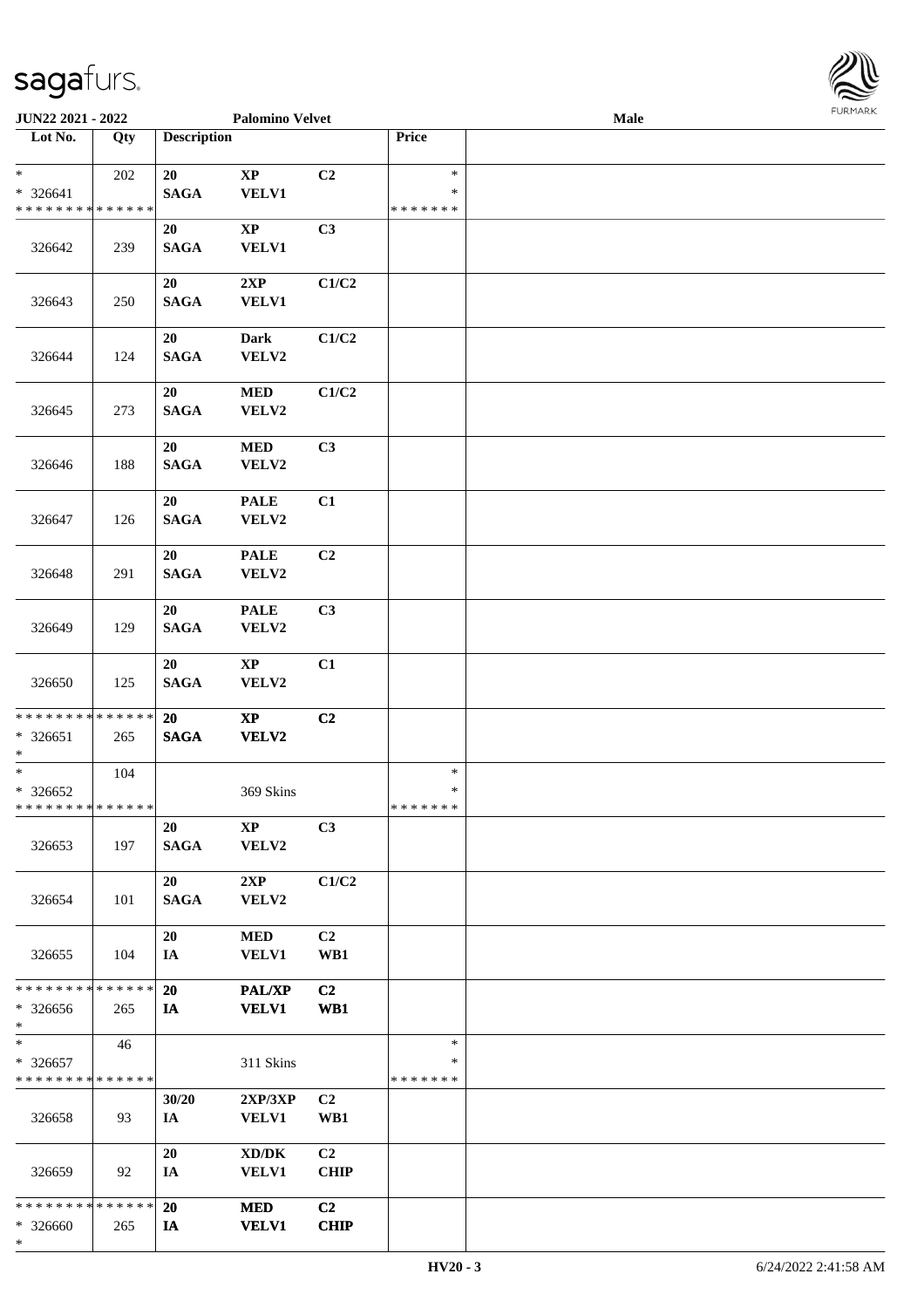JUN22 2021 - 2022 Palomino Velvet Male

| Lot No. | Qty | Description | | | Price | |
|---|---|---|---|---|---|---|
| * | 202 | 20 | XP | C2 | * | |
| * 326641 | | SAGA | VELV1 | | * | |
| * * * * * * * * * * * * * * | | | | | * * * * * * * | |
| 326642 | 239 | 20<br>SAGA | XP<br>VELV1 | C3 | | |
| 326643 | 250 | 20<br>SAGA | 2XP<br>VELV1 | C1/C2 | | |
| 326644 | 124 | 20<br>SAGA | Dark<br>VELV2 | C1/C2 | | |
| 326645 | 273 | 20<br>SAGA | MED<br>VELV2 | C1/C2 | | |
| 326646 | 188 | 20<br>SAGA | MED<br>VELV2 | C3 | | |
| 326647 | 126 | 20<br>SAGA | PALE<br>VELV2 | C1 | | |
| 326648 | 291 | 20<br>SAGA | PALE<br>VELV2 | C2 | | |
| 326649 | 129 | 20<br>SAGA | PALE<br>VELV2 | C3 | | |
| 326650 | 125 | 20<br>SAGA | XP<br>VELV2 | C1 | | |
| * * * * * * * * * * * * * * | | 20 | XP | C2 | | |
| * 326651 | 265 | SAGA | VELV2 | | | |
| * | | | | | | |
| * | 104 | | | | * | |
| * 326652 | | | 369 Skins | | * | |
| * * * * * * * * * * * * * * | | | | | * * * * * * * | |
| 326653 | 197 | 20<br>SAGA | XP<br>VELV2 | C3 | | |
| 326654 | 101 | 20<br>SAGA | 2XP<br>VELV2 | C1/C2 | | |
| 326655 | 104 | 20<br>IA | MED<br>VELV1 | C2<br>WB1 | | |
| * * * * * * * * * * * * * * | | 20 | PAL/XP | C2 | | |
| * 326656 | 265 | IA | VELV1 | WB1 | | |
| * | | | | | | |
| * | 46 | | | | * | |
| * 326657 | | | 311 Skins | | * | |
| * * * * * * * * * * * * * * | | | | | * * * * * * * | |
| 326658 | 93 | 30/20<br>IA | 2XP/3XP<br>VELV1 | C2<br>WB1 | | |
| 326659 | 92 | 20<br>IA | XD/DK<br>VELV1 | C2<br>CHIP | | |
| * * * * * * * * * * * * * * | | 20 | MED | C2 | | |
| * 326660 | 265 | IA | VELV1 | CHIP | | |
| * | | | | | | |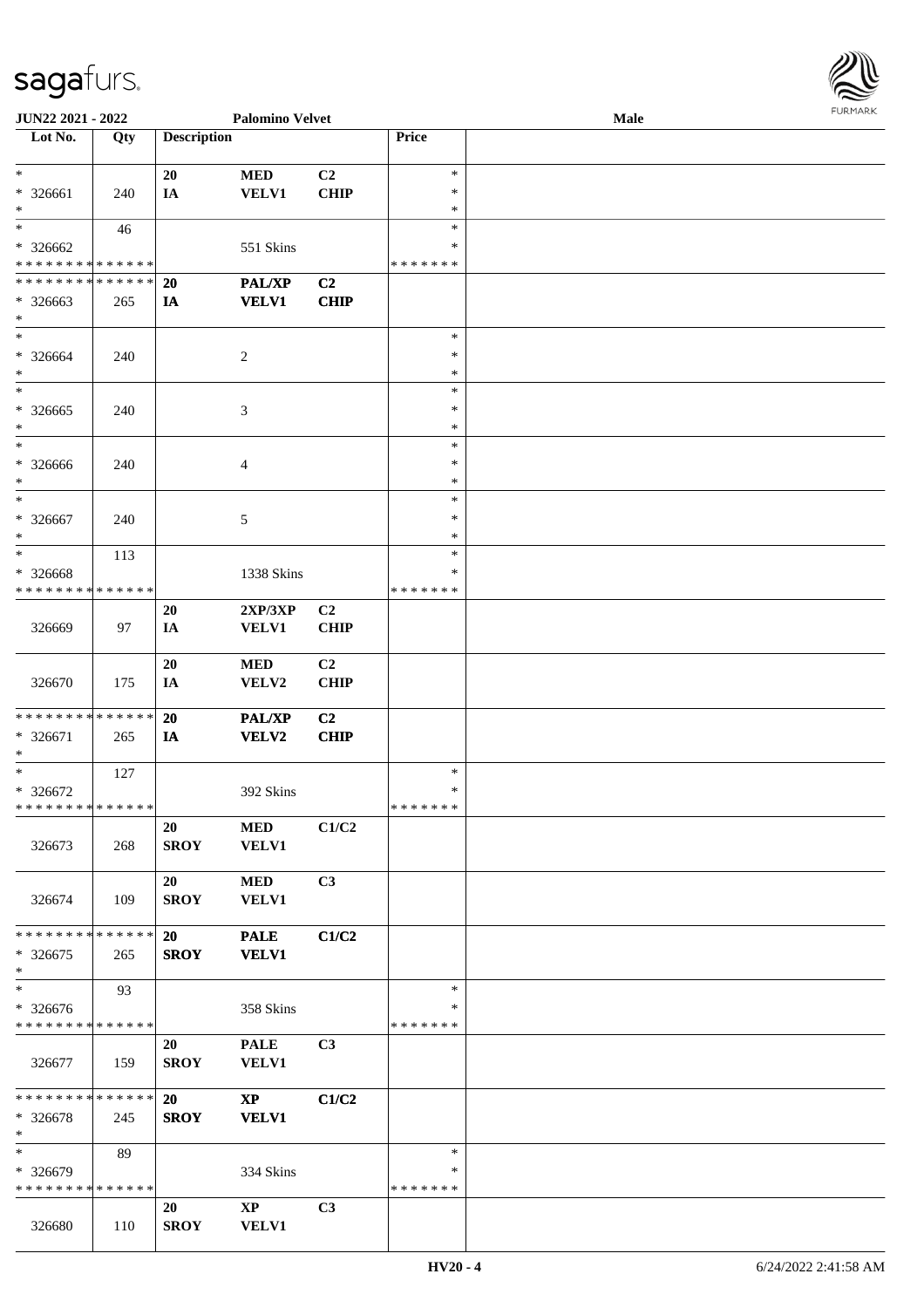| Lot No. | Qty | Description | | | Price | |
|---|---|---|---|---|---|---|
| * | | 20 | MED | C2 | * | |
| * 326661 | 240 | IA | VELV1 | CHIP | * | |
| * | | | | | * | |
| * | 46 | | | | * | |
| * 326662 | | | 551 Skins | | * | |
| * * * * * * * * * * * * * * | | | | | * * * * * * * | |
| * * * * * * * * * * * * * * | | 20 | PAL/XP | C2 | | |
| * 326663 | 265 | IA | VELV1 | CHIP | | |
| * | | | | | | |
| * | | | | | * | |
| * 326664 | 240 | | 2 | | * | |
| * | | | | | * | |
| * | | | | | * | |
| * 326665 | 240 | | 3 | | * | |
| * | | | | | * | |
| * | | | | | * | |
| * 326666 | 240 | | 4 | | * | |
| * | | | | | * | |
| * | | | | | * | |
| * 326667 | 240 | | 5 | | * | |
| * | | | | | * | |
| * | 113 | | | | * | |
| * 326668 | | | 1338 Skins | | * | |
| * * * * * * * * * * * * * * | | | | | * * * * * * * | |
| | | 20 | 2XP/3XP | C2 | | |
| 326669 | 97 | IA | VELV1 | CHIP | | |
| | | 20 | MED | C2 | | |
| 326670 | 175 | IA | VELV2 | CHIP | | |
| * * * * * * * * * * * * * * | | 20 | PAL/XP | C2 | | |
| * 326671 | 265 | IA | VELV2 | CHIP | | |
| * | | | | | | |
| * | 127 | | | | * | |
| * 326672 | | | 392 Skins | | * | |
| * * * * * * * * * * * * * * | | | | | * * * * * * * | |
| | | 20 | MED | C1/C2 | | |
| 326673 | 268 | SROY | VELV1 | | | |
| | | 20 | MED | C3 | | |
| 326674 | 109 | SROY | VELV1 | | | |
| * * * * * * * * * * * * * * | | 20 | PALE | C1/C2 | | |
| * 326675 | 265 | SROY | VELV1 | | | |
| * | | | | | | |
| * | 93 | | | | * | |
| * 326676 | | | 358 Skins | | * | |
| * * * * * * * * * * * * * * | | | | | * * * * * * * | |
| | | 20 | PALE | C3 | | |
| 326677 | 159 | SROY | VELV1 | | | |
| * * * * * * * * * * * * * * | | 20 | XP | C1/C2 | | |
| * 326678 | 245 | SROY | VELV1 | | | |
| * | | | | | | |
| * | 89 | | | | * | |
| * 326679 | | | 334 Skins | | * | |
| * * * * * * * * * * * * * * | | | | | * * * * * * * | |
| | | 20 | XP | C3 | | |
| 326680 | 110 | SROY | VELV1 | | | |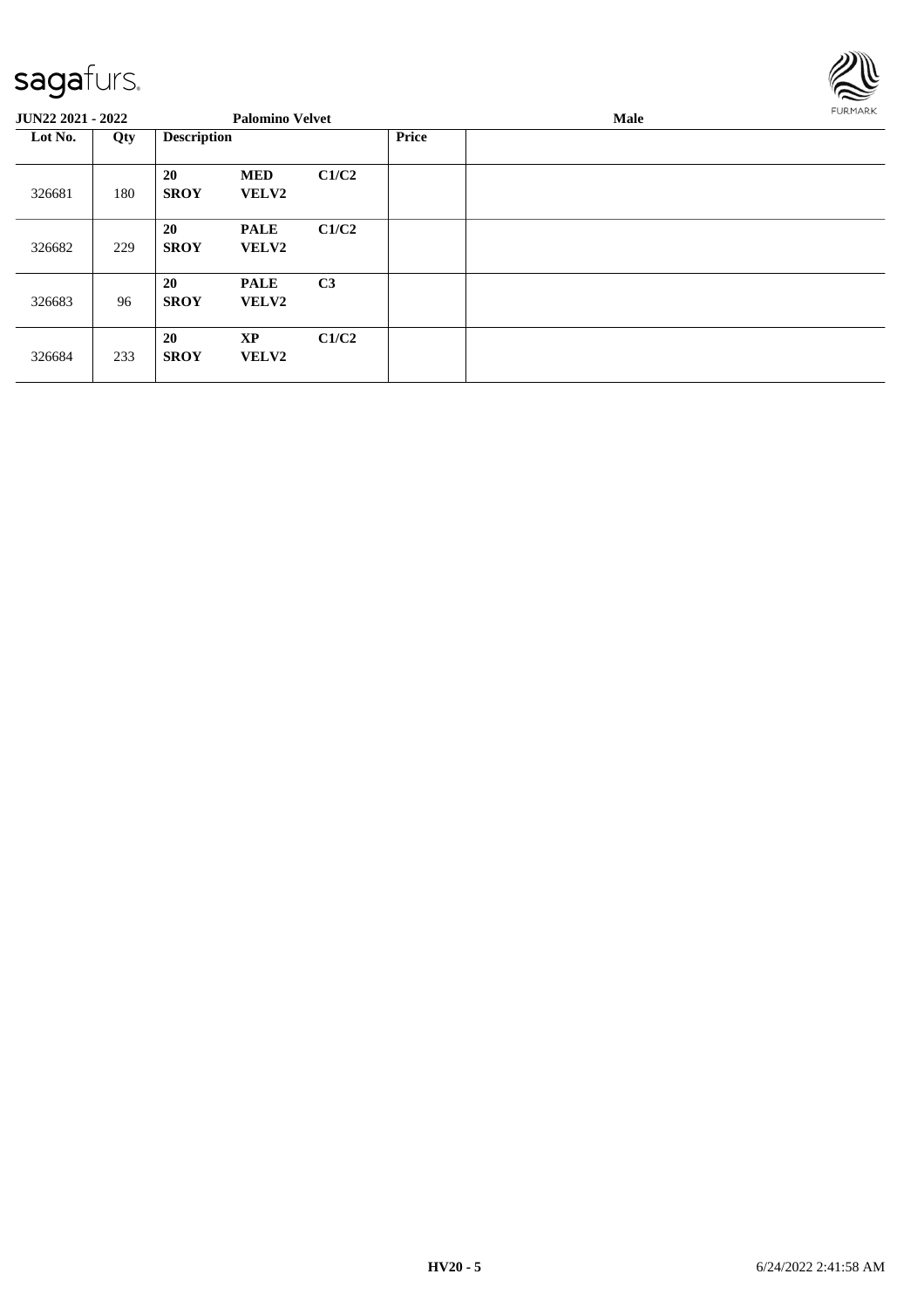**JUN22 2021 - 2022** **Palomino Velvet** **Male**

| Lot No. | Qty | Description | | | Price | |
|---|---|---|---|---|---|---|
| 326681 | 180 | **20** **SROY** | **MED** **VELV2** | **C1/C2** | | |
| 326682 | 229 | **20** **SROY** | **PALE** **VELV2** | **C1/C2** | | |
| 326683 | 96 | **20** **SROY** | **PALE** **VELV2** | **C3** | | |
| 326684 | 233 | **20** **SROY** | **XP** **VELV2** | **C1/C2** | | |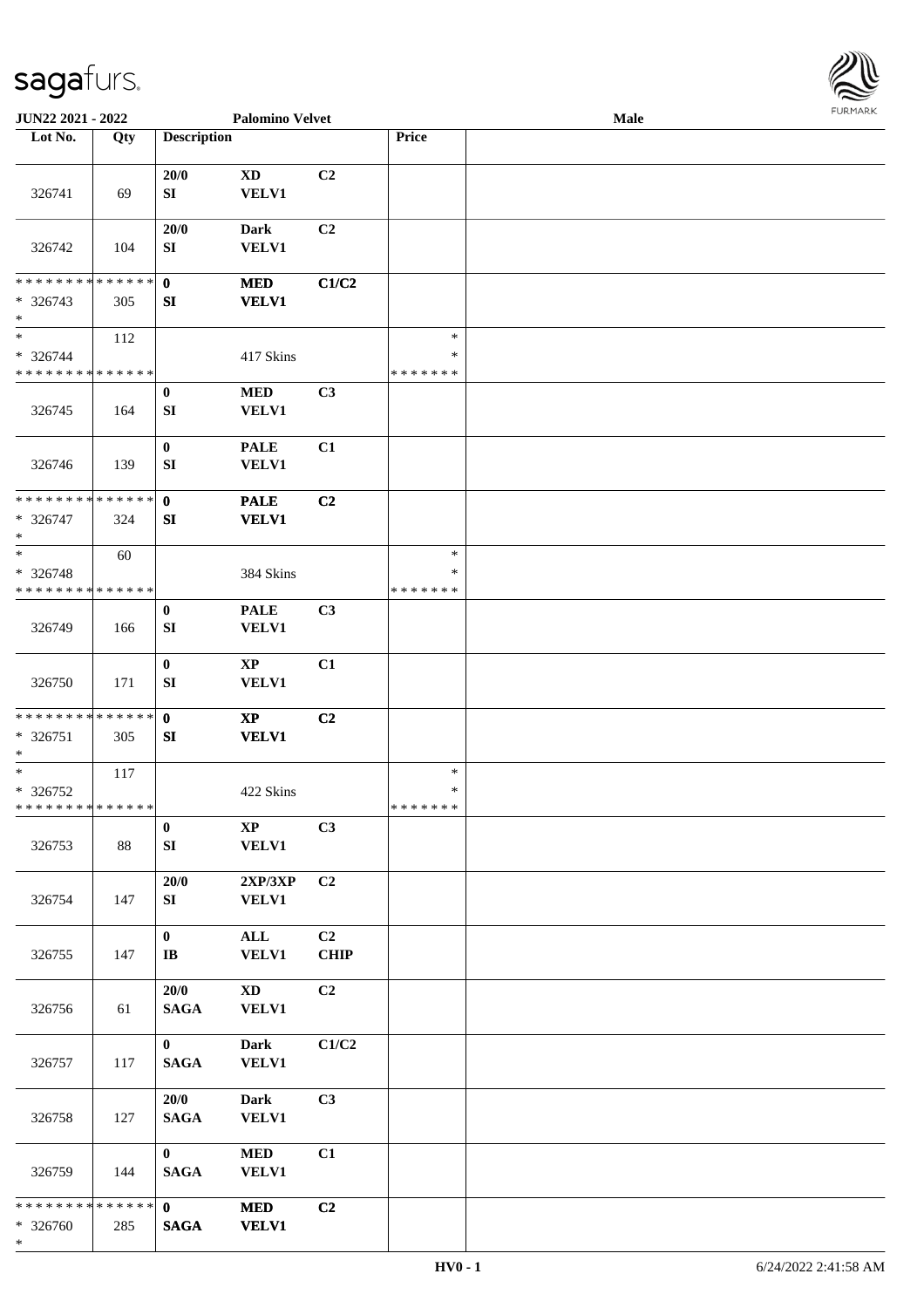| Lot No. | Qty | Description | | | Price | |
|---|---|---|---|---|---|---|
| 326741 | 69 | 20/0<br>SI | XD<br>VELV1 | C2 | | |
| 326742 | 104 | 20/0<br>SI | Dark<br>VELV1 | C2 | | |
| * * * * * * * * * * * * * *<br>* 326743<br>* | 305 | 0<br>SI | MED<br>VELV1 | C1/C2 | | |
| *<br>* 326744<br>* * * * * * * * * * * * * * | 112 | | 417 Skins | | *<br>*<br>* * * * * * * | |
| 326745 | 164 | 0<br>SI | MED<br>VELV1 | C3 | | |
| 326746 | 139 | 0<br>SI | PALE<br>VELV1 | C1 | | |
| * * * * * * * * * * * * * *<br>* 326747<br>* | 324 | 0<br>SI | PALE<br>VELV1 | C2 | | |
| *<br>* 326748<br>* * * * * * * * * * * * * * | 60 | | 384 Skins | | *<br>*<br>* * * * * * * | |
| 326749 | 166 | 0<br>SI | PALE<br>VELV1 | C3 | | |
| 326750 | 171 | 0<br>SI | XP<br>VELV1 | C1 | | |
| * * * * * * * * * * * * * *<br>* 326751<br>* | 305 | 0<br>SI | XP<br>VELV1 | C2 | | |
| *<br>* 326752<br>* * * * * * * * * * * * * * | 117 | | 422 Skins | | *<br>*<br>* * * * * * * | |
| 326753 | 88 | 0<br>SI | XP<br>VELV1 | C3 | | |
| 326754 | 147 | 20/0<br>SI | 2XP/3XP<br>VELV1 | C2 | | |
| 326755 | 147 | 0<br>IB | ALL<br>VELV1 | C2<br>CHIP | | |
| 326756 | 61 | 20/0<br>SAGA | XD<br>VELV1 | C2 | | |
| 326757 | 117 | 0<br>SAGA | Dark<br>VELV1 | C1/C2 | | |
| 326758 | 127 | 20/0<br>SAGA | Dark<br>VELV1 | C3 | | |
| 326759 | 144 | 0<br>SAGA | MED<br>VELV1 | C1 | | |
| * * * * * * * * * * * * * *<br>* 326760<br>* | 285 | 0<br>SAGA | MED<br>VELV1 | C2 | | |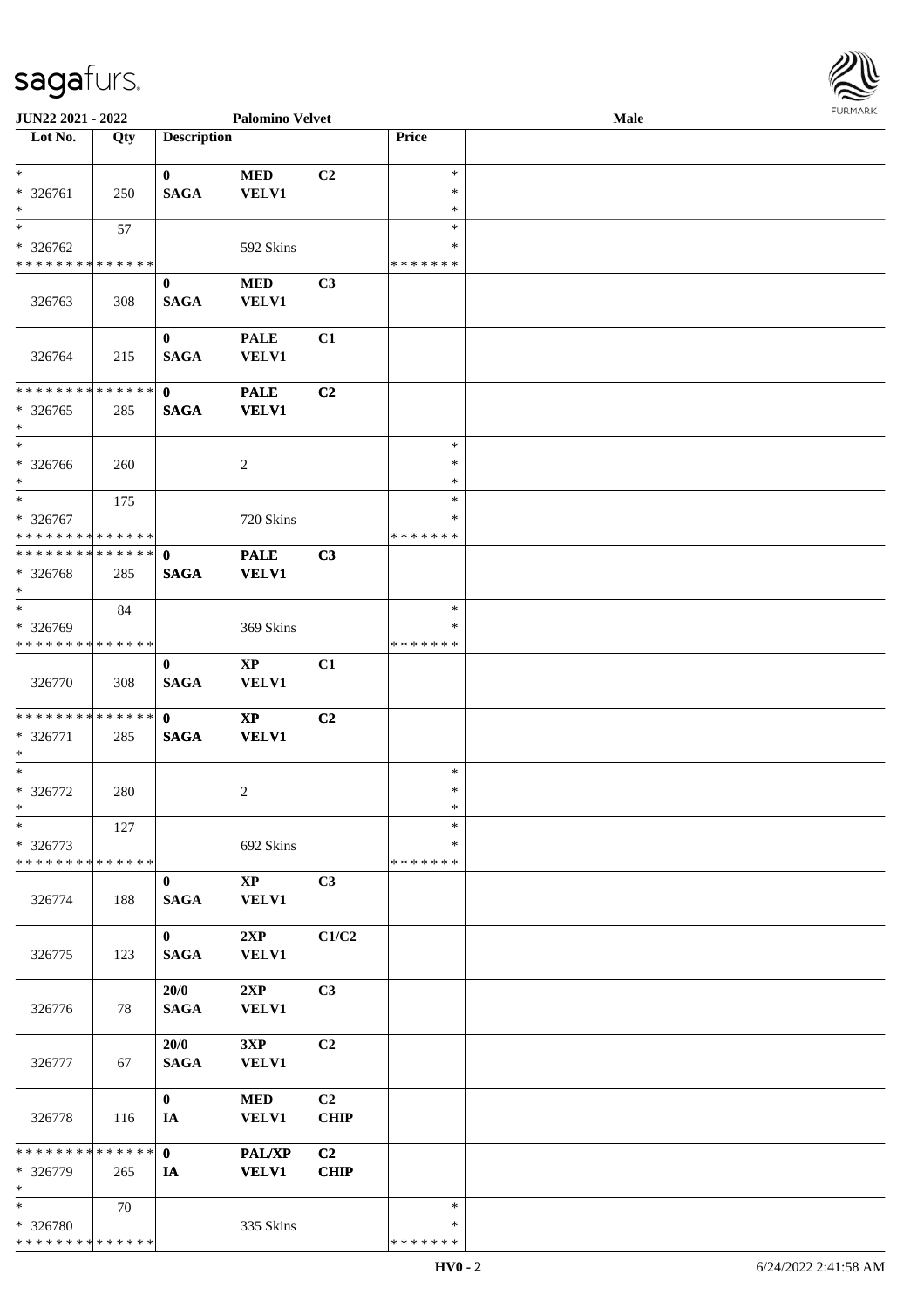JUN22 2021 - 2022 Palomino Velvet Male

| Lot No. | Qty | Description | | | Price | |
|---|---|---|---|---|---|---|
| * | | 0 | MED | C2 | * | |
| * 326761 | 250 | SAGA | VELV1 | | * | |
| * | | | | | * | |
| * | 57 | | | | * | |
| * 326762 | | | 592 Skins | | * | |
| * * * * * * * * * * * * * * | | | | | * * * * * * * | |
| | | 0 | MED | C3 | | |
| 326763 | 308 | SAGA | VELV1 | | | |
| | | 0 | PALE | C1 | | |
| 326764 | 215 | SAGA | VELV1 | | | |
| * * * * * * * * * * * * * * | | 0 | PALE | C2 | | |
| * 326765 | 285 | SAGA | VELV1 | | | |
| * | | | | | | |
| * | | | | | * | |
| * 326766 | 260 | | 2 | | * | |
| * | | | | | * | |
| * | 175 | | | | * | |
| * 326767 | | | 720 Skins | | * | |
| * * * * * * * * * * * * * * | | | | | * * * * * * * | |
| * * * * * * * * * * * * * * | | 0 | PALE | C3 | | |
| * 326768 | 285 | SAGA | VELV1 | | | |
| * | | | | | | |
| * | 84 | | | | * | |
| * 326769 | | | 369 Skins | | * | |
| * * * * * * * * * * * * * * | | | | | * * * * * * * | |
| | | 0 | XP | C1 | | |
| 326770 | 308 | SAGA | VELV1 | | | |
| * * * * * * * * * * * * * * | | 0 | XP | C2 | | |
| * 326771 | 285 | SAGA | VELV1 | | | |
| * | | | | | | |
| * | | | | | * | |
| * 326772 | 280 | | 2 | | * | |
| * | | | | | * | |
| * | 127 | | | | * | |
| * 326773 | | | 692 Skins | | * | |
| * * * * * * * * * * * * * * | | | | | * * * * * * * | |
| | | 0 | XP | C3 | | |
| 326774 | 188 | SAGA | VELV1 | | | |
| | | 0 | 2XP | C1/C2 | | |
| 326775 | 123 | SAGA | VELV1 | | | |
| | | 20/0 | 2XP | C3 | | |
| 326776 | 78 | SAGA | VELV1 | | | |
| | | 20/0 | 3XP | C2 | | |
| 326777 | 67 | SAGA | VELV1 | | | |
| | | 0 | MED | C2 | | |
| 326778 | 116 | IA | VELV1 | CHIP | | |
| * * * * * * * * * * * * * * | | 0 | PAL/XP | C2 | | |
| * 326779 | 265 | IA | VELV1 | CHIP | | |
| * | | | | | | |
| * | 70 | | | | * | |
| * 326780 | | | 335 Skins | | * | |
| * * * * * * * * * * * * * * | | | | | * * * * * * * | |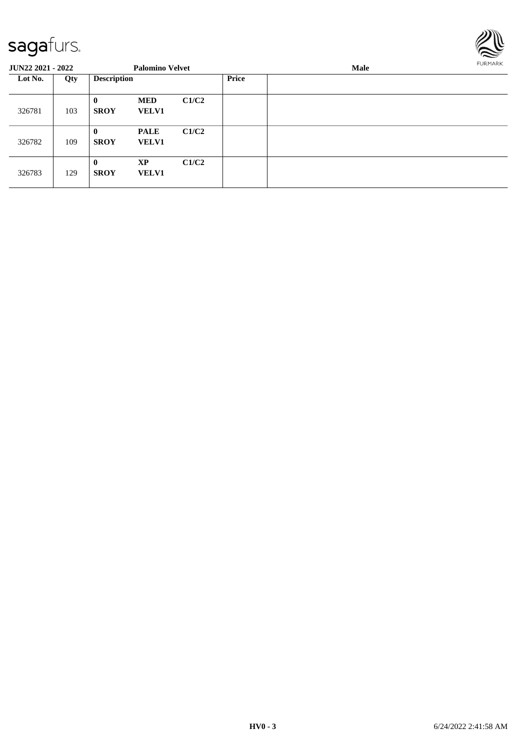**JUN22 2021 - 2022** **Palomino Velvet** **Male**

| Lot No. | Qty | Description | | | Price | |
|---|---|---|---|---|---|---|
| 326781 | 103 | **0** **SROY** | **MED** **VELV1** | **C1/C2** | | |
| 326782 | 109 | **0** **SROY** | **PALE** **VELV1** | **C1/C2** | | |
| 326783 | 129 | **0** **SROY** | **XP** **VELV1** | **C1/C2** | | |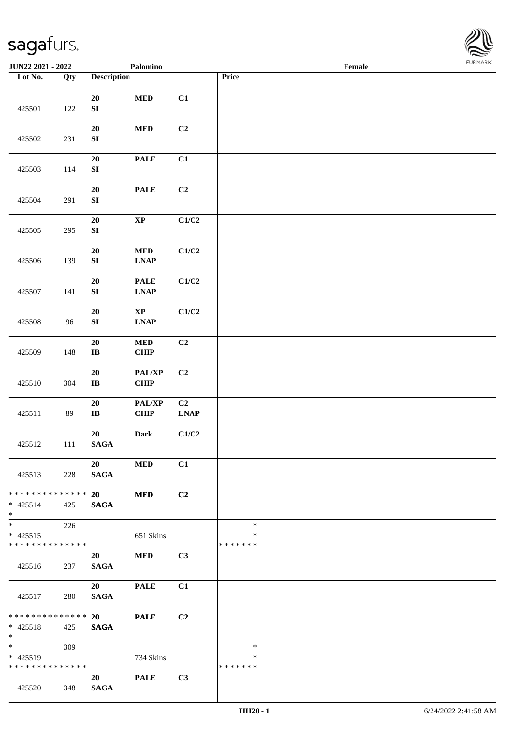JUN22 2021 - 2022 Palomino Female

| Lot No. | Qty | Description | | | Price | |
|---|---|---|---|---|---|---|
| 425501 | 122 | 20 SI | MED | C1 | | |
| 425502 | 231 | 20 SI | MED | C2 | | |
| 425503 | 114 | 20 SI | PALE | C1 | | |
| 425504 | 291 | 20 SI | PALE | C2 | | |
| 425505 | 295 | 20 SI | XP | C1/C2 | | |
| 425506 | 139 | 20 SI | MED LNAP | C1/C2 | | |
| 425507 | 141 | 20 SI | PALE LNAP | C1/C2 | | |
| 425508 | 96 | 20 SI | XP LNAP | C1/C2 | | |
| 425509 | 148 | 20 IB | MED CHIP | C2 | | |
| 425510 | 304 | 20 IB | PAL/XP CHIP | C2 | | |
| 425511 | 89 | 20 IB | PAL/XP CHIP | C2 LNAP | | |
| 425512 | 111 | 20 SAGA | Dark | C1/C2 | | |
| 425513 | 228 | 20 SAGA | MED | C1 | | |
| * * * * * * * * * * * * * * * 425514 * | 425 | 20 SAGA | MED | C2 | | |
| * * 425515 * * * * * * * * * * * * * * | 226 | | 651 Skins | | * * * * * * * * * | |
| 425516 | 237 | 20 SAGA | MED | C3 | | |
| 425517 | 280 | 20 SAGA | PALE | C1 | | |
| * * * * * * * * * * * * * * * 425518 * | 425 | 20 SAGA | PALE | C2 | | |
| * * 425519 * * * * * * * * * * * * * * | 309 | | 734 Skins | | * * * * * * * * * | |
| 425520 | 348 | 20 SAGA | PALE | C3 | | |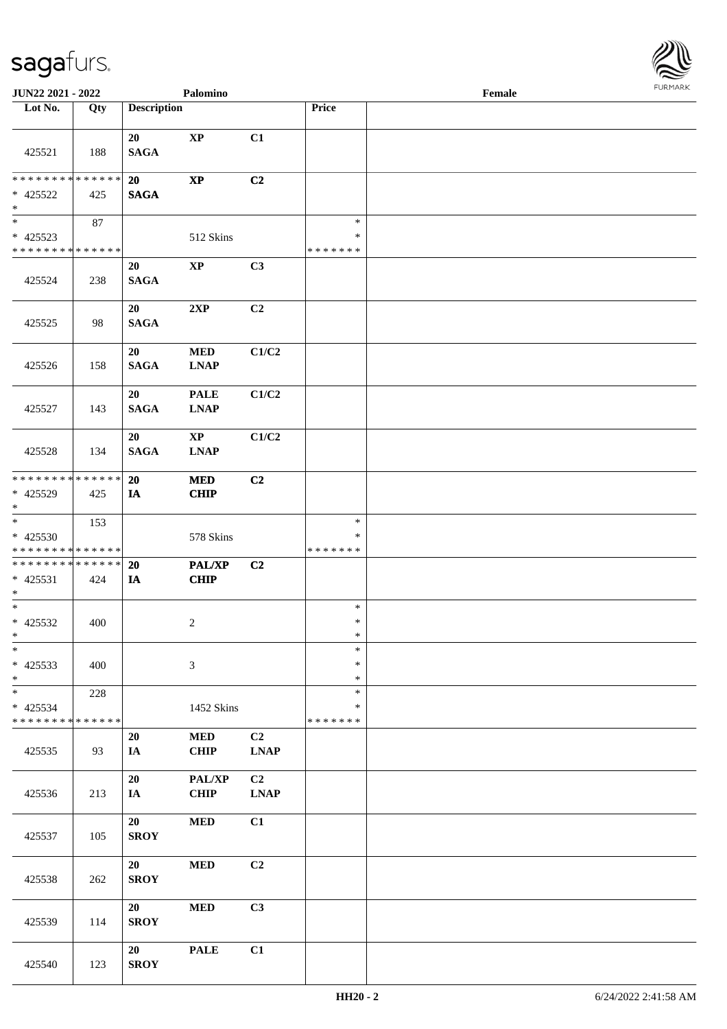JUN22 2021 - 2022 Palomino Female

| Lot No. | Qty | Description | | | Price | |
|---|---|---|---|---|---|---|
| 425521 | 188 | 20 SAGA | XP | C1 | | |
| * * * * * * * * * * * * * * * 425522 * | 425 | 20 SAGA | XP | C2 | | |
| * * 425523 * * * * * * * * * * * * * * | 87 | | 512 Skins | | * * * * * * * * * | |
| 425524 | 238 | 20 SAGA | XP | C3 | | |
| 425525 | 98 | 20 SAGA | 2XP | C2 | | |
| 425526 | 158 | 20 SAGA | MED LNAP | C1/C2 | | |
| 425527 | 143 | 20 SAGA | PALE LNAP | C1/C2 | | |
| 425528 | 134 | 20 SAGA | XP LNAP | C1/C2 | | |
| * * * * * * * * * * * * * * * 425529 * | 425 | 20 IA | MED CHIP | C2 | | |
| * * 425530 * * * * * * * * * * * * * * | 153 | | 578 Skins | | * * * * * * * * * | |
| * * * * * * * * * * * * * * * 425531 * | 424 | 20 IA | PAL/XP CHIP | C2 | | |
| * * 425532 * | 400 | | 2 | | * * * | |
| * * 425533 * | 400 | | 3 | | * * * | |
| * * 425534 * * * * * * * * * * * * * * | 228 | | 1452 Skins | | * * * * * * * * * | |
| 425535 | 93 | 20 IA | MED CHIP | C2 LNAP | | |
| 425536 | 213 | 20 IA | PAL/XP CHIP | C2 LNAP | | |
| 425537 | 105 | 20 SROY | MED | C1 | | |
| 425538 | 262 | 20 SROY | MED | C2 | | |
| 425539 | 114 | 20 SROY | MED | C3 | | |
| 425540 | 123 | 20 SROY | PALE | C1 | | |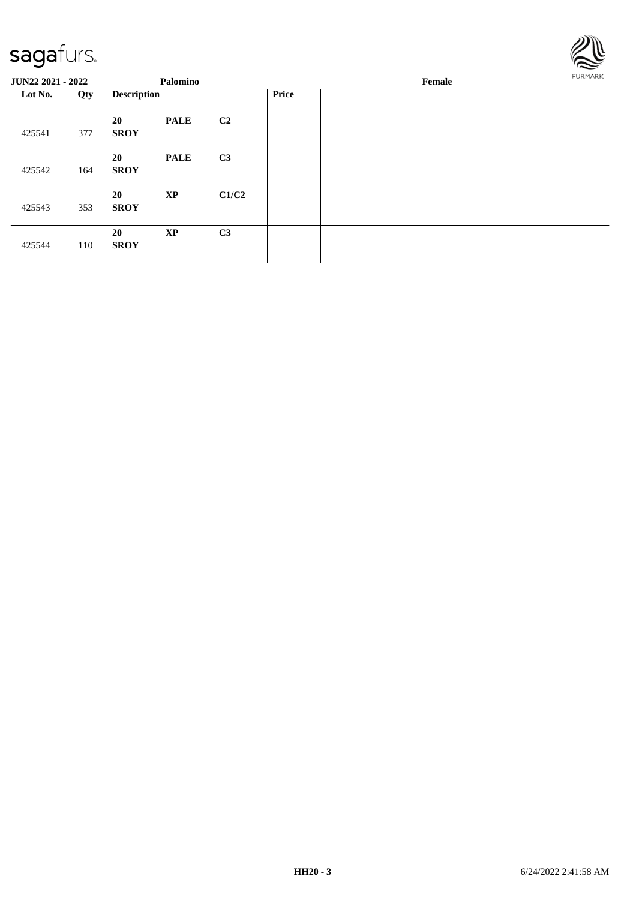**JUN22 2021 - 2022** **Palomino** **Female**

| Lot No. | Qty | Description | | | Price | |
|---|---|---|---|---|---|---|
| 425541 | 377 | **20** **SROY** | **PALE** | **C2** | | |
| 425542 | 164 | **20** **SROY** | **PALE** | **C3** | | |
| 425543 | 353 | **20** **SROY** | **XP** | **C1/C2** | | |
| 425544 | 110 | **20** **SROY** | **XP** | **C3** | | |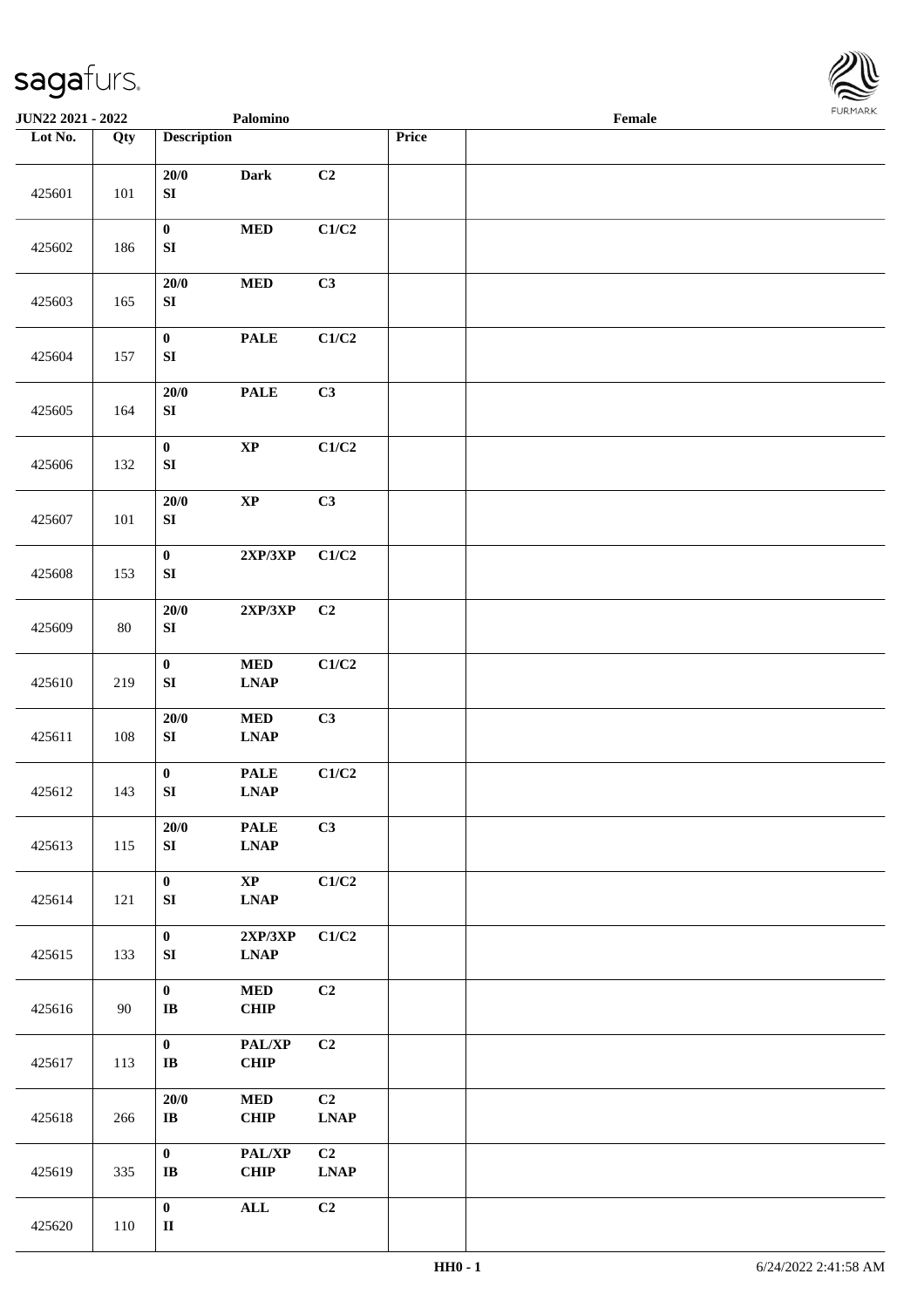**JUN22 2021 - 2022** **Palomino** **Female**

| Lot No. | Qty | Description | | | Price | |
|---|---|---|---|---|---|---|
| 425601 | 101 | 20/0 SI | Dark | C2 | | |
| 425602 | 186 | 0 SI | MED | C1/C2 | | |
| 425603 | 165 | 20/0 SI | MED | C3 | | |
| 425604 | 157 | 0 SI | PALE | C1/C2 | | |
| 425605 | 164 | 20/0 SI | PALE | C3 | | |
| 425606 | 132 | 0 SI | XP | C1/C2 | | |
| 425607 | 101 | 20/0 SI | XP | C3 | | |
| 425608 | 153 | 0 SI | 2XP/3XP | C1/C2 | | |
| 425609 | 80 | 20/0 SI | 2XP/3XP | C2 | | |
| 425610 | 219 | 0 SI | MED LNAP | C1/C2 | | |
| 425611 | 108 | 20/0 SI | MED LNAP | C3 | | |
| 425612 | 143 | 0 SI | PALE LNAP | C1/C2 | | |
| 425613 | 115 | 20/0 SI | PALE LNAP | C3 | | |
| 425614 | 121 | 0 SI | XP LNAP | C1/C2 | | |
| 425615 | 133 | 0 SI | 2XP/3XP LNAP | C1/C2 | | |
| 425616 | 90 | 0 IB | MED CHIP | C2 | | |
| 425617 | 113 | 0 IB | PAL/XP CHIP | C2 | | |
| 425618 | 266 | 20/0 IB | MED CHIP | C2 LNAP | | |
| 425619 | 335 | 0 IB | PAL/XP CHIP | C2 LNAP | | |
| 425620 | 110 | 0 II | ALL | C2 | | |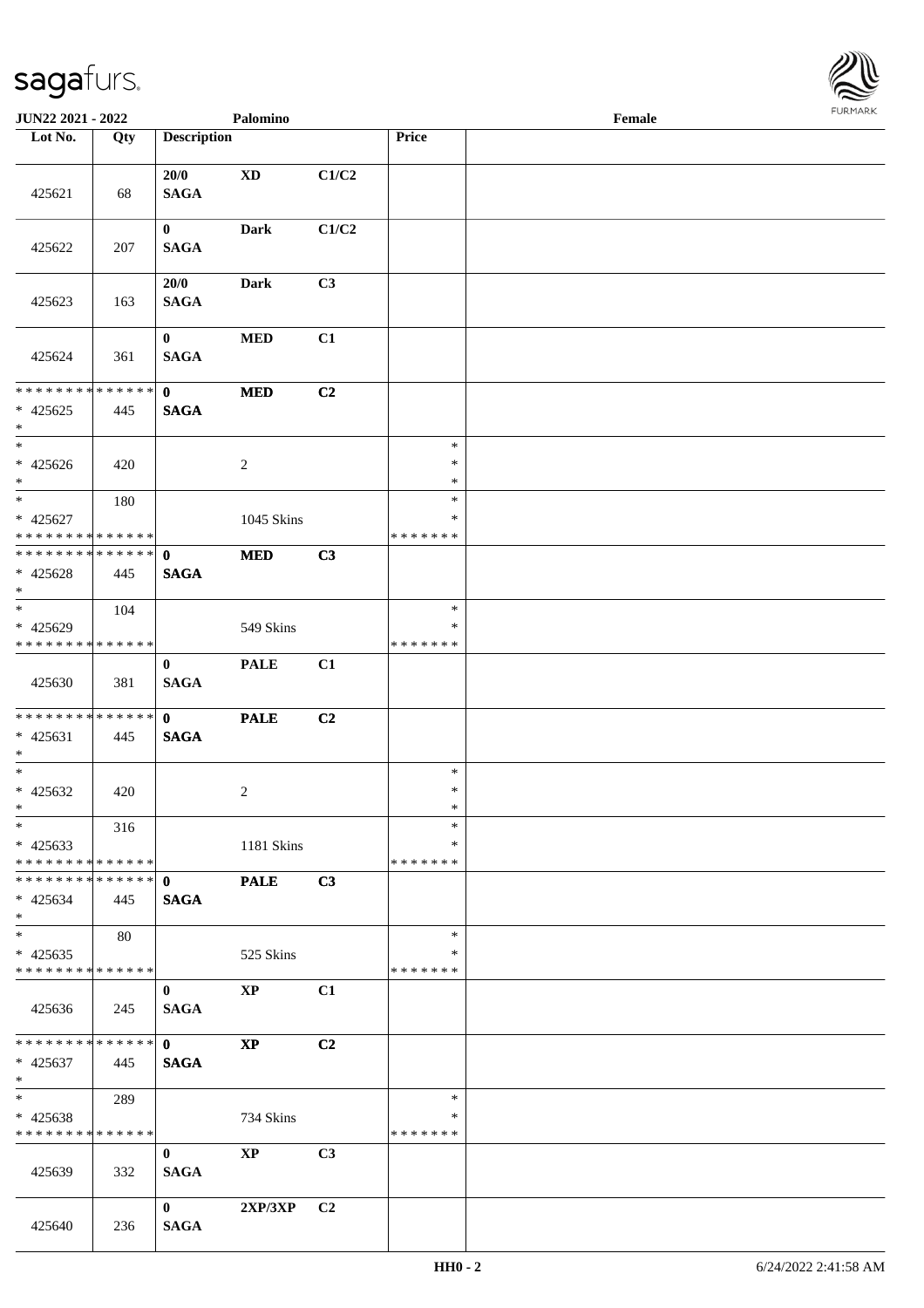| Lot No. | Qty | Description | | | Price | |
|---|---|---|---|---|---|---|
| 425621 | 68 | 20/0 SAGA | XD | C1/C2 | | |
| 425622 | 207 | 0 SAGA | Dark | C1/C2 | | |
| 425623 | 163 | 20/0 SAGA | Dark | C3 | | |
| 425624 | 361 | 0 SAGA | MED | C1 | | |
| * * * * * * * * * * * * * * * 425625 * | 445 | 0 SAGA | MED | C2 | | |
| * * 425626 * | 420 | | 2 | | * * * | |
| * * 425627 * * * * * * * * * * * * * * | 180 | | 1045 Skins | | * * * * * * * * | |
| * * * * * * * * * * * * * * * 425628 * | 445 | 0 SAGA | MED | C3 | | |
| * * 425629 * * * * * * * * * * * * * * | 104 | | 549 Skins | | * * * * * * * * | |
| 425630 | 381 | 0 SAGA | PALE | C1 | | |
| * * * * * * * * * * * * * * * 425631 * | 445 | 0 SAGA | PALE | C2 | | |
| * * 425632 * | 420 | | 2 | | * * * | |
| * * 425633 * * * * * * * * * * * * * * | 316 | | 1181 Skins | | * * * * * * * * | |
| * * * * * * * * * * * * * * * 425634 * | 445 | 0 SAGA | PALE | C3 | | |
| * * 425635 * * * * * * * * * * * * * * | 80 | | 525 Skins | | * * * * * * * * | |
| 425636 | 245 | 0 SAGA | XP | C1 | | |
| * * * * * * * * * * * * * * * 425637 * | 445 | 0 SAGA | XP | C2 | | |
| * * 425638 * * * * * * * * * * * * * * | 289 | | 734 Skins | | * * * * * * * * | |
| 425639 | 332 | 0 SAGA | XP | C3 | | |
| 425640 | 236 | 0 SAGA | 2XP/3XP | C2 | | |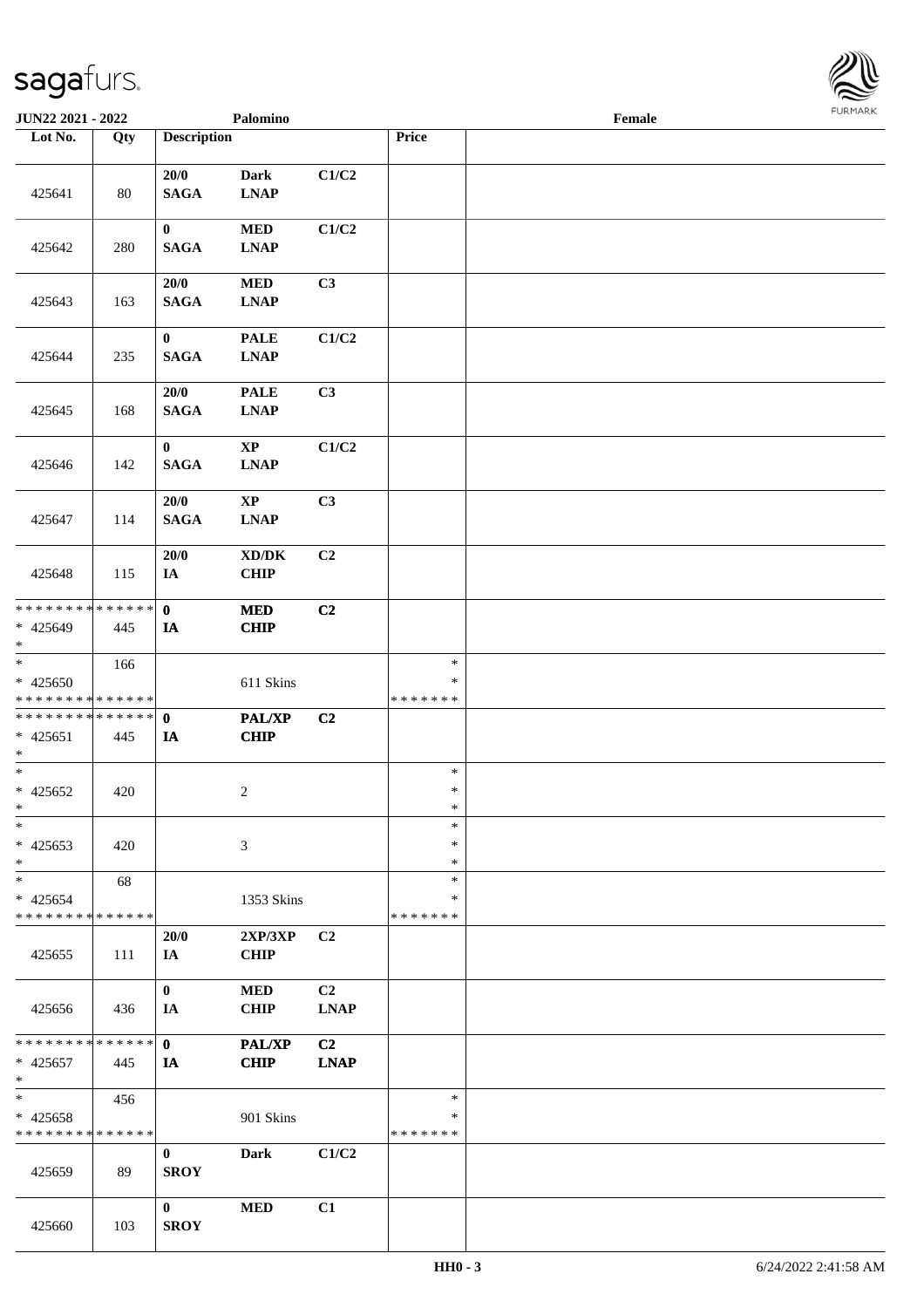JUN22 2021 - 2022 Palomino Female

| Lot No. | Qty | Description | | | Price | |
|---|---|---|---|---|---|---|
| 425641 | 80 | 20/0 SAGA | Dark LNAP | C1/C2 | | |
| 425642 | 280 | 0 SAGA | MED LNAP | C1/C2 | | |
| 425643 | 163 | 20/0 SAGA | MED LNAP | C3 | | |
| 425644 | 235 | 0 SAGA | PALE LNAP | C1/C2 | | |
| 425645 | 168 | 20/0 SAGA | PALE LNAP | C3 | | |
| 425646 | 142 | 0 SAGA | XP LNAP | C1/C2 | | |
| 425647 | 114 | 20/0 SAGA | XP LNAP | C3 | | |
| 425648 | 115 | 20/0 IA | XD/DK CHIP | C2 | | |
| * * * * * * * * * * * * * * * 425649 * | 445 | 0 IA | MED CHIP | C2 | | |
| * * 425650 * * * * * * * * * * * * * * | 166 | | 611 Skins | | * * * * * * * * * | |
| * * * * * * * * * * * * * * * 425651 * | 445 | 0 IA | PAL/XP CHIP | C2 | | |
| * * 425652 * | 420 | | 2 | | * * * | |
| * * 425653 * | 420 | | 3 | | * * * | |
| * * 425654 * * * * * * * * * * * * * * | 68 | | 1353 Skins | | * * * * * * * * * | |
| 425655 | 111 | 20/0 IA | 2XP/3XP CHIP | C2 | | |
| 425656 | 436 | 0 IA | MED CHIP | C2 LNAP | | |
| * * * * * * * * * * * * * * * 425657 * | 445 | 0 IA | PAL/XP CHIP | C2 LNAP | | |
| * * 425658 * * * * * * * * * * * * * * | 456 | | 901 Skins | | * * * * * * * * * | |
| 425659 | 89 | 0 SROY | Dark | C1/C2 | | |
| 425660 | 103 | 0 SROY | MED | C1 | | |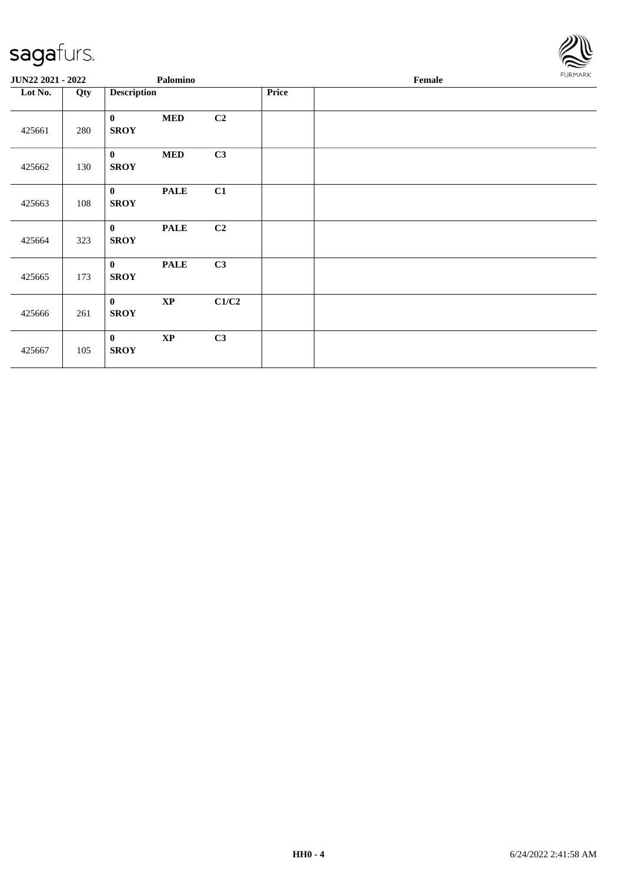| JUN22 2021 - 2022 | | Palomino | | | | Female |
|---|---|---|---|---|---|---|
| Lot No. | Qty | Description | | | Price | |
| 425661 | 280 | **0** **SROY** | **MED** | **C2** | | |
| 425662 | 130 | **0** **SROY** | **MED** | **C3** | | |
| 425663 | 108 | **0** **SROY** | **PALE** | **C1** | | |
| 425664 | 323 | **0** **SROY** | **PALE** | **C2** | | |
| 425665 | 173 | **0** **SROY** | **PALE** | **C3** | | |
| 425666 | 261 | **0** **SROY** | **XP** | **C1/C2** | | |
| 425667 | 105 | **0** **SROY** | **XP** | **C3** | | |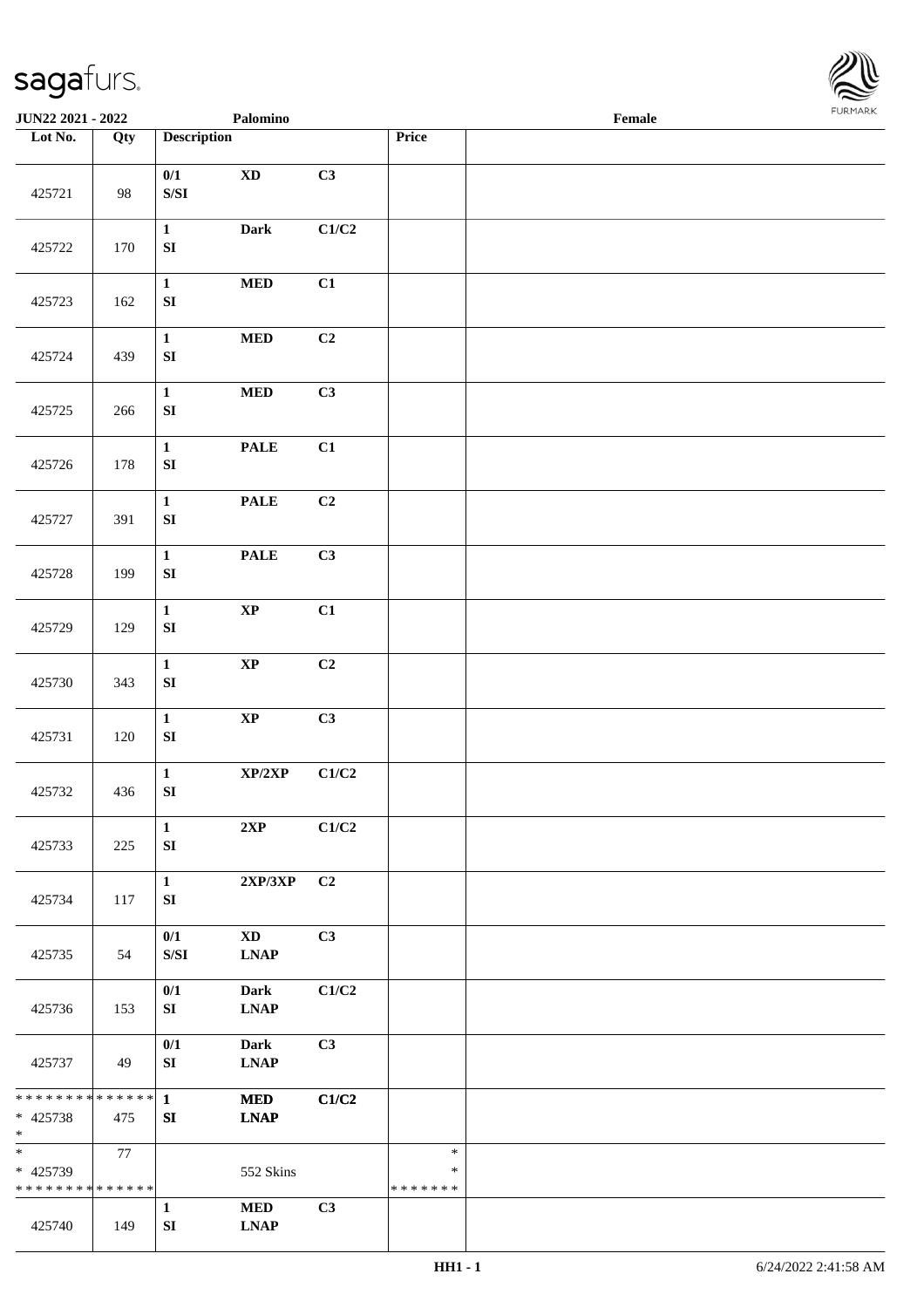| Lot No. | Qty | Description | | | Price | |
|---|---|---|---|---|---|---|
| 425721 | 98 | 0/1<br>S/SI | XD | C3 | | |
| 425722 | 170 | 1<br>SI | Dark | C1/C2 | | |
| 425723 | 162 | 1<br>SI | MED | C1 | | |
| 425724 | 439 | 1<br>SI | MED | C2 | | |
| 425725 | 266 | 1<br>SI | MED | C3 | | |
| 425726 | 178 | 1<br>SI | PALE | C1 | | |
| 425727 | 391 | 1<br>SI | PALE | C2 | | |
| 425728 | 199 | 1<br>SI | PALE | C3 | | |
| 425729 | 129 | 1<br>SI | XP | C1 | | |
| 425730 | 343 | 1<br>SI | XP | C2 | | |
| 425731 | 120 | 1<br>SI | XP | C3 | | |
| 425732 | 436 | 1<br>SI | XP/2XP | C1/C2 | | |
| 425733 | 225 | 1<br>SI | 2XP | C1/C2 | | |
| 425734 | 117 | 1<br>SI | 2XP/3XP | C2 | | |
| 425735 | 54 | 0/1<br>S/SI | XD<br>LNAP | C3 | | |
| 425736 | 153 | 0/1<br>SI | Dark<br>LNAP | C1/C2 | | |
| 425737 | 49 | 0/1<br>SI | Dark<br>LNAP | C3 | | |
| * * * * * * * * * * * * * *<br>* 425738<br>* | 475 | 1<br>SI | MED<br>LNAP | C1/C2 | | |
| *<br>* 425739<br>* * * * * * * * * * * * * * | 77 | | 552 Skins | | *<br>*<br>* * * * * * * | |
| 425740 | 149 | 1<br>SI | MED<br>LNAP | C3 | | |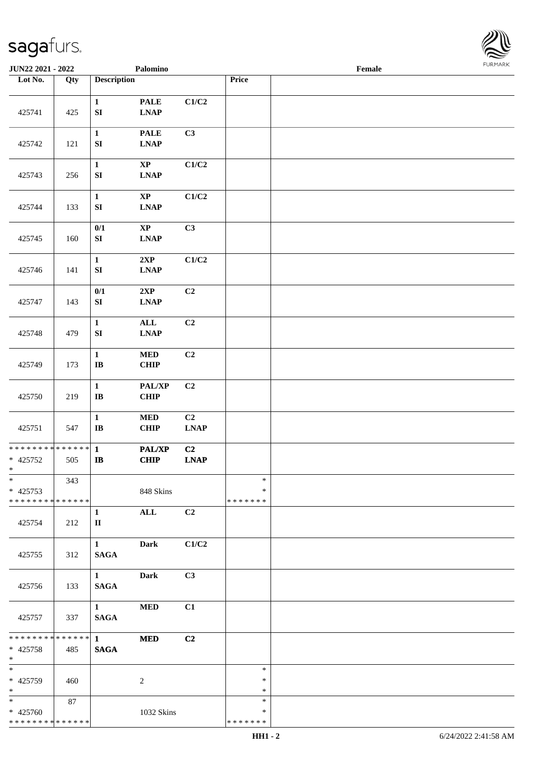| Lot No. | Qty | Description | | | Price | |
|---|---|---|---|---|---|---|
| 425741 | 425 | 1 SI | PALE LNAP | C1/C2 | | |
| 425742 | 121 | 1 SI | PALE LNAP | C3 | | |
| 425743 | 256 | 1 SI | XP LNAP | C1/C2 | | |
| 425744 | 133 | 1 SI | XP LNAP | C1/C2 | | |
| 425745 | 160 | 0/1 SI | XP LNAP | C3 | | |
| 425746 | 141 | 1 SI | 2XP LNAP | C1/C2 | | |
| 425747 | 143 | 0/1 SI | 2XP LNAP | C2 | | |
| 425748 | 479 | 1 SI | ALL LNAP | C2 | | |
| 425749 | 173 | 1 IB | MED CHIP | C2 | | |
| 425750 | 219 | 1 IB | PAL/XP CHIP | C2 | | |
| 425751 | 547 | 1 IB | MED CHIP | C2 LNAP | | |
| * 425752 | 505 | 1 IB | PAL/XP CHIP | C2 LNAP | | |
| * 425753 | 343 | | 848 Skins | | * | |
| 425754 | 212 | 1 II | ALL | C2 | | |
| 425755 | 312 | 1 SAGA | Dark | C1/C2 | | |
| 425756 | 133 | 1 SAGA | Dark | C3 | | |
| 425757 | 337 | 1 SAGA | MED | C1 | | |
| * 425758 | 485 | 1 SAGA | MED | C2 | | |
| * 425759 | 460 | | 2 | | * | |
| * 425760 | 87 | | 1032 Skins | | * | |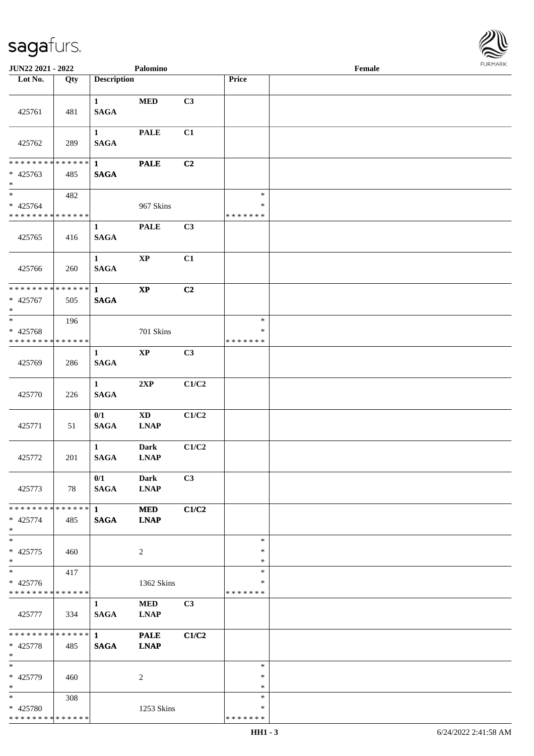JUN22 2021 - 2022 Palomino Female

| Lot No. | Qty | Description | | | Price | |
|---|---|---|---|---|---|---|
| 425761 | 481 | 1 SAGA | MED | C3 | | |
| 425762 | 289 | 1 SAGA | PALE | C1 | | |
| * * * * * * * * * * * * * * * 425763 * | 485 | 1 SAGA | PALE | C2 | | |
| * * 425764 * * * * * * * * * * * * * * | 482 | | 967 Skins | | * * * * * * * * * | |
| 425765 | 416 | 1 SAGA | PALE | C3 | | |
| 425766 | 260 | 1 SAGA | XP | C1 | | |
| * * * * * * * * * * * * * * * 425767 * | 505 | 1 SAGA | XP | C2 | | |
| * * 425768 * * * * * * * * * * * * * * | 196 | | 701 Skins | | * * * * * * * * * | |
| 425769 | 286 | 1 SAGA | XP | C3 | | |
| 425770 | 226 | 1 SAGA | 2XP | C1/C2 | | |
| 425771 | 51 | 0/1 SAGA | XD LNAP | C1/C2 | | |
| 425772 | 201 | 1 SAGA | Dark LNAP | C1/C2 | | |
| 425773 | 78 | 0/1 SAGA | Dark LNAP | C3 | | |
| * * * * * * * * * * * * * * * 425774 * | 485 | 1 SAGA | MED LNAP | C1/C2 | | |
| * * 425775 * | 460 | | 2 | | * * * | |
| * * 425776 * * * * * * * * * * * * * * | 417 | | 1362 Skins | | * * * * * * * * * | |
| 425777 | 334 | 1 SAGA | MED LNAP | C3 | | |
| * * * * * * * * * * * * * * * 425778 * | 485 | 1 SAGA | PALE LNAP | C1/C2 | | |
| * * 425779 * | 460 | | 2 | | * * * | |
| * * 425780 * * * * * * * * * * * * * * | 308 | | 1253 Skins | | * * * * * * * * * | |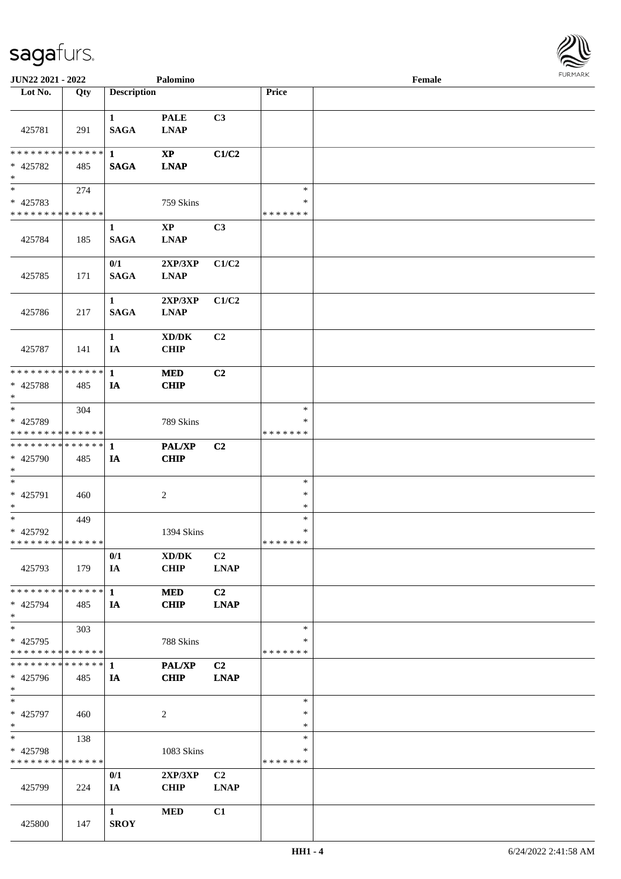| Lot No. | Qty | Description | | | Price | |
|---|---|---|---|---|---|---|
| 425781 | 291 | 1 SAGA | PALE LNAP | C3 | | |
| * * * * * * * * * * * * * * * 425782 * | 485 | 1 SAGA | XP LNAP | C1/C2 | | |
| * * 425783 * * * * * * * * * * * * * * | 274 | | 759 Skins | | * * * * * * * * * | |
| 425784 | 185 | 1 SAGA | XP LNAP | C3 | | |
| 425785 | 171 | 0/1 SAGA | 2XP/3XP LNAP | C1/C2 | | |
| 425786 | 217 | 1 SAGA | 2XP/3XP LNAP | C1/C2 | | |
| 425787 | 141 | 1 IA | XD/DK CHIP | C2 | | |
| * * * * * * * * * * * * * * * 425788 * | 485 | 1 IA | MED CHIP | C2 | | |
| * * 425789 * * * * * * * * * * * * * * | 304 | | 789 Skins | | * * * * * * * * * | |
| * * * * * * * * * * * * * * * 425790 * | 485 | 1 IA | PAL/XP CHIP | C2 | | |
| * * 425791 * | 460 | | 2 | | * * * | |
| * * 425792 * * * * * * * * * * * * * * | 449 | | 1394 Skins | | * * * * * * * * * | |
| 425793 | 179 | 0/1 IA | XD/DK CHIP | C2 LNAP | | |
| * * * * * * * * * * * * * * * 425794 * | 485 | 1 IA | MED CHIP | C2 LNAP | | |
| * * 425795 * * * * * * * * * * * * * * | 303 | | 788 Skins | | * * * * * * * * * | |
| * * * * * * * * * * * * * * * 425796 * | 485 | 1 IA | PAL/XP CHIP | C2 LNAP | | |
| * * 425797 * | 460 | | 2 | | * * * | |
| * * 425798 * * * * * * * * * * * * * * | 138 | | 1083 Skins | | * * * * * * * * * | |
| 425799 | 224 | 0/1 IA | 2XP/3XP CHIP | C2 LNAP | | |
| 425800 | 147 | 1 SROY | MED | C1 | | |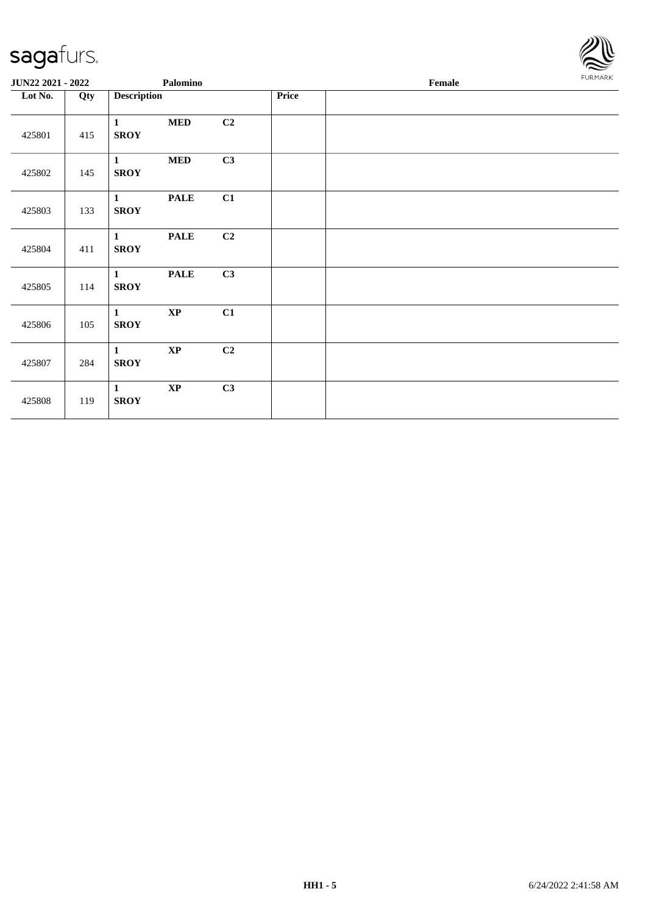**JUN22 2021 - 2022** **Palomino** **Female**

| Lot No. | Qty | Description | | | Price | |
|---|---|---|---|---|---|---|
| 425801 | 415 | 1 SROY | MED | C2 | | |
| 425802 | 145 | 1 SROY | MED | C3 | | |
| 425803 | 133 | 1 SROY | PALE | C1 | | |
| 425804 | 411 | 1 SROY | PALE | C2 | | |
| 425805 | 114 | 1 SROY | PALE | C3 | | |
| 425806 | 105 | 1 SROY | XP | C1 | | |
| 425807 | 284 | 1 SROY | XP | C2 | | |
| 425808 | 119 | 1 SROY | XP | C3 | | |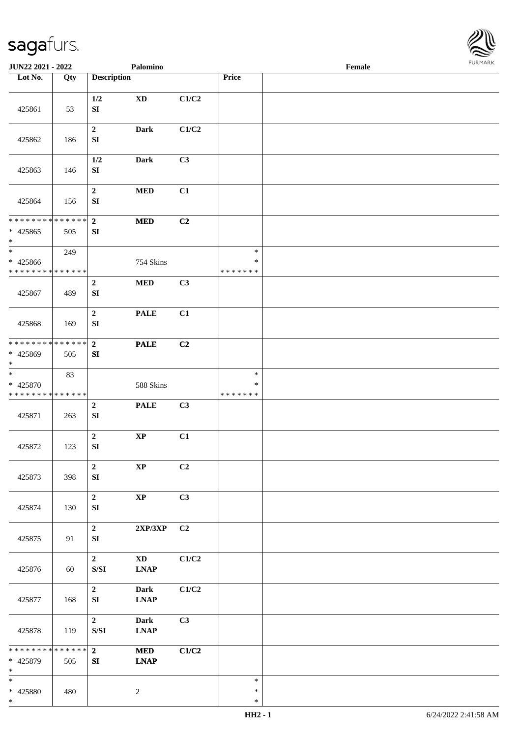| Lot No. | Qty | Description | | | Price | |
|---|---|---|---|---|---|---|
| 425861 | 53 | 1/2<br>SI | XD | C1/C2 | | |
| 425862 | 186 | 2<br>SI | Dark | C1/C2 | | |
| 425863 | 146 | 1/2<br>SI | Dark | C3 | | |
| 425864 | 156 | 2<br>SI | MED | C1 | | |
| * * * * * * * * * * * * * *<br>* 425865<br>* | 505 | 2<br>SI | MED | C2 | | |
| *<br>* 425866<br>* * * * * * * * * * * * * * | 249 | | 754 Skins | | *<br>*<br>* * * * * * * | |
| 425867 | 489 | 2<br>SI | MED | C3 | | |
| 425868 | 169 | 2<br>SI | PALE | C1 | | |
| * * * * * * * * * * * * * *<br>* 425869<br>* | 505 | 2<br>SI | PALE | C2 | | |
| *<br>* 425870<br>* * * * * * * * * * * * * * | 83 | | 588 Skins | | *<br>*<br>* * * * * * * | |
| 425871 | 263 | 2<br>SI | PALE | C3 | | |
| 425872 | 123 | 2<br>SI | XP | C1 | | |
| 425873 | 398 | 2<br>SI | XP | C2 | | |
| 425874 | 130 | 2<br>SI | XP | C3 | | |
| 425875 | 91 | 2<br>SI | 2XP/3XP | C2 | | |
| 425876 | 60 | 2<br>S/SI | XD<br>LNAP | C1/C2 | | |
| 425877 | 168 | 2<br>SI | Dark<br>LNAP | C1/C2 | | |
| 425878 | 119 | 2<br>S/SI | Dark<br>LNAP | C3 | | |
| * * * * * * * * * * * * * *<br>* 425879<br>* | 505 | 2<br>SI | MED<br>LNAP | C1/C2 | | |
| *<br>* 425880<br>* | 480 | | 2 | | *<br>*<br>* | |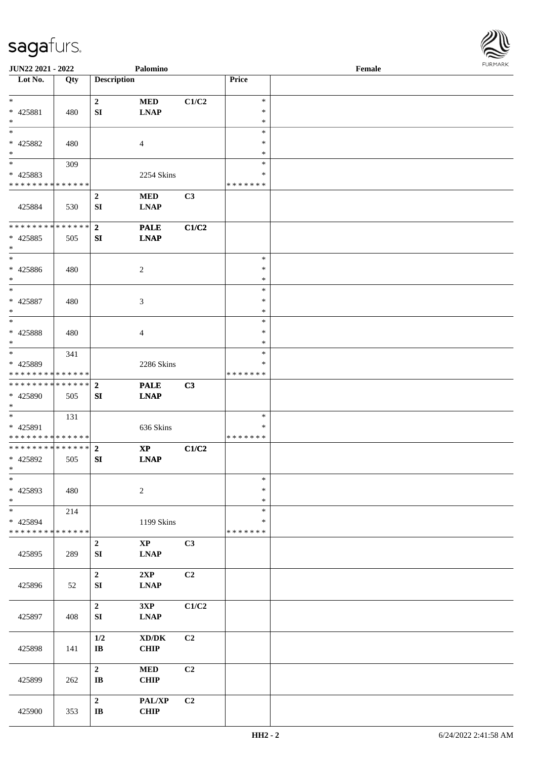JUN22 2021 - 2022 Palomino Female

| Lot No. | Qty | Description | | | Price | |
|---|---|---|---|---|---|---|
| * | | 2 | MED | C1/C2 | * | |
| * 425881 | 480 | SI | LNAP | | * | |
| * | | | | | * | |
| * | | | | | * | |
| * 425882 | 480 | | 4 | | * | |
| * | | | | | * | |
| * | 309 | | | | * | |
| * 425883 | | | 2254 Skins | | * | |
| * * * * * * * * * * * * * * | | | | | * * * * * * * | |
| | | 2 | MED | C3 | | |
| 425884 | 530 | SI | LNAP | | | |
| * * * * * * * * * * * * * * | | 2 | PALE | C1/C2 | | |
| * 425885 | 505 | SI | LNAP | | | |
| * | | | | | | |
| * | | | | | * | |
| * 425886 | 480 | | 2 | | * | |
| * | | | | | * | |
| * | | | | | * | |
| * 425887 | 480 | | 3 | | * | |
| * | | | | | * | |
| * | | | | | * | |
| * 425888 | 480 | | 4 | | * | |
| * | | | | | * | |
| * | 341 | | | | * | |
| * 425889 | | | 2286 Skins | | * | |
| * * * * * * * * * * * * * * | | | | | * * * * * * * | |
| * * * * * * * * * * * * * * | | 2 | PALE | C3 | | |
| * 425890 | 505 | SI | LNAP | | | |
| * | | | | | | |
| * | 131 | | | | * | |
| * 425891 | | | 636 Skins | | * | |
| * * * * * * * * * * * * * * | | | | | * * * * * * * | |
| * * * * * * * * * * * * * * | | 2 | XP | C1/C2 | | |
| * 425892 | 505 | SI | LNAP | | | |
| * | | | | | | |
| * | | | | | * | |
| * 425893 | 480 | | 2 | | * | |
| * | | | | | * | |
| * | 214 | | | | * | |
| * 425894 | | | 1199 Skins | | * | |
| * * * * * * * * * * * * * * | | | | | * * * * * * * | |
| | | 2 | XP | C3 | | |
| 425895 | 289 | SI | LNAP | | | |
| | | 2 | 2XP | C2 | | |
| 425896 | 52 | SI | LNAP | | | |
| | | 2 | 3XP | C1/C2 | | |
| 425897 | 408 | SI | LNAP | | | |
| | | 1/2 | XD/DK | C2 | | |
| 425898 | 141 | IB | CHIP | | | |
| | | 2 | MED | C2 | | |
| 425899 | 262 | IB | CHIP | | | |
| | | 2 | PAL/XP | C2 | | |
| 425900 | 353 | IB | CHIP | | | |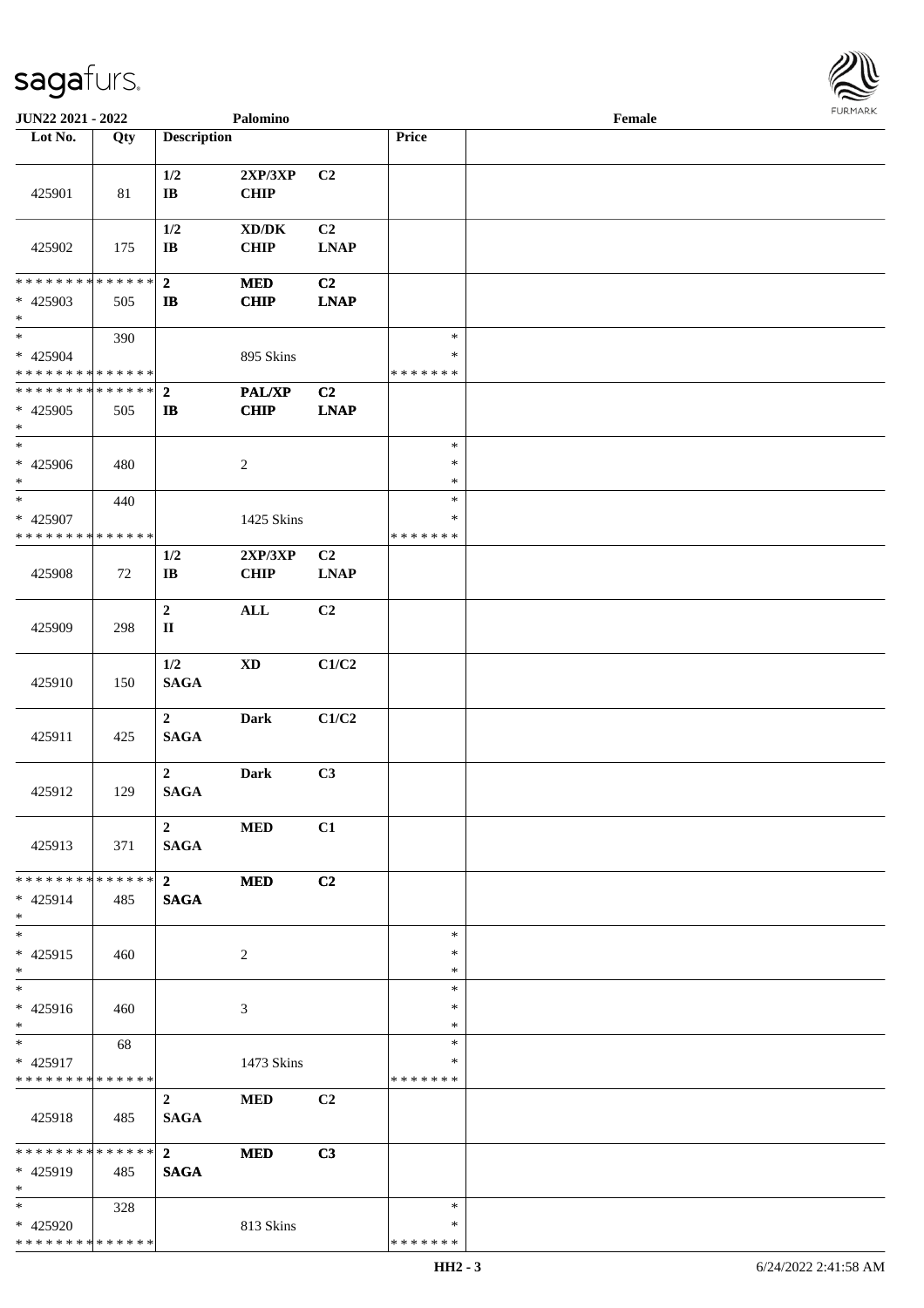| Lot No. | Qty | Description | | | Price | |
|---|---|---|---|---|---|---|
| 425901 | 81 | 1/2<br>IB | 2XP/3XP<br>CHIP | C2 | | |
| 425902 | 175 | 1/2<br>IB | XD/DK<br>CHIP | C2<br>LNAP | | |
| * * * * * * * * * * * * * *<br>* 425903<br>* | 505 | 2<br>IB | MED<br>CHIP | C2<br>LNAP | | |
| *<br>* 425904<br>* * * * * * * * * * * * * * | 390 | | 895 Skins | | *<br>*<br>* * * * * * * | |
| * * * * * * * * * * * * * *<br>* 425905<br>* | 505 | 2<br>IB | PAL/XP<br>CHIP | C2<br>LNAP | | |
| *<br>* 425906<br>* | 480 | | 2 | | *<br>*<br>* | |
| *<br>* 425907<br>* * * * * * * * * * * * * * | 440 | | 1425 Skins | | *<br>*<br>* * * * * * * | |
| 425908 | 72 | 1/2<br>IB | 2XP/3XP<br>CHIP | C2<br>LNAP | | |
| 425909 | 298 | 2<br>II | ALL | C2 | | |
| 425910 | 150 | 1/2<br>SAGA | XD | C1/C2 | | |
| 425911 | 425 | 2<br>SAGA | Dark | C1/C2 | | |
| 425912 | 129 | 2<br>SAGA | Dark | C3 | | |
| 425913 | 371 | 2<br>SAGA | MED | C1 | | |
| * * * * * * * * * * * * * *<br>* 425914<br>* | 485 | 2<br>SAGA | MED | C2 | | |
| *<br>* 425915<br>* | 460 | | 2 | | *<br>*<br>* | |
| *<br>* 425916<br>* | 460 | | 3 | | *<br>*<br>* | |
| *<br>* 425917<br>* * * * * * * * * * * * * * | 68 | | 1473 Skins | | *<br>*<br>* * * * * * * | |
| 425918 | 485 | 2<br>SAGA | MED | C2 | | |
| * * * * * * * * * * * * * *<br>* 425919<br>* | 485 | 2<br>SAGA | MED | C3 | | |
| *<br>* 425920<br>* * * * * * * * * * * * * * | 328 | | 813 Skins | | *<br>*<br>* * * * * * * | |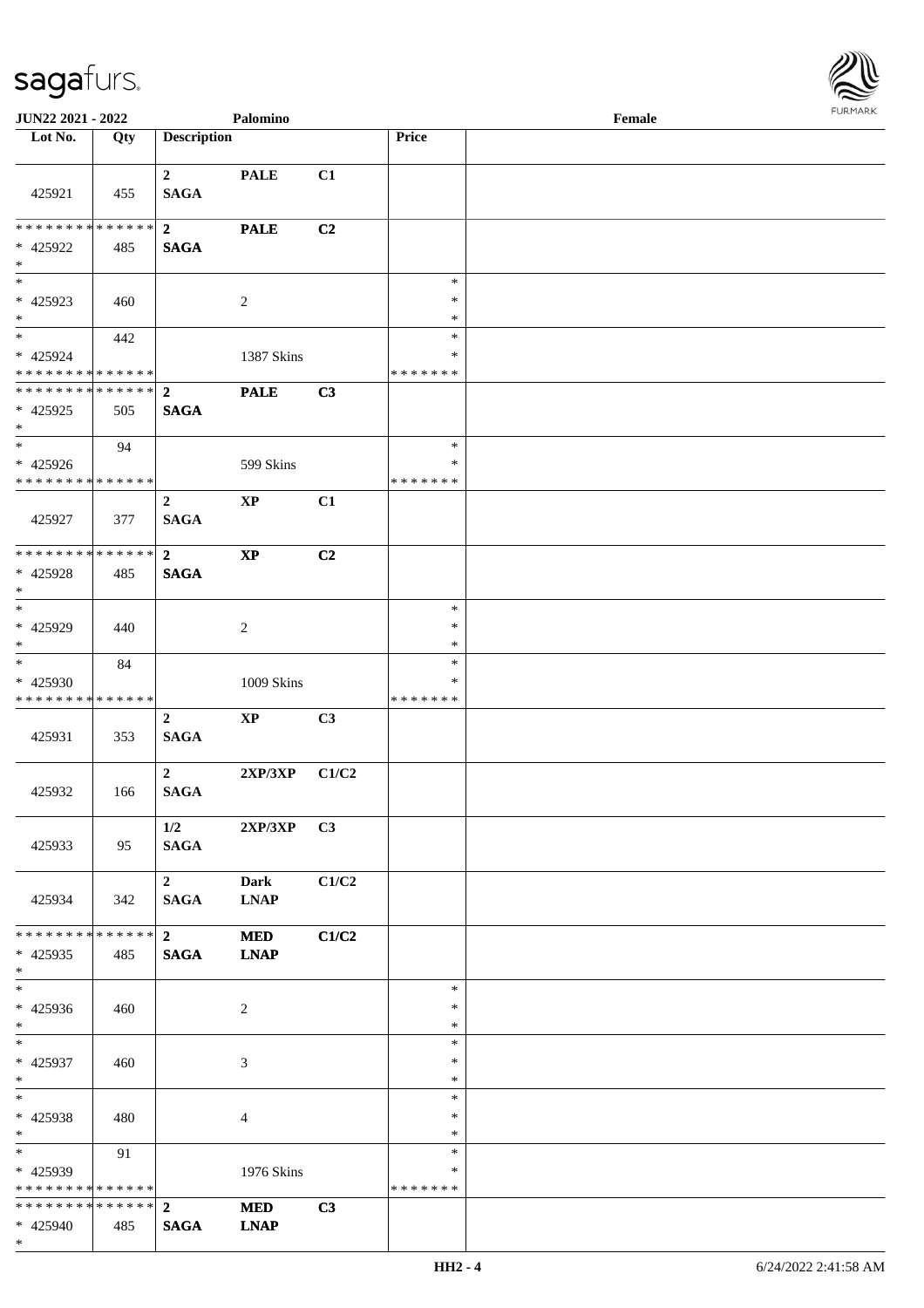| Lot No. | Qty | Description | | | Price | |
|---|---|---|---|---|---|---|
| 425921 | 455 | 2 SAGA | PALE | C1 | | |
| * * * * * * * * * * * * * * * 425922 * | 485 | 2 SAGA | PALE | C2 | | |
| * * 425923 * | 460 | | 2 | | * * * | |
| * * 425924 * * * * * * * * * * * * * * | 442 | | 1387 Skins | | * * * * * * * * | |
| * * * * * * * * * * * * * * * 425925 * | 505 | 2 SAGA | PALE | C3 | | |
| * * 425926 * * * * * * * * * * * * * * | 94 | | 599 Skins | | * * * * * * * * | |
| 425927 | 377 | 2 SAGA | XP | C1 | | |
| * * * * * * * * * * * * * * * 425928 * | 485 | 2 SAGA | XP | C2 | | |
| * * 425929 * | 440 | | 2 | | * * * | |
| * * 425930 * * * * * * * * * * * * * * | 84 | | 1009 Skins | | * * * * * * * * | |
| 425931 | 353 | 2 SAGA | XP | C3 | | |
| 425932 | 166 | 2 SAGA | 2XP/3XP | C1/C2 | | |
| 425933 | 95 | 1/2 SAGA | 2XP/3XP | C3 | | |
| 425934 | 342 | 2 SAGA | Dark LNAP | C1/C2 | | |
| * * * * * * * * * * * * * * * 425935 * | 485 | 2 SAGA | MED LNAP | C1/C2 | | |
| * * 425936 * | 460 | | 2 | | * * * | |
| * * 425937 * | 460 | | 3 | | * * * | |
| * * 425938 * | 480 | | 4 | | * * * | |
| * * 425939 * * * * * * * * * * * * * * | 91 | | 1976 Skins | | * * * * * * * * | |
| * * * * * * * * * * * * * * * 425940 * | 485 | 2 SAGA | MED LNAP | C3 | | |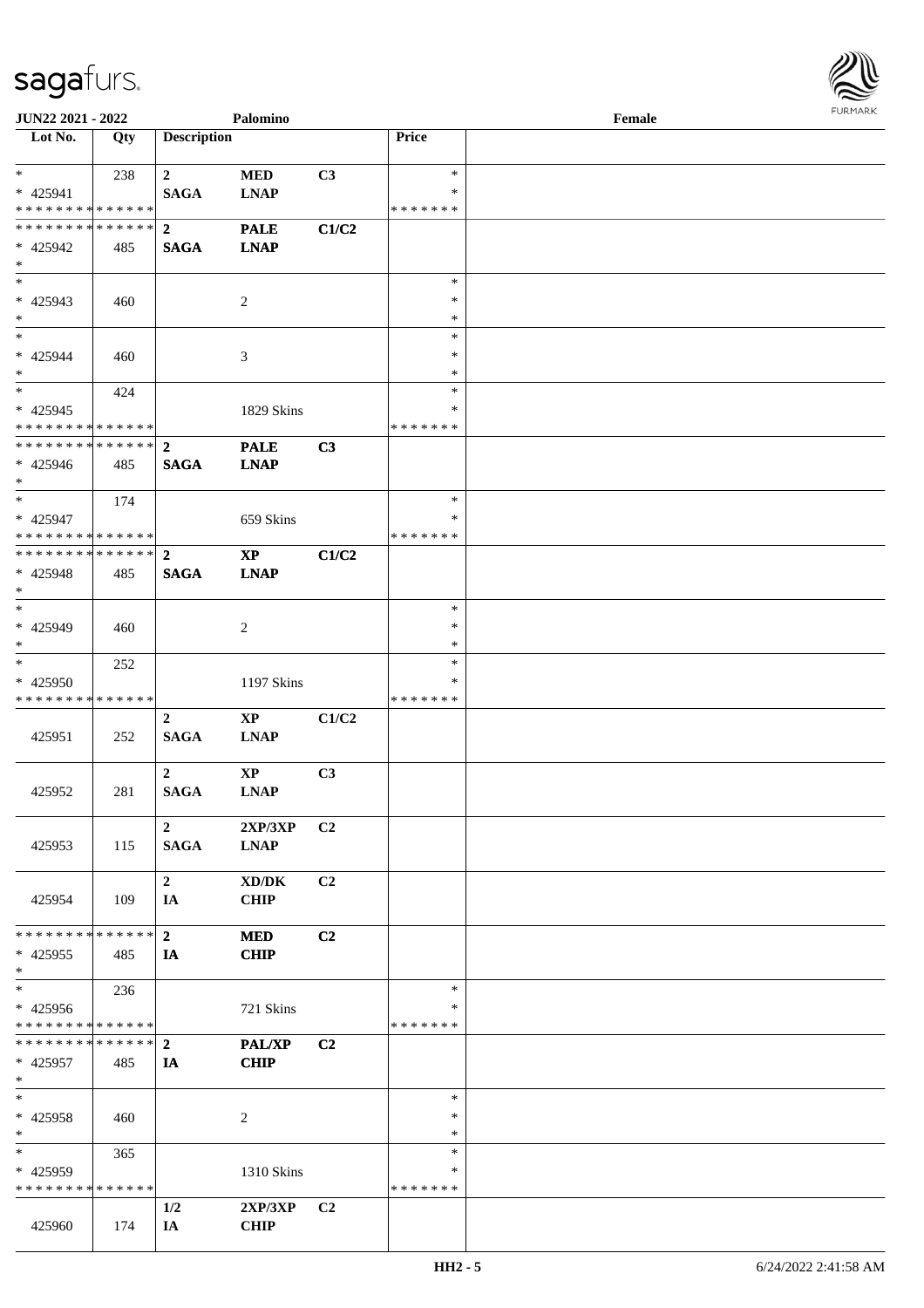| Lot No. | Qty | Description | | | Price | |
|---|---|---|---|---|---|---|
| * | 238 | 2 | MED | C3 | * | |
| * 425941 | | SAGA | LNAP | | * | |
| * * * * * * * * * * * * * * | | | | | * * * * * * * | |
| * * * * * * * * * * * * * * | | 2 | PALE | C1/C2 | | |
| * 425942 | 485 | SAGA | LNAP | | | |
| * | | | | | | |
| * | | | | | * | |
| * 425943 | 460 | | 2 | | * | |
| * | | | | | * | |
| * | | | | | * | |
| * 425944 | 460 | | 3 | | * | |
| * | | | | | * | |
| * | 424 | | | | * | |
| * 425945 | | | 1829 Skins | | * | |
| * * * * * * * * * * * * * * | | | | | * * * * * * * | |
| * * * * * * * * * * * * * * | | 2 | PALE | C3 | | |
| * 425946 | 485 | SAGA | LNAP | | | |
| * | | | | | | |
| * | 174 | | | | * | |
| * 425947 | | | 659 Skins | | * | |
| * * * * * * * * * * * * * * | | | | | * * * * * * * | |
| * * * * * * * * * * * * * * | | 2 | XP | C1/C2 | | |
| * 425948 | 485 | SAGA | LNAP | | | |
| * | | | | | | |
| * | | | | | * | |
| * 425949 | 460 | | 2 | | * | |
| * | | | | | * | |
| * | 252 | | | | * | |
| * 425950 | | | 1197 Skins | | * | |
| * * * * * * * * * * * * * * | | | | | * * * * * * * | |
| 425951 | 252 | 2 SAGA | XP LNAP | C1/C2 | | |
| 425952 | 281 | 2 SAGA | XP LNAP | C3 | | |
| 425953 | 115 | 2 SAGA | 2XP/3XP LNAP | C2 | | |
| 425954 | 109 | 2 IA | XD/DK CHIP | C2 | | |
| * * * * * * * * * * * * * * | | 2 | MED | C2 | | |
| * 425955 | 485 | IA | CHIP | | | |
| * | | | | | | |
| * | 236 | | | | * | |
| * 425956 | | | 721 Skins | | * | |
| * * * * * * * * * * * * * * | | | | | * * * * * * * | |
| * * * * * * * * * * * * * * | | 2 | PAL/XP | C2 | | |
| * 425957 | 485 | IA | CHIP | | | |
| * | | | | | | |
| * | | | | | * | |
| * 425958 | 460 | | 2 | | * | |
| * | | | | | * | |
| * | 365 | | | | * | |
| * 425959 | | | 1310 Skins | | * | |
| * * * * * * * * * * * * * * | | | | | * * * * * * * | |
| 425960 | 174 | 1/2 IA | 2XP/3XP CHIP | C2 | | |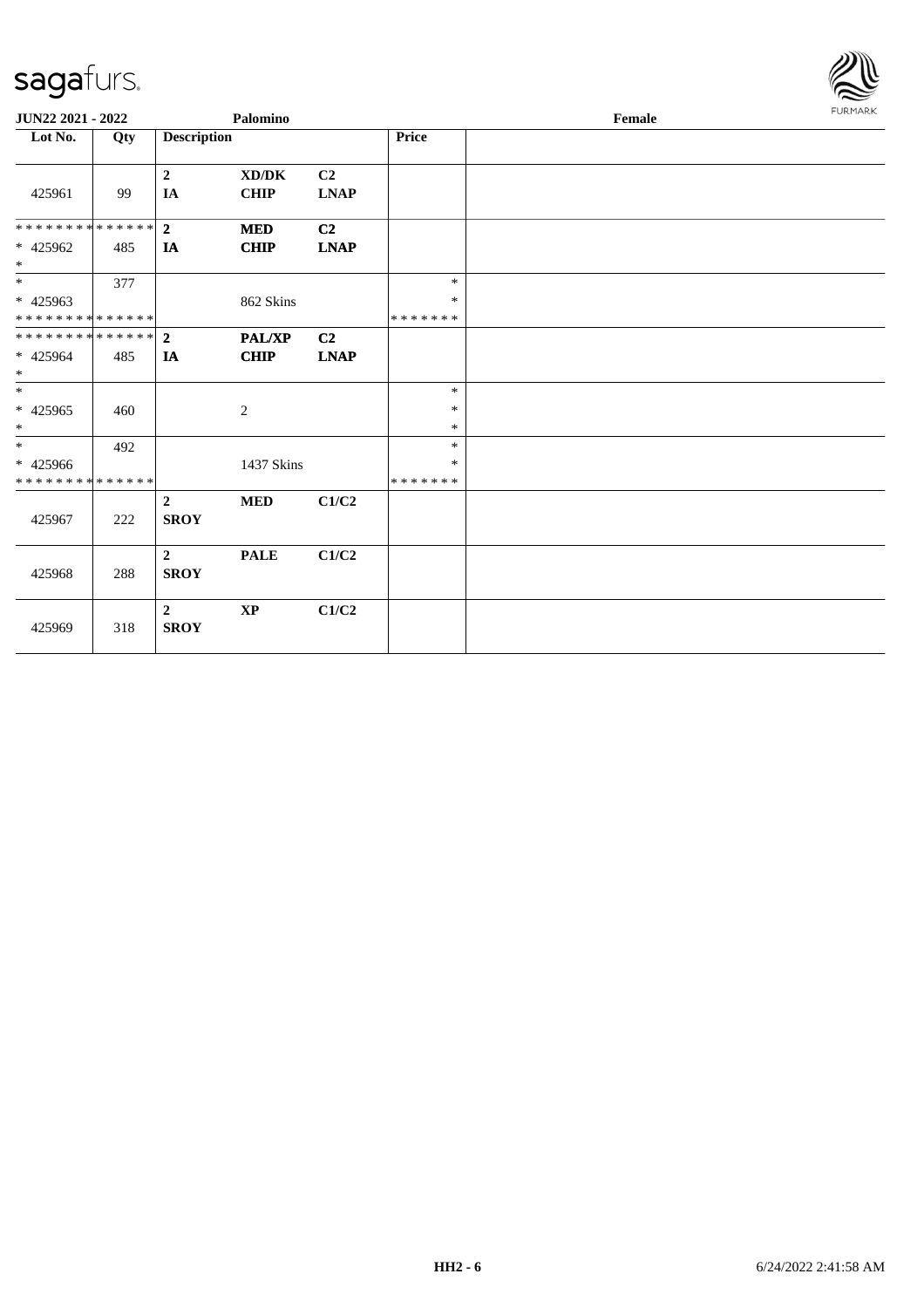JUN22 2021 - 2022 | Palomino | Female

| Lot No. | Qty | Description | | | Price | |
|---|---|---|---|---|---|---|
| 425961 | 99 | **2** **IA** | **XD/DK** **CHIP** | **C2** **LNAP** | | |
| * * * * * * * * * * * * * * * 425962 * | 485 | **2** **IA** | **MED** **CHIP** | **C2** **LNAP** | | |
| * * 425963 * * * * * * * * * * * * * * | 377 | | 862 Skins | | * * * * * * * * * | |
| * * * * * * * * * * * * * * * 425964 * | 485 | **2** **IA** | **PAL/XP** **CHIP** | **C2** **LNAP** | | |
| * * 425965 * | 460 | | 2 | | * * * | |
| * * 425966 * * * * * * * * * * * * * * | 492 | | 1437 Skins | | * * * * * * * * * | |
| 425967 | 222 | **2** **SROY** | **MED** | **C1/C2** | | |
| 425968 | 288 | **2** **SROY** | **PALE** | **C1/C2** | | |
| 425969 | 318 | **2** **SROY** | **XP** | **C1/C2** | | |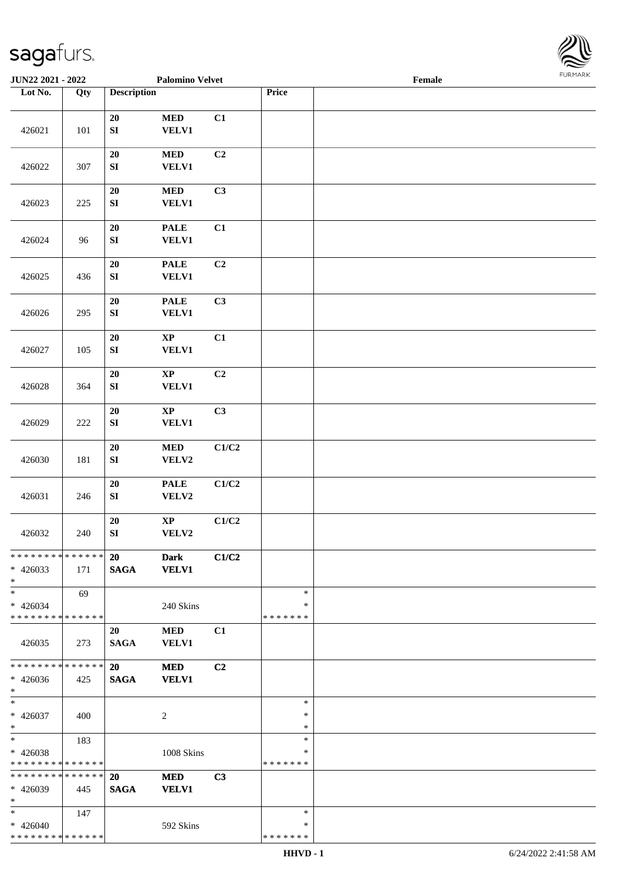JUN22 2021 - 2022 | Palomino Velvet | Female

| Lot No. | Qty | Description | | | Price | |
|---|---|---|---|---|---|---|
| 426021 | 101 | 20 SI | MED VELV1 | C1 | | |
| 426022 | 307 | 20 SI | MED VELV1 | C2 | | |
| 426023 | 225 | 20 SI | MED VELV1 | C3 | | |
| 426024 | 96 | 20 SI | PALE VELV1 | C1 | | |
| 426025 | 436 | 20 SI | PALE VELV1 | C2 | | |
| 426026 | 295 | 20 SI | PALE VELV1 | C3 | | |
| 426027 | 105 | 20 SI | XP VELV1 | C1 | | |
| 426028 | 364 | 20 SI | XP VELV1 | C2 | | |
| 426029 | 222 | 20 SI | XP VELV1 | C3 | | |
| 426030 | 181 | 20 SI | MED VELV2 | C1/C2 | | |
| 426031 | 246 | 20 SI | PALE VELV2 | C1/C2 | | |
| 426032 | 240 | 20 SI | XP VELV2 | C1/C2 | | |
| * * * * * * * * * * * * * * * 426033 * | 171 | 20 SAGA | Dark VELV1 | C1/C2 | | |
| * * 426034 * * * * * * * * * * * * * * | 69 | | 240 Skins | | * * * * * * * * * | |
| 426035 | 273 | 20 SAGA | MED VELV1 | C1 | | |
| * * * * * * * * * * * * * * * 426036 * | 425 | 20 SAGA | MED VELV1 | C2 | | |
| * * 426037 * | 400 | | 2 | | * * * | |
| * * 426038 * * * * * * * * * * * * * * | 183 | | 1008 Skins | | * * * * * * * * * | |
| * * * * * * * * * * * * * * * 426039 * | 445 | 20 SAGA | MED VELV1 | C3 | | |
| * * 426040 * * * * * * * * * * * * * * | 147 | | 592 Skins | | * * * * * * * * * | |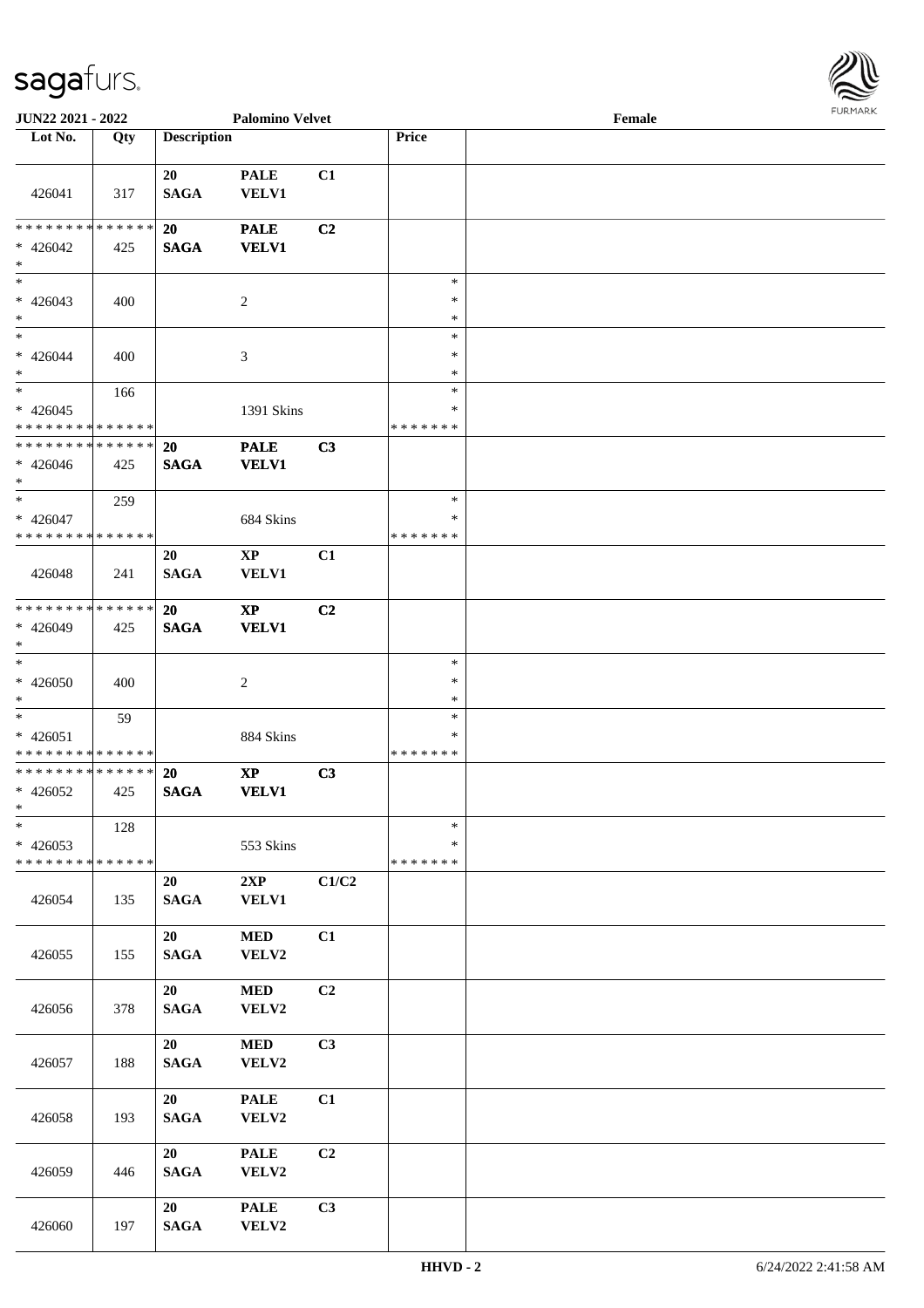| Lot No. | Qty | Description | | | Price | |
|---|---|---|---|---|---|---|
| 426041 | 317 | 20 SAGA | PALE VELV1 | C1 | | |
| * * * * * * * * * * * * * * <br>* 426042<br>* | 425 | 20 SAGA | PALE VELV1 | C2 | | |
| *<br>* 426043<br>* | 400 | | 2 | | *<br>*<br>* | |
| *<br>* 426044<br>* | 400 | | 3 | | *<br>*<br>* | |
| *<br>* 426045<br>* * * * * * * * * * * * * * | 166 | | 1391 Skins | | *<br>*<br>* * * * * * * | |
| * * * * * * * * * * * * * * <br>* 426046<br>* | 425 | 20 SAGA | PALE VELV1 | C3 | | |
| *<br>* 426047<br>* * * * * * * * * * * * * * | 259 | | 684 Skins | | *<br>*<br>* * * * * * * | |
| 426048 | 241 | 20 SAGA | XP VELV1 | C1 | | |
| * * * * * * * * * * * * * * <br>* 426049<br>* | 425 | 20 SAGA | XP VELV1 | C2 | | |
| *<br>* 426050<br>* | 400 | | 2 | | *<br>*<br>* | |
| *<br>* 426051<br>* * * * * * * * * * * * * * | 59 | | 884 Skins | | *<br>*<br>* * * * * * * | |
| * * * * * * * * * * * * * * <br>* 426052<br>* | 425 | 20 SAGA | XP VELV1 | C3 | | |
| *<br>* 426053<br>* * * * * * * * * * * * * * | 128 | | 553 Skins | | *<br>*<br>* * * * * * * | |
| 426054 | 135 | 20 SAGA | 2XP VELV1 | C1/C2 | | |
| 426055 | 155 | 20 SAGA | MED VELV2 | C1 | | |
| 426056 | 378 | 20 SAGA | MED VELV2 | C2 | | |
| 426057 | 188 | 20 SAGA | MED VELV2 | C3 | | |
| 426058 | 193 | 20 SAGA | PALE VELV2 | C1 | | |
| 426059 | 446 | 20 SAGA | PALE VELV2 | C2 | | |
| 426060 | 197 | 20 SAGA | PALE VELV2 | C3 | | |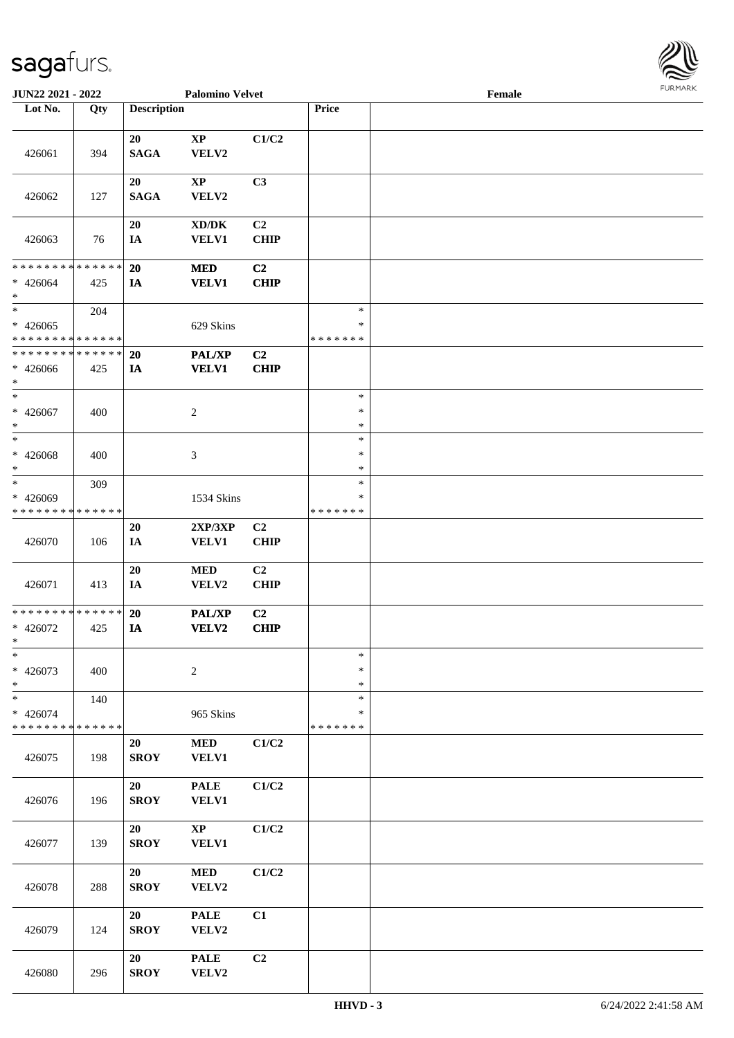JUN22 2021 - 2022 Palomino Velvet Female

| Lot No. | Qty | Description | | | Price | |
|---|---|---|---|---|---|---|
| 426061 | 394 | 20 SAGA | XP VELV2 | C1/C2 | | |
| 426062 | 127 | 20 SAGA | XP VELV2 | C3 | | |
| 426063 | 76 | 20 IA | XD/DK VELV1 | C2 CHIP | | |
| * * * * * * * * * * * * * * * 426064 * | 425 | 20 IA | MED VELV1 | C2 CHIP | | |
| * * 426065 * * * * * * * * * * * * * * | 204 | | 629 Skins | | * * * * * * * * * | |
| * * * * * * * * * * * * * * * 426066 * | 425 | 20 IA | PAL/XP VELV1 | C2 CHIP | | |
| * * 426067 * | 400 | | 2 | | * * * | |
| * * 426068 * | 400 | | 3 | | * * * | |
| * * 426069 * * * * * * * * * * * * * * | 309 | | 1534 Skins | | * * * * * * * * * | |
| 426070 | 106 | 20 IA | 2XP/3XP VELV1 | C2 CHIP | | |
| 426071 | 413 | 20 IA | MED VELV2 | C2 CHIP | | |
| * * * * * * * * * * * * * * * 426072 * | 425 | 20 IA | PAL/XP VELV2 | C2 CHIP | | |
| * * 426073 * | 400 | | 2 | | * * * | |
| * * 426074 * * * * * * * * * * * * * * | 140 | | 965 Skins | | * * * * * * * * * | |
| 426075 | 198 | 20 SROY | MED VELV1 | C1/C2 | | |
| 426076 | 196 | 20 SROY | PALE VELV1 | C1/C2 | | |
| 426077 | 139 | 20 SROY | XP VELV1 | C1/C2 | | |
| 426078 | 288 | 20 SROY | MED VELV2 | C1/C2 | | |
| 426079 | 124 | 20 SROY | PALE VELV2 | C1 | | |
| 426080 | 296 | 20 SROY | PALE VELV2 | C2 | | |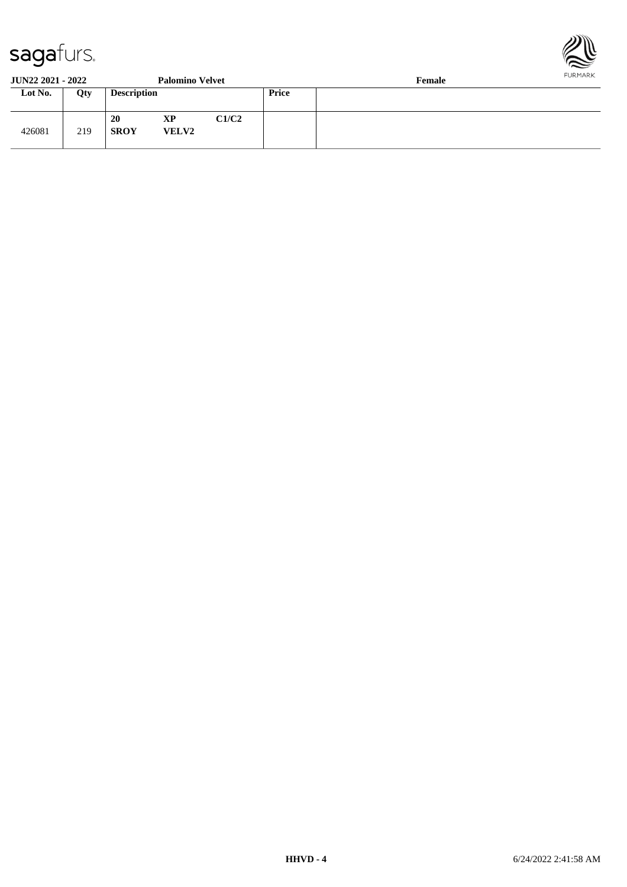| Lot No. | Qty | Description | | | Price | |
|---|---|---|---|---|---|---|
| 426081 | 219 | **20** **SROY** | **XP** **VELV2** | **C1/C2** | | |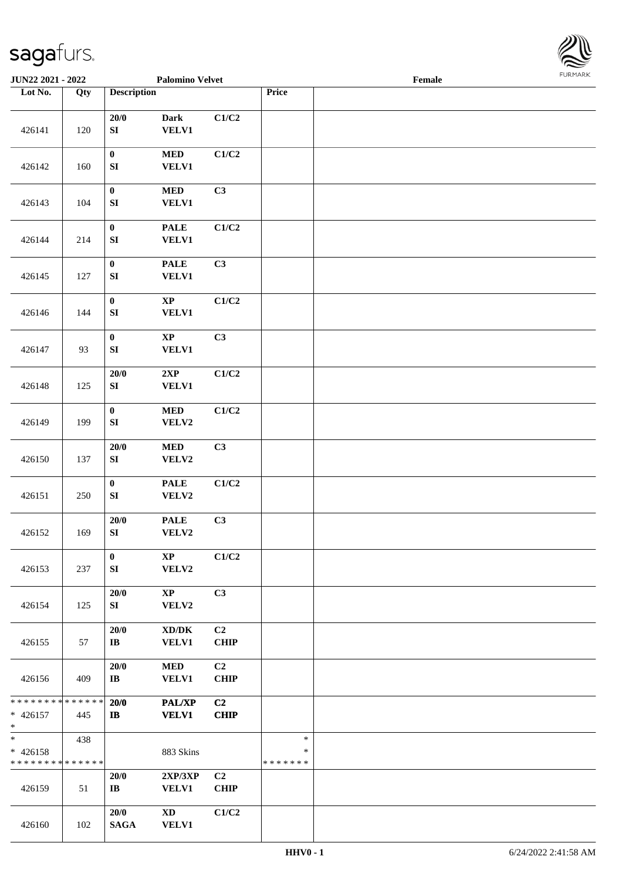JUN22 2021 - 2022 | Palomino Velvet | Female

| Lot No. | Qty | Description | | | Price | |
|---|---|---|---|---|---|---|
| 426141 | 120 | 20/0<br>SI | Dark<br>VELV1 | C1/C2 | | |
| 426142 | 160 | 0<br>SI | MED<br>VELV1 | C1/C2 | | |
| 426143 | 104 | 0<br>SI | MED<br>VELV1 | C3 | | |
| 426144 | 214 | 0<br>SI | PALE<br>VELV1 | C1/C2 | | |
| 426145 | 127 | 0<br>SI | PALE<br>VELV1 | C3 | | |
| 426146 | 144 | 0<br>SI | XP<br>VELV1 | C1/C2 | | |
| 426147 | 93 | 0<br>SI | XP<br>VELV1 | C3 | | |
| 426148 | 125 | 20/0<br>SI | 2XP<br>VELV1 | C1/C2 | | |
| 426149 | 199 | 0<br>SI | MED<br>VELV2 | C1/C2 | | |
| 426150 | 137 | 20/0<br>SI | MED<br>VELV2 | C3 | | |
| 426151 | 250 | 0<br>SI | PALE<br>VELV2 | C1/C2 | | |
| 426152 | 169 | 20/0<br>SI | PALE<br>VELV2 | C3 | | |
| 426153 | 237 | 0<br>SI | XP<br>VELV2 | C1/C2 | | |
| 426154 | 125 | 20/0<br>SI | XP<br>VELV2 | C3 | | |
| 426155 | 57 | 20/0<br>IB | XD/DK<br>VELV1 | C2<br>CHIP | | |
| 426156 | 409 | 20/0<br>IB | MED<br>VELV1 | C2<br>CHIP | | |
| * * * * * * * * * * * * * *<br>* 426157<br>* | 445 | 20/0<br>IB | PAL/XP<br>VELV1 | C2<br>CHIP | | |
| *<br>* 426158<br>* * * * * * * * * * * * * * | 438 | | 883 Skins | | *<br>*<br>* * * * * * * | |
| 426159 | 51 | 20/0<br>IB | 2XP/3XP<br>VELV1 | C2<br>CHIP | | |
| 426160 | 102 | 20/0<br>SAGA | XD<br>VELV1 | C1/C2 | | |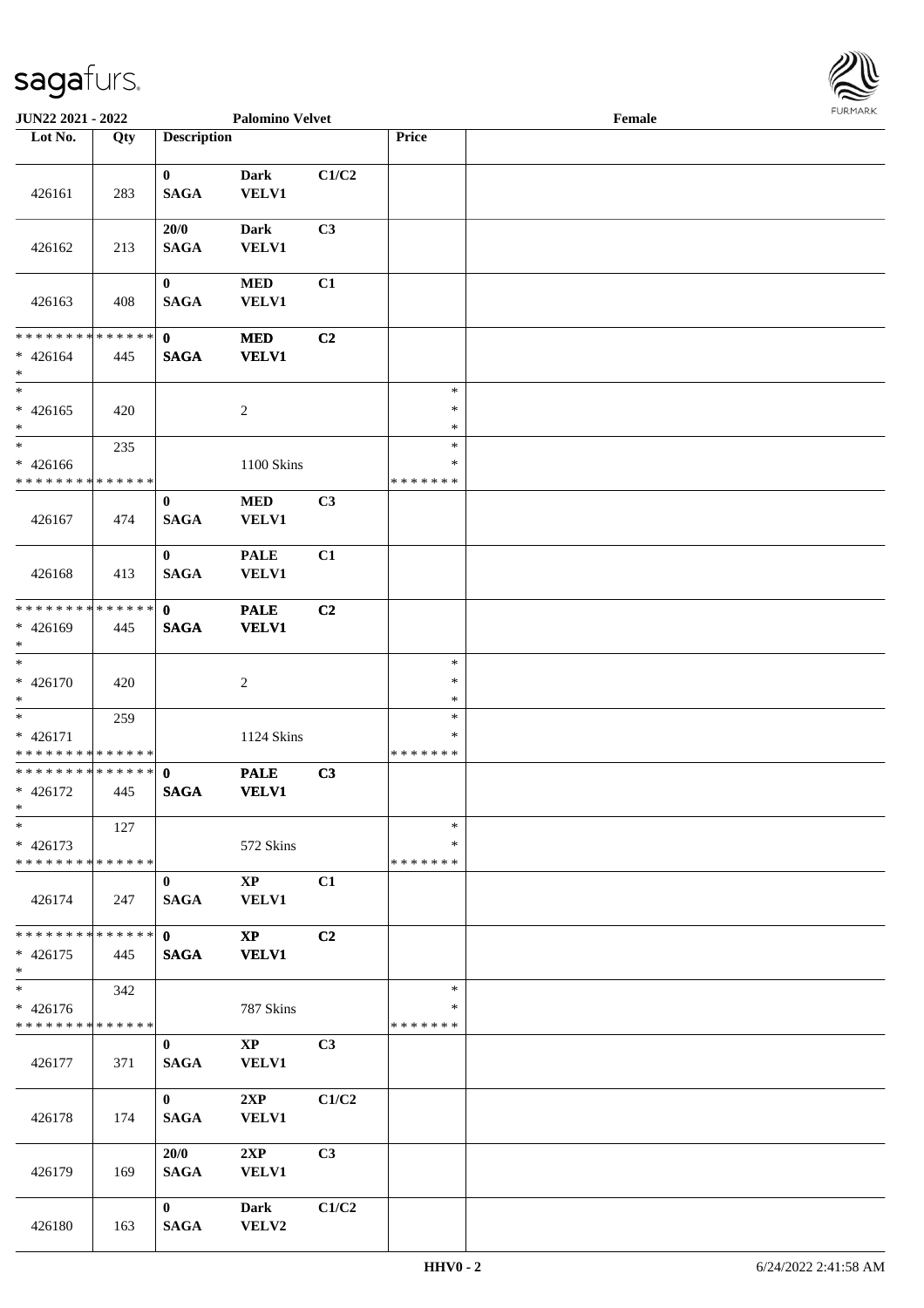JUN22 2021 - 2022 Palomino Velvet Female

| Lot No. | Qty | Description | | | Price | |
|---|---|---|---|---|---|---|
| 426161 | 283 | 0 SAGA | Dark VELV1 | C1/C2 | | |
| 426162 | 213 | 20/0 SAGA | Dark VELV1 | C3 | | |
| 426163 | 408 | 0 SAGA | MED VELV1 | C1 | | |
| * * * * * * * * * * * * * * * 426164 * | 445 | 0 SAGA | MED VELV1 | C2 | | |
| * * 426165 * | 420 | | 2 | | * * * | |
| * * 426166 * * * * * * * * * * * * * * | 235 | | 1100 Skins | | * * * * * * * * * | |
| 426167 | 474 | 0 SAGA | MED VELV1 | C3 | | |
| 426168 | 413 | 0 SAGA | PALE VELV1 | C1 | | |
| * * * * * * * * * * * * * * * 426169 * | 445 | 0 SAGA | PALE VELV1 | C2 | | |
| * * 426170 * | 420 | | 2 | | * * * | |
| * * 426171 * * * * * * * * * * * * * * | 259 | | 1124 Skins | | * * * * * * * * * | |
| * * * * * * * * * * * * * * * 426172 * | 445 | 0 SAGA | PALE VELV1 | C3 | | |
| * * 426173 * * * * * * * * * * * * * * | 127 | | 572 Skins | | * * * * * * * * | |
| 426174 | 247 | 0 SAGA | XP VELV1 | C1 | | |
| * * * * * * * * * * * * * * * 426175 * | 445 | 0 SAGA | XP VELV1 | C2 | | |
| * * 426176 * * * * * * * * * * * * * * | 342 | | 787 Skins | | * * * * * * * * | |
| 426177 | 371 | 0 SAGA | XP VELV1 | C3 | | |
| 426178 | 174 | 0 SAGA | 2XP VELV1 | C1/C2 | | |
| 426179 | 169 | 20/0 SAGA | 2XP VELV1 | C3 | | |
| 426180 | 163 | 0 SAGA | Dark VELV2 | C1/C2 | | |

HHV0 - 2 6/24/2022 2:41:58 AM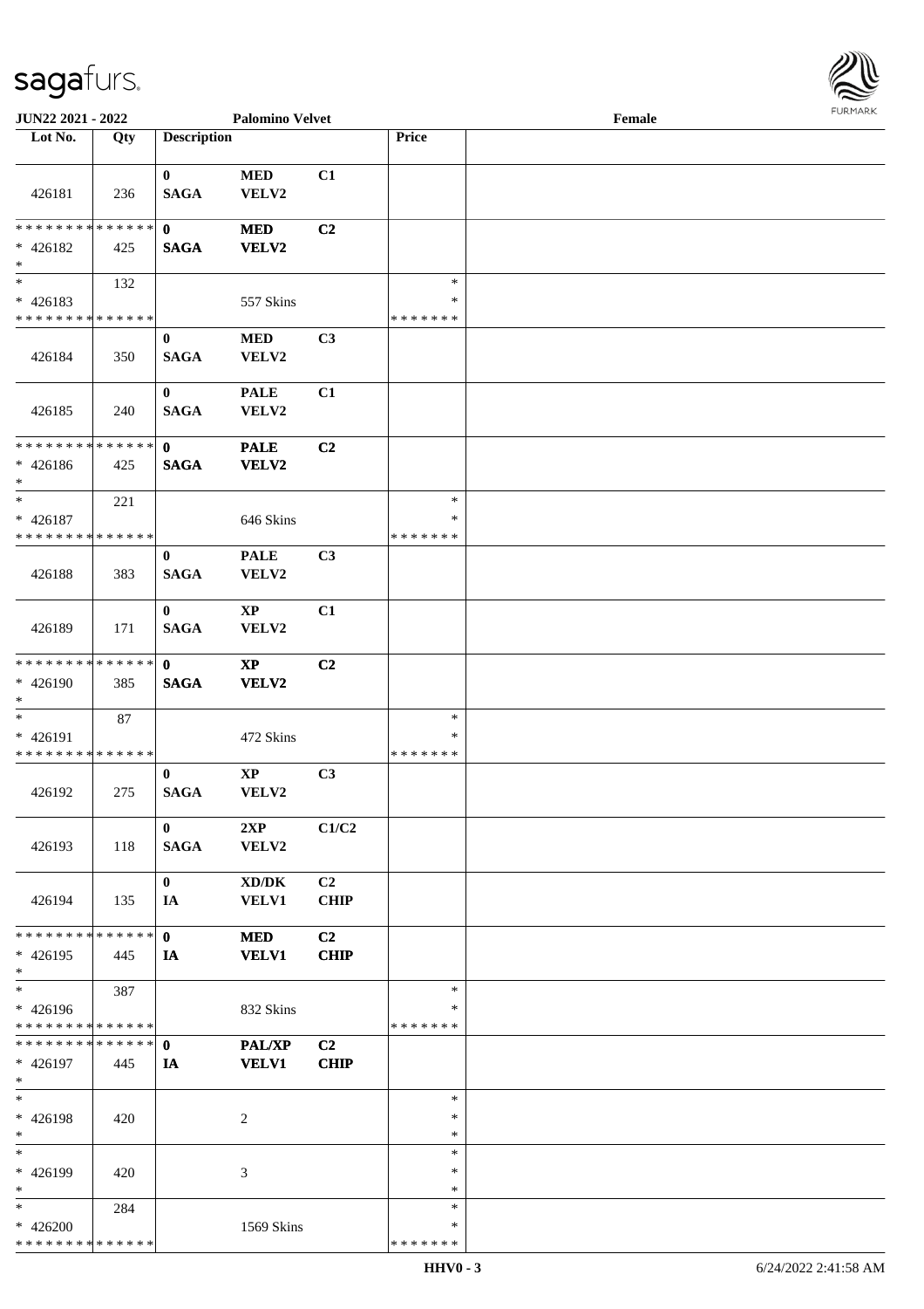| Lot No. | Qty | Description | | | Price | |
|---|---|---|---|---|---|---|
| 426181 | 236 | 0 SAGA | MED VELV2 | C1 | | |
| * * * * * * * * * * * * * * * 426182 * | 425 | 0 SAGA | MED VELV2 | C2 | | |
| * * 426183 * * * * * * * * * * * * * * | 132 | | 557 Skins | | * * * * * * * * * | |
| 426184 | 350 | 0 SAGA | MED VELV2 | C3 | | |
| 426185 | 240 | 0 SAGA | PALE VELV2 | C1 | | |
| * * * * * * * * * * * * * * * 426186 * | 425 | 0 SAGA | PALE VELV2 | C2 | | |
| * * 426187 * * * * * * * * * * * * * * | 221 | | 646 Skins | | * * * * * * * * * | |
| 426188 | 383 | 0 SAGA | PALE VELV2 | C3 | | |
| 426189 | 171 | 0 SAGA | XP VELV2 | C1 | | |
| * * * * * * * * * * * * * * * 426190 * | 385 | 0 SAGA | XP VELV2 | C2 | | |
| * * 426191 * * * * * * * * * * * * * * | 87 | | 472 Skins | | * * * * * * * * * | |
| 426192 | 275 | 0 SAGA | XP VELV2 | C3 | | |
| 426193 | 118 | 0 SAGA | 2XP VELV2 | C1/C2 | | |
| 426194 | 135 | 0 IA | XD/DK VELV1 | C2 CHIP | | |
| * * * * * * * * * * * * * * * 426195 * | 445 | 0 IA | MED VELV1 | C2 CHIP | | |
| * * 426196 * * * * * * * * * * * * * * | 387 | | 832 Skins | | * * * * * * * * * | |
| * * * * * * * * * * * * * * * 426197 * | 445 | 0 IA | PAL/XP VELV1 | C2 CHIP | | |
| * * 426198 * | 420 | | 2 | | * * * | |
| * * 426199 * | 420 | | 3 | | * * * | |
| * * 426200 * * * * * * * * * * * * * * | 284 | | 1569 Skins | | * * * * * * * * * | |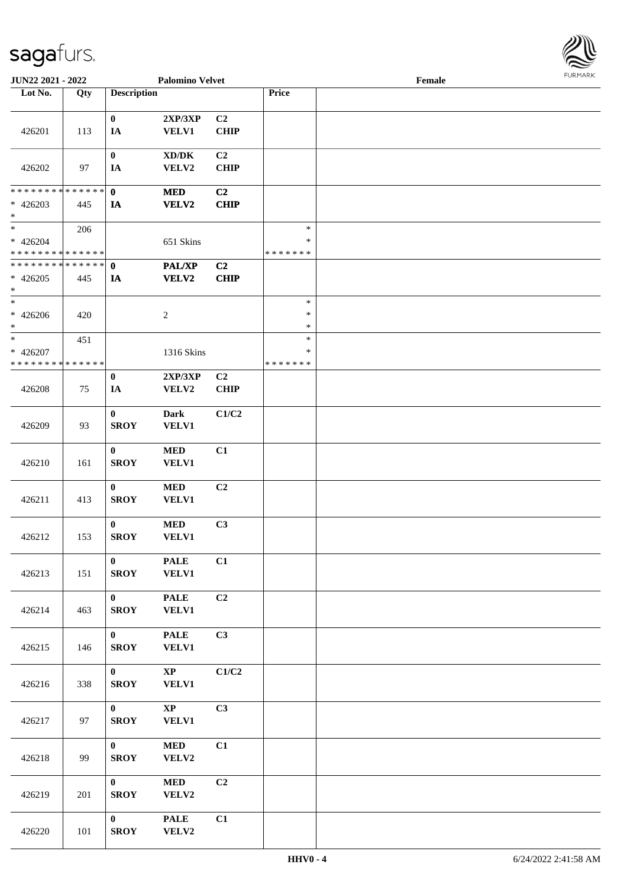| Lot No. | Qty | Description | | | Price | |
|---|---|---|---|---|---|---|
| 426201 | 113 | 0<br>IA | 2XP/3XP<br>VELV1 | C2<br>CHIP | | |
| 426202 | 97 | 0<br>IA | XD/DK<br>VELV2 | C2<br>CHIP | | |
| * * * * * * * * * * * * * *<br>* 426203<br>* | 445 | 0<br>IA | MED<br>VELV2 | C2<br>CHIP | | |
| *<br>* 426204<br>* * * * * * * * * * * * * * | 206 | | 651 Skins | | *<br>*<br>* * * * * * * | |
| * * * * * * * * * * * * * *<br>* 426205<br>* | 445 | 0<br>IA | PAL/XP<br>VELV2 | C2<br>CHIP | | |
| *<br>* 426206<br>* | 420 | | 2 | | *<br>*<br>* | |
| *<br>* 426207<br>* * * * * * * * * * * * * * | 451 | | 1316 Skins | | *<br>*<br>* * * * * * * | |
| 426208 | 75 | 0<br>IA | 2XP/3XP<br>VELV2 | C2<br>CHIP | | |
| 426209 | 93 | 0<br>SROY | Dark<br>VELV1 | C1/C2 | | |
| 426210 | 161 | 0<br>SROY | MED<br>VELV1 | C1 | | |
| 426211 | 413 | 0<br>SROY | MED<br>VELV1 | C2 | | |
| 426212 | 153 | 0<br>SROY | MED<br>VELV1 | C3 | | |
| 426213 | 151 | 0<br>SROY | PALE<br>VELV1 | C1 | | |
| 426214 | 463 | 0<br>SROY | PALE<br>VELV1 | C2 | | |
| 426215 | 146 | 0<br>SROY | PALE<br>VELV1 | C3 | | |
| 426216 | 338 | 0<br>SROY | XP<br>VELV1 | C1/C2 | | |
| 426217 | 97 | 0<br>SROY | XP<br>VELV1 | C3 | | |
| 426218 | 99 | 0<br>SROY | MED<br>VELV2 | C1 | | |
| 426219 | 201 | 0<br>SROY | MED<br>VELV2 | C2 | | |
| 426220 | 101 | 0<br>SROY | PALE<br>VELV2 | C1 | | |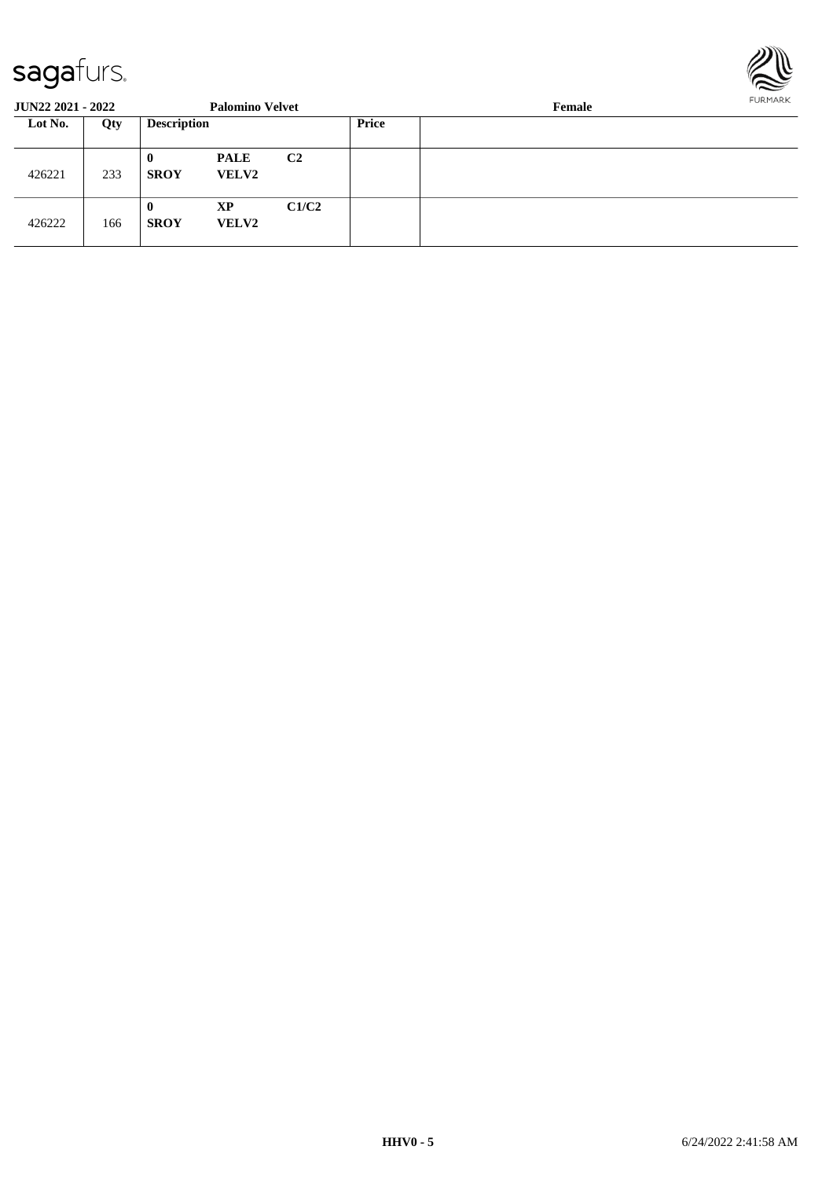**JUN22 2021 - 2022** **Palomino Velvet** **Female**

| Lot No. | Qty | Description | | | Price | |
|---|---|---|---|---|---|---|
| 426221 | 233 | **0** **SROY** | **PALE** **VELV2** | **C2** | | |
| 426222 | 166 | **0** **SROY** | **XP** **VELV2** | **C1/C2** | | |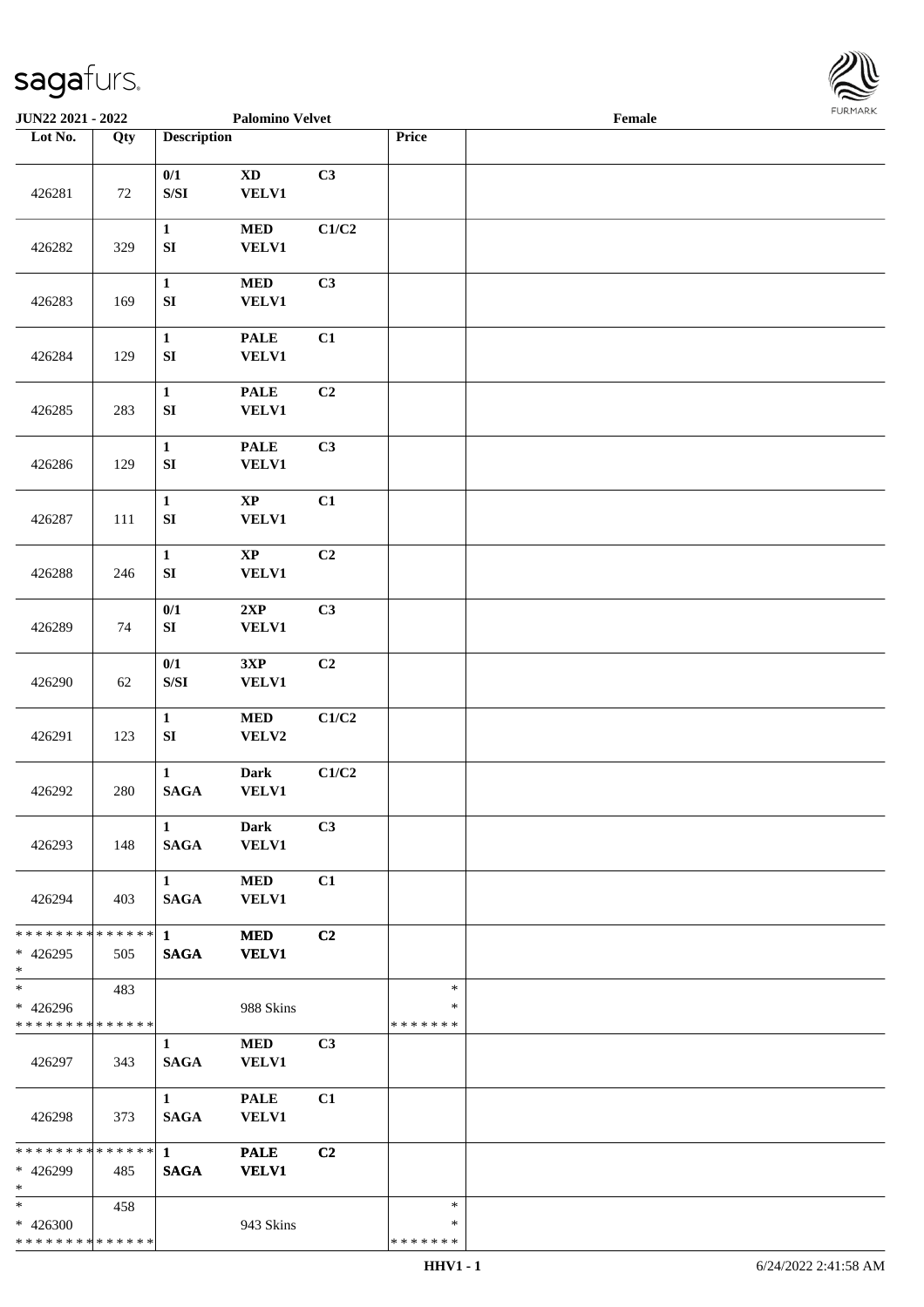**JUN22 2021 - 2022** | **Palomino Velvet** | **Female**

| Lot No. | Qty | Description | | | Price | |
|---|---|---|---|---|---|---|
| 426281 | 72 | 0/1 S/SI | XD VELV1 | C3 | | |
| 426282 | 329 | 1 SI | MED VELV1 | C1/C2 | | |
| 426283 | 169 | 1 SI | MED VELV1 | C3 | | |
| 426284 | 129 | 1 SI | PALE VELV1 | C1 | | |
| 426285 | 283 | 1 SI | PALE VELV1 | C2 | | |
| 426286 | 129 | 1 SI | PALE VELV1 | C3 | | |
| 426287 | 111 | 1 SI | XP VELV1 | C1 | | |
| 426288 | 246 | 1 SI | XP VELV1 | C2 | | |
| 426289 | 74 | 0/1 SI | 2XP VELV1 | C3 | | |
| 426290 | 62 | 0/1 S/SI | 3XP VELV1 | C2 | | |
| 426291 | 123 | 1 SI | MED VELV2 | C1/C2 | | |
| 426292 | 280 | 1 SAGA | Dark VELV1 | C1/C2 | | |
| 426293 | 148 | 1 SAGA | Dark VELV1 | C3 | | |
| 426294 | 403 | 1 SAGA | MED VELV1 | C1 | | |
| * 426295 | 505 | 1 SAGA | MED VELV1 | C2 | | |
| * 426296 | 483 | | 988 Skins | | * | |
| 426297 | 343 | 1 SAGA | MED VELV1 | C3 | | |
| 426298 | 373 | 1 SAGA | PALE VELV1 | C1 | | |
| * 426299 | 485 | 1 SAGA | PALE VELV1 | C2 | | |
| * 426300 | 458 | | 943 Skins | | * | |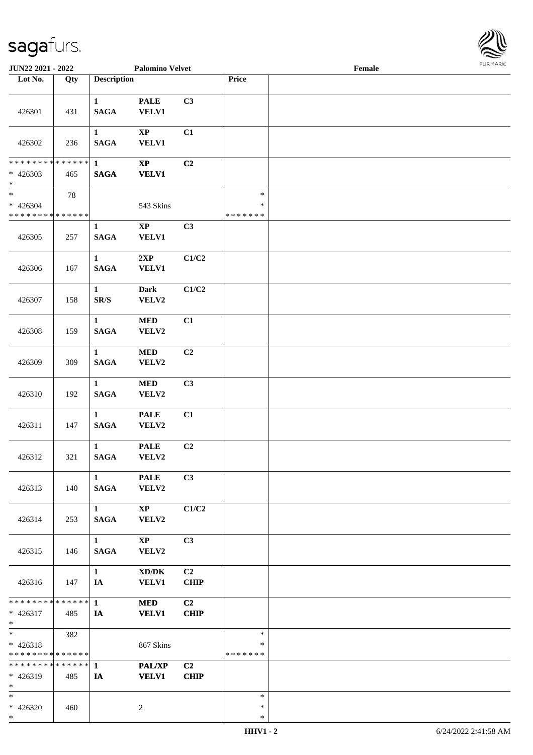JUN22 2021 - 2022 | Palomino Velvet | Female

| Lot No. | Qty | Description | | | Price | |
|---|---|---|---|---|---|---|
| 426301 | 431 | 1 SAGA | PALE VELV1 | C3 | | |
| 426302 | 236 | 1 SAGA | XP VELV1 | C1 | | |
| * * * * * * * * * * * * * * * 426303 * | 465 | 1 SAGA | XP VELV1 | C2 | | |
| * * 426304 * * * * * * * * * * * * * * | 78 | | 543 Skins | | * * * * * * * * * | |
| 426305 | 257 | 1 SAGA | XP VELV1 | C3 | | |
| 426306 | 167 | 1 SAGA | 2XP VELV1 | C1/C2 | | |
| 426307 | 158 | 1 SR/S | Dark VELV2 | C1/C2 | | |
| 426308 | 159 | 1 SAGA | MED VELV2 | C1 | | |
| 426309 | 309 | 1 SAGA | MED VELV2 | C2 | | |
| 426310 | 192 | 1 SAGA | MED VELV2 | C3 | | |
| 426311 | 147 | 1 SAGA | PALE VELV2 | C1 | | |
| 426312 | 321 | 1 SAGA | PALE VELV2 | C2 | | |
| 426313 | 140 | 1 SAGA | PALE VELV2 | C3 | | |
| 426314 | 253 | 1 SAGA | XP VELV2 | C1/C2 | | |
| 426315 | 146 | 1 SAGA | XP VELV2 | C3 | | |
| 426316 | 147 | 1 IA | XD/DK VELV1 | C2 CHIP | | |
| * * * * * * * * * * * * * * * 426317 * | 485 | 1 IA | MED VELV1 | C2 CHIP | | |
| * * 426318 * * * * * * * * * * * * * * | 382 | | 867 Skins | | * * * * * * * * * | |
| * * * * * * * * * * * * * * * 426319 * | 485 | 1 IA | PAL/XP VELV1 | C2 CHIP | | |
| * * 426320 * | 460 | | 2 | | * * * | |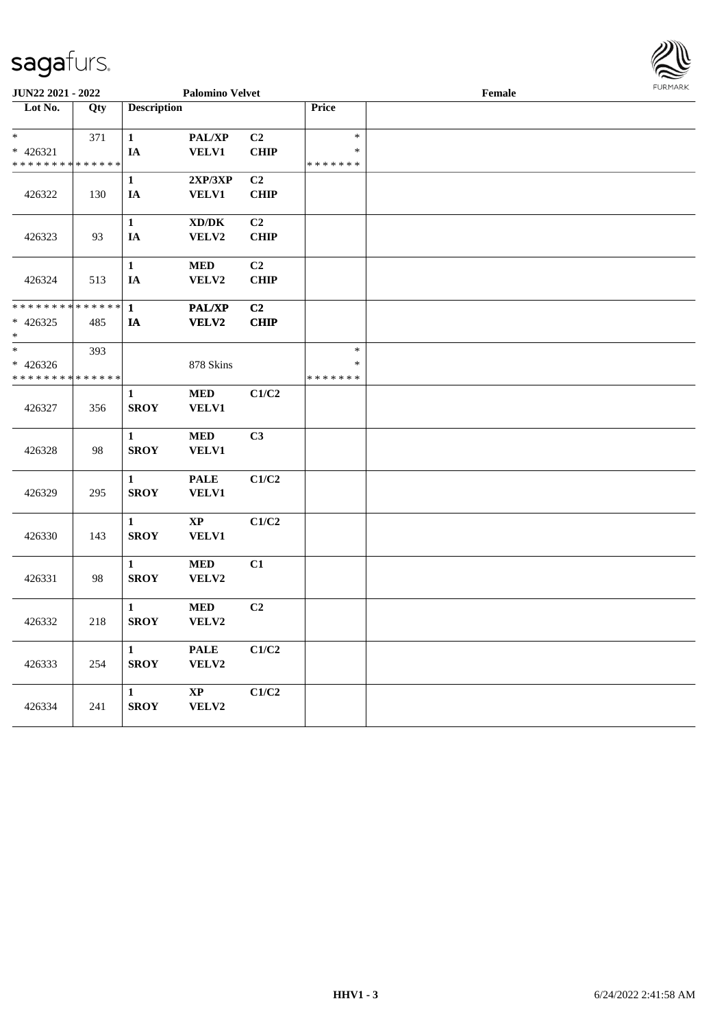| Lot No. | Qty | Description | | | Price | |
|---|---|---|---|---|---|---|
| * | 371 | 1 | PAL/XP | C2 | * | |
| * 426321 | | IA | VELV1 | CHIP | * | |
| * * * * * * * * * * * * * * | | | | | * * * * * * * | |
| 426322 | 130 | 1<br>IA | 2XP/3XP<br>VELV1 | C2<br>CHIP | | |
| 426323 | 93 | 1<br>IA | XD/DK<br>VELV2 | C2<br>CHIP | | |
| 426324 | 513 | 1<br>IA | MED<br>VELV2 | C2<br>CHIP | | |
| * * * * * * * * * * * * * * | | 1 | PAL/XP | C2 | | |
| * 426325 | 485 | IA | VELV2 | CHIP | | |
| * | | | | | | |
| * | 393 | | | | * | |
| * 426326 | | | 878 Skins | | * | |
| * * * * * * * * * * * * * * | | | | | * * * * * * * | |
| 426327 | 356 | 1<br>SROY | MED<br>VELV1 | C1/C2 | | |
| 426328 | 98 | 1<br>SROY | MED<br>VELV1 | C3 | | |
| 426329 | 295 | 1<br>SROY | PALE<br>VELV1 | C1/C2 | | |
| 426330 | 143 | 1<br>SROY | XP<br>VELV1 | C1/C2 | | |
| 426331 | 98 | 1<br>SROY | MED<br>VELV2 | C1 | | |
| 426332 | 218 | 1<br>SROY | MED<br>VELV2 | C2 | | |
| 426333 | 254 | 1<br>SROY | PALE<br>VELV2 | C1/C2 | | |
| 426334 | 241 | 1<br>SROY | XP<br>VELV2 | C1/C2 | | |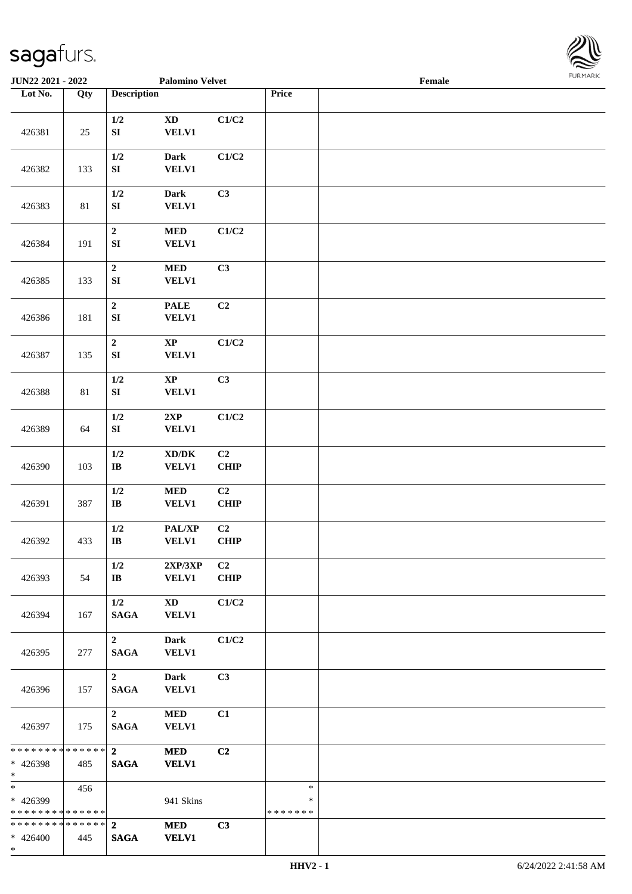JUN22 2021 - 2022 | Palomino Velvet | Female

| Lot No. | Qty | Description | | | Price | |
|---|---|---|---|---|---|---|
| 426381 | 25 | 1/2<br>SI | XD<br>VELV1 | C1/C2 | | |
| 426382 | 133 | 1/2<br>SI | Dark<br>VELV1 | C1/C2 | | |
| 426383 | 81 | 1/2<br>SI | Dark<br>VELV1 | C3 | | |
| 426384 | 191 | 2<br>SI | MED<br>VELV1 | C1/C2 | | |
| 426385 | 133 | 2<br>SI | MED<br>VELV1 | C3 | | |
| 426386 | 181 | 2<br>SI | PALE<br>VELV1 | C2 | | |
| 426387 | 135 | 2<br>SI | XP<br>VELV1 | C1/C2 | | |
| 426388 | 81 | 1/2<br>SI | XP<br>VELV1 | C3 | | |
| 426389 | 64 | 1/2<br>SI | 2XP<br>VELV1 | C1/C2 | | |
| 426390 | 103 | 1/2<br>IB | XD/DK<br>VELV1 | C2<br>CHIP | | |
| 426391 | 387 | 1/2<br>IB | MED<br>VELV1 | C2<br>CHIP | | |
| 426392 | 433 | 1/2<br>IB | PAL/XP<br>VELV1 | C2<br>CHIP | | |
| 426393 | 54 | 1/2<br>IB | 2XP/3XP<br>VELV1 | C2<br>CHIP | | |
| 426394 | 167 | 1/2<br>SAGA | XD<br>VELV1 | C1/C2 | | |
| 426395 | 277 | 2<br>SAGA | Dark<br>VELV1 | C1/C2 | | |
| 426396 | 157 | 2<br>SAGA | Dark<br>VELV1 | C3 | | |
| 426397 | 175 | 2<br>SAGA | MED<br>VELV1 | C1 | | |
| * * * * * * * * * * * * * *<br>* 426398<br>* | 485 | 2<br>SAGA | MED<br>VELV1 | C2 | | |
| *<br>* 426399<br>* * * * * * * * * * * * * * | 456 | | 941 Skins | | *<br>*<br>* * * * * * * | |
| * * * * * * * * * * * * * *<br>* 426400<br>* | 445 | 2<br>SAGA | MED<br>VELV1 | C3 | | |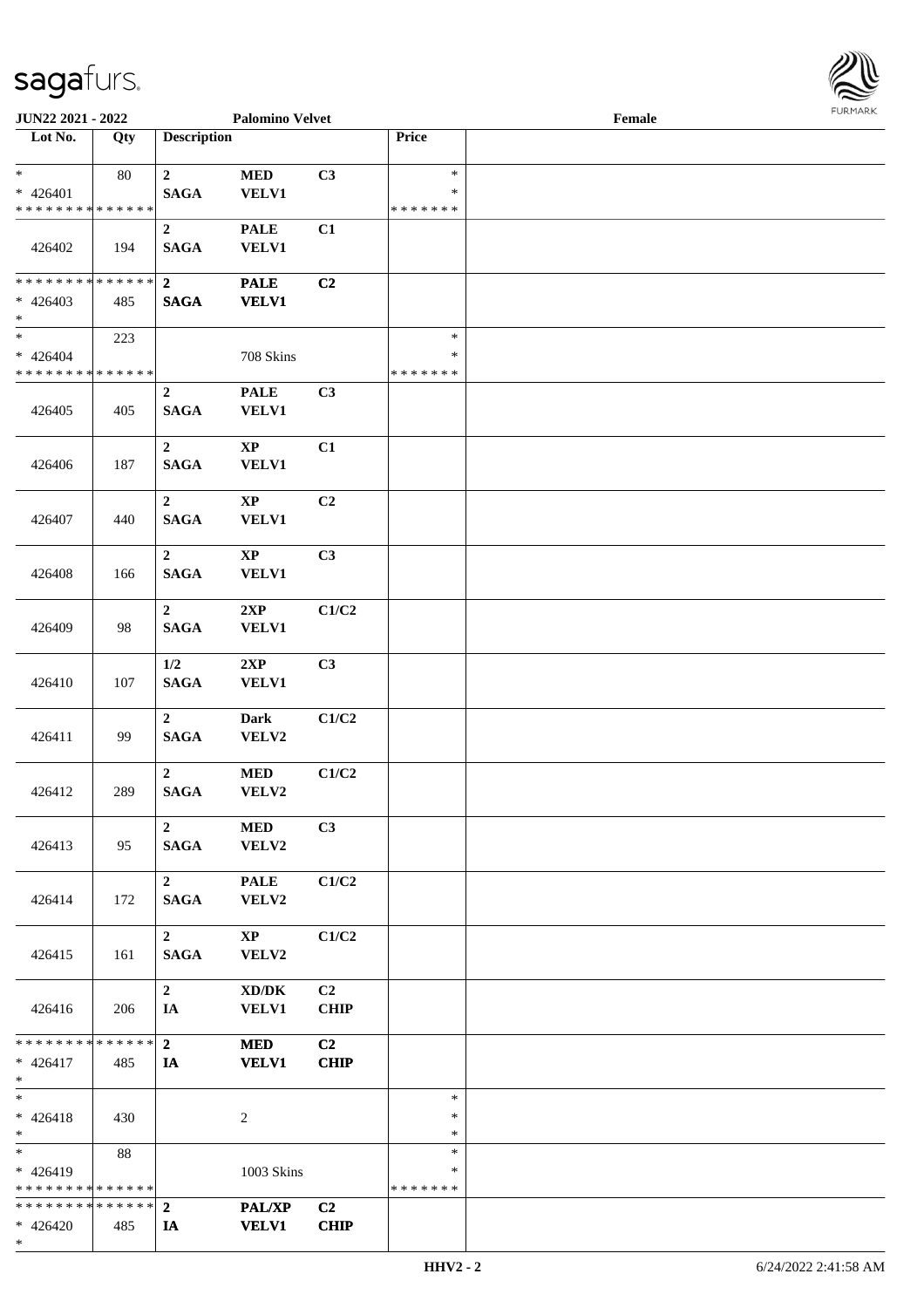| Lot No. | Qty | Description | | | Price | |
|---|---|---|---|---|---|---|
| * | 80 | 2 | MED | C3 | * | |
| * 426401 | | SAGA | VELV1 | | * | |
| * * * * * * * * * * * * * * | | | | | * * * * * * * | |
| | | 2 | PALE | C1 | | |
| 426402 | 194 | SAGA | VELV1 | | | |
| * * * * * * * * * * * * * * | | 2 | PALE | C2 | | |
| * 426403 | 485 | SAGA | VELV1 | | | |
| * | | | | | | |
| * | 223 | | | | * | |
| * 426404 | | | 708 Skins | | * | |
| * * * * * * * * * * * * * * | | | | | * * * * * * * | |
| | | 2 | PALE | C3 | | |
| 426405 | 405 | SAGA | VELV1 | | | |
| | | 2 | XP | C1 | | |
| 426406 | 187 | SAGA | VELV1 | | | |
| | | 2 | XP | C2 | | |
| 426407 | 440 | SAGA | VELV1 | | | |
| | | 2 | XP | C3 | | |
| 426408 | 166 | SAGA | VELV1 | | | |
| | | 2 | 2XP | C1/C2 | | |
| 426409 | 98 | SAGA | VELV1 | | | |
| | | 1/2 | 2XP | C3 | | |
| 426410 | 107 | SAGA | VELV1 | | | |
| | | 2 | Dark | C1/C2 | | |
| 426411 | 99 | SAGA | VELV2 | | | |
| | | 2 | MED | C1/C2 | | |
| 426412 | 289 | SAGA | VELV2 | | | |
| | | 2 | MED | C3 | | |
| 426413 | 95 | SAGA | VELV2 | | | |
| | | 2 | PALE | C1/C2 | | |
| 426414 | 172 | SAGA | VELV2 | | | |
| | | 2 | XP | C1/C2 | | |
| 426415 | 161 | SAGA | VELV2 | | | |
| | | 2 | XD/DK | C2 | | |
| 426416 | 206 | IA | VELV1 | CHIP | | |
| * * * * * * * * * * * * * * | | 2 | MED | C2 | | |
| * 426417 | 485 | IA | VELV1 | CHIP | | |
| * | | | | | | |
| * | | | | | * | |
| * 426418 | 430 | | 2 | | * | |
| * | | | | | * | |
| * | 88 | | | | * | |
| * 426419 | | | 1003 Skins | | * | |
| * * * * * * * * * * * * * * | | | | | * * * * * * * | |
| * * * * * * * * * * * * * * | | 2 | PAL/XP | C2 | | |
| * 426420 | 485 | IA | VELV1 | CHIP | | |
| * | | | | | | |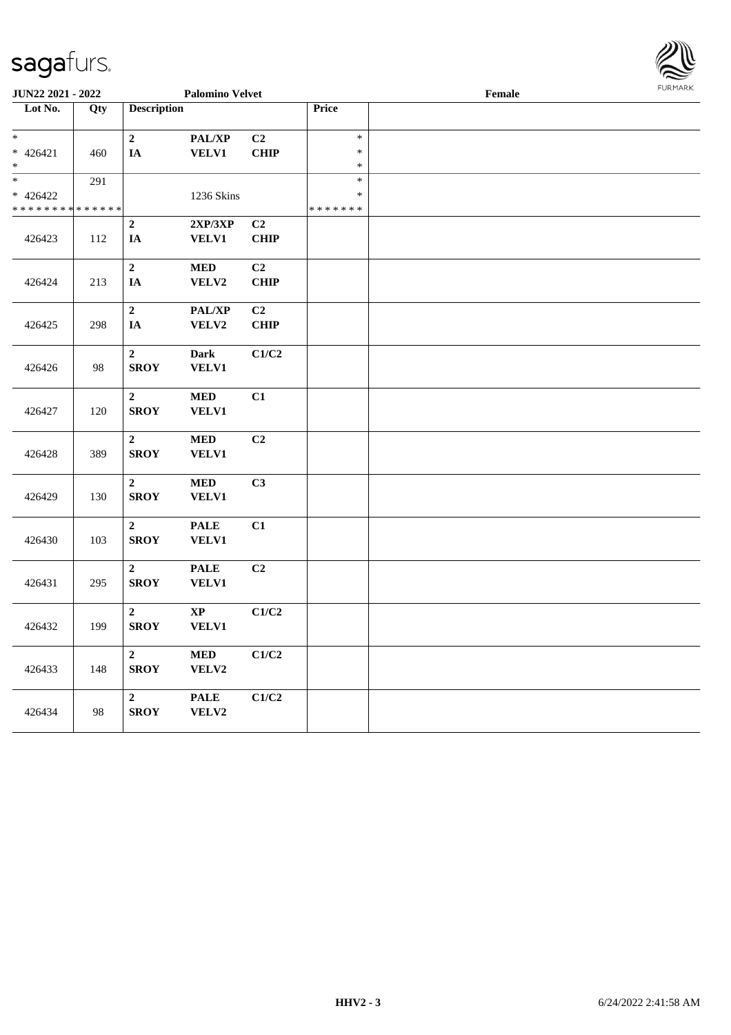JUN22 2021 - 2022 | Palomino Velvet | Female

| Lot No. | Qty | Description | | | Price | |
|---|---|---|---|---|---|---|
| * | | 2 | PAL/XP | C2 | * | |
| * 426421 | 460 | IA | VELV1 | CHIP | * | |
| * | | | | | * | |
| * | 291 | | | | * | |
| * 426422 | | | 1236 Skins | | * | |
| * * * * * * * * * * * * * * | | | | | * * * * * * * | |
| 426423 | 112 | 2 IA | 2XP/3XP VELV1 | C2 CHIP | | |
| 426424 | 213 | 2 IA | MED VELV2 | C2 CHIP | | |
| 426425 | 298 | 2 IA | PAL/XP VELV2 | C2 CHIP | | |
| 426426 | 98 | 2 SROY | Dark VELV1 | C1/C2 | | |
| 426427 | 120 | 2 SROY | MED VELV1 | C1 | | |
| 426428 | 389 | 2 SROY | MED VELV1 | C2 | | |
| 426429 | 130 | 2 SROY | MED VELV1 | C3 | | |
| 426430 | 103 | 2 SROY | PALE VELV1 | C1 | | |
| 426431 | 295 | 2 SROY | PALE VELV1 | C2 | | |
| 426432 | 199 | 2 SROY | XP VELV1 | C1/C2 | | |
| 426433 | 148 | 2 SROY | MED VELV2 | C1/C2 | | |
| 426434 | 98 | 2 SROY | PALE VELV2 | C1/C2 | | |